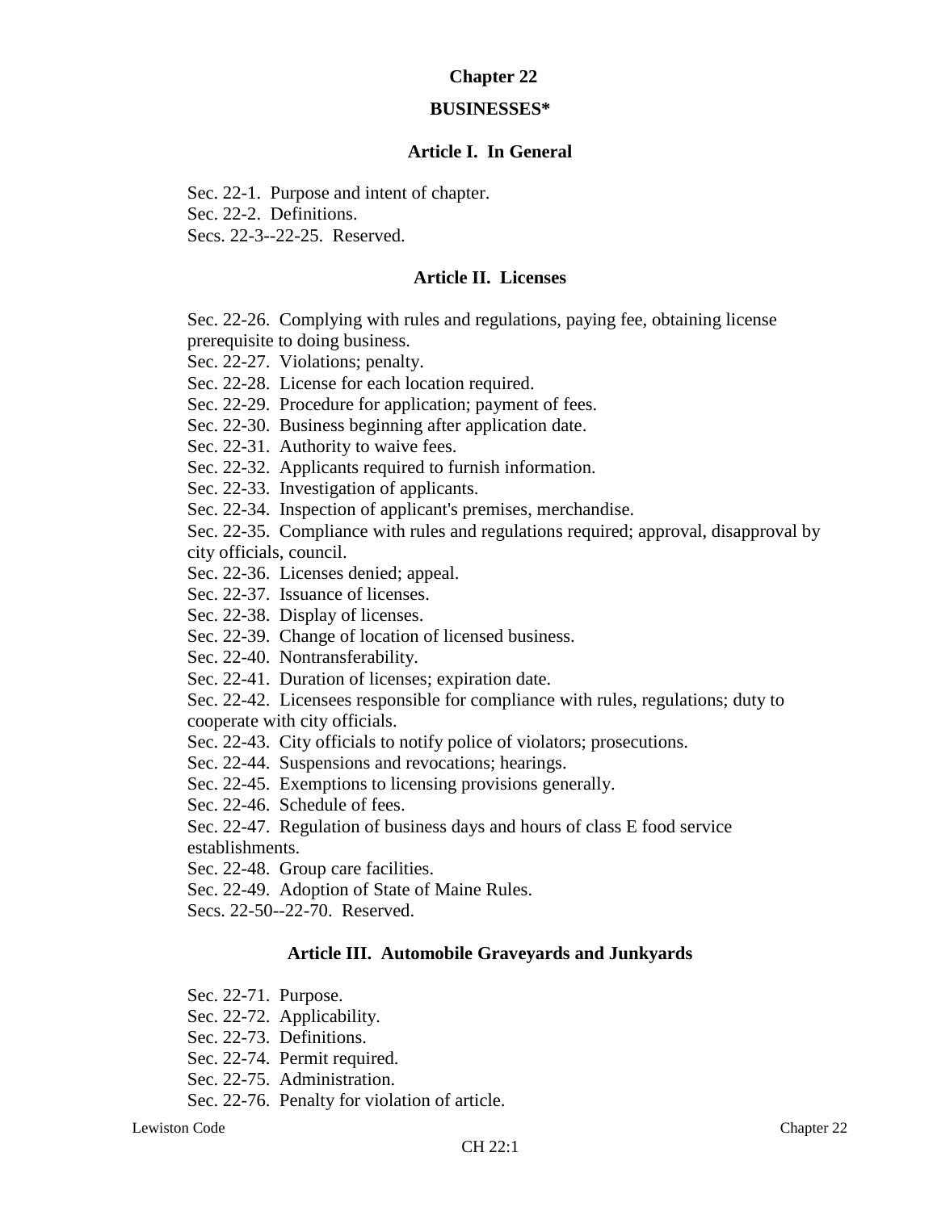# Chapter 22

## BUSINESSES*

### Article I. In General

Sec. 22-1. Purpose and intent of chapter.
Sec. 22-2. Definitions.
Secs. 22-3--22-25. Reserved.

### Article II. Licenses

Sec. 22-26. Complying with rules and regulations, paying fee, obtaining license prerequisite to doing business.
Sec. 22-27. Violations; penalty.
Sec. 22-28. License for each location required.
Sec. 22-29. Procedure for application; payment of fees.
Sec. 22-30. Business beginning after application date.
Sec. 22-31. Authority to waive fees.
Sec. 22-32. Applicants required to furnish information.
Sec. 22-33. Investigation of applicants.
Sec. 22-34. Inspection of applicant's premises, merchandise.
Sec. 22-35. Compliance with rules and regulations required; approval, disapproval by city officials, council.
Sec. 22-36. Licenses denied; appeal.
Sec. 22-37. Issuance of licenses.
Sec. 22-38. Display of licenses.
Sec. 22-39. Change of location of licensed business.
Sec. 22-40. Nontransferability.
Sec. 22-41. Duration of licenses; expiration date.
Sec. 22-42. Licensees responsible for compliance with rules, regulations; duty to cooperate with city officials.
Sec. 22-43. City officials to notify police of violators; prosecutions.
Sec. 22-44. Suspensions and revocations; hearings.
Sec. 22-45. Exemptions to licensing provisions generally.
Sec. 22-46. Schedule of fees.
Sec. 22-47. Regulation of business days and hours of class E food service establishments.
Sec. 22-48. Group care facilities.
Sec. 22-49. Adoption of State of Maine Rules.
Secs. 22-50--22-70. Reserved.

### Article III. Automobile Graveyards and Junkyards

Sec. 22-71. Purpose.
Sec. 22-72. Applicability.
Sec. 22-73. Definitions.
Sec. 22-74. Permit required.
Sec. 22-75. Administration.
Sec. 22-76. Penalty for violation of article.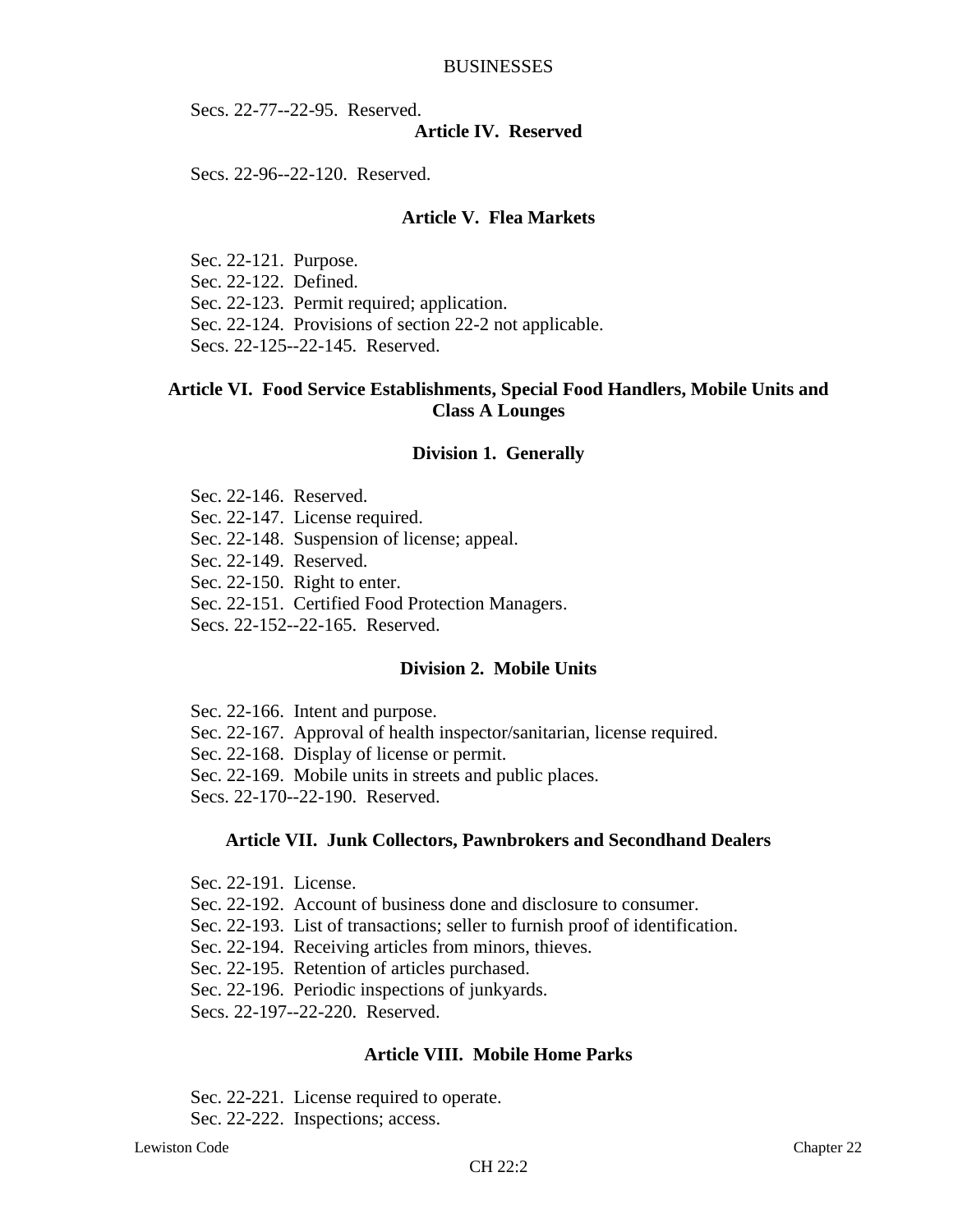Secs. 22-77--22-95. Reserved.

## Article IV. Reserved

Secs. 22-96--22-120. Reserved.

## Article V. Flea Markets

Sec. 22-121. Purpose.
Sec. 22-122. Defined.
Sec. 22-123. Permit required; application.
Sec. 22-124. Provisions of section 22-2 not applicable.
Secs. 22-125--22-145. Reserved.

## Article VI. Food Service Establishments, Special Food Handlers, Mobile Units and Class A Lounges

### Division 1. Generally

Sec. 22-146. Reserved.
Sec. 22-147. License required.
Sec. 22-148. Suspension of license; appeal.
Sec. 22-149. Reserved.
Sec. 22-150. Right to enter.
Sec. 22-151. Certified Food Protection Managers.
Secs. 22-152--22-165. Reserved.

### Division 2. Mobile Units

Sec. 22-166. Intent and purpose.
Sec. 22-167. Approval of health inspector/sanitarian, license required.
Sec. 22-168. Display of license or permit.
Sec. 22-169. Mobile units in streets and public places.
Secs. 22-170--22-190. Reserved.

## Article VII. Junk Collectors, Pawnbrokers and Secondhand Dealers

Sec. 22-191. License.
Sec. 22-192. Account of business done and disclosure to consumer.
Sec. 22-193. List of transactions; seller to furnish proof of identification.
Sec. 22-194. Receiving articles from minors, thieves.
Sec. 22-195. Retention of articles purchased.
Sec. 22-196. Periodic inspections of junkyards.
Secs. 22-197--22-220. Reserved.

## Article VIII. Mobile Home Parks

Sec. 22-221. License required to operate.
Sec. 22-222. Inspections; access.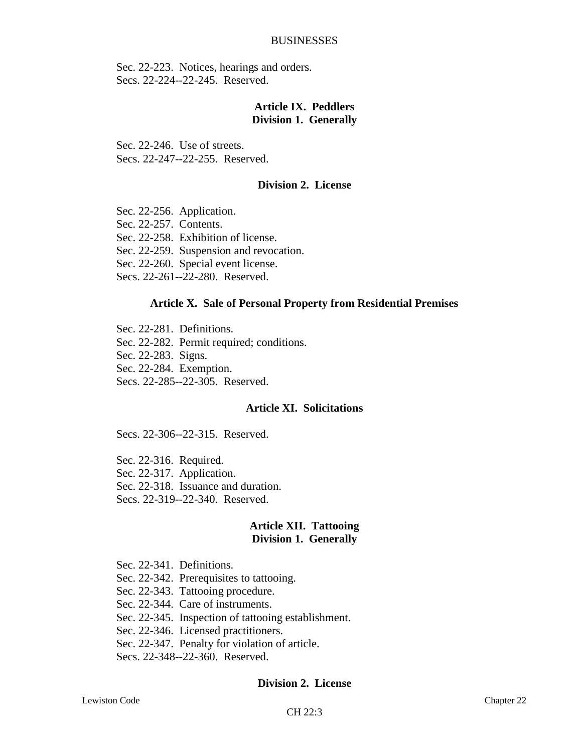Sec. 22-223. Notices, hearings and orders.
Secs. 22-224--22-245. Reserved.

**Article IX. Peddlers**
**Division 1. Generally**

Sec. 22-246. Use of streets.
Secs. 22-247--22-255. Reserved.

**Division 2. License**

Sec. 22-256. Application.
Sec. 22-257. Contents.
Sec. 22-258. Exhibition of license.
Sec. 22-259. Suspension and revocation.
Sec. 22-260. Special event license.
Secs. 22-261--22-280. Reserved.

**Article X. Sale of Personal Property from Residential Premises**

Sec. 22-281. Definitions.
Sec. 22-282. Permit required; conditions.
Sec. 22-283. Signs.
Sec. 22-284. Exemption.
Secs. 22-285--22-305. Reserved.

**Article XI. Solicitations**

Secs. 22-306--22-315. Reserved.

Sec. 22-316. Required.
Sec. 22-317. Application.
Sec. 22-318. Issuance and duration.
Secs. 22-319--22-340. Reserved.

**Article XII. Tattooing**
**Division 1. Generally**

Sec. 22-341. Definitions.
Sec. 22-342. Prerequisites to tattooing.
Sec. 22-343. Tattooing procedure.
Sec. 22-344. Care of instruments.
Sec. 22-345. Inspection of tattooing establishment.
Sec. 22-346. Licensed practitioners.
Sec. 22-347. Penalty for violation of article.
Secs. 22-348--22-360. Reserved.

**Division 2. License**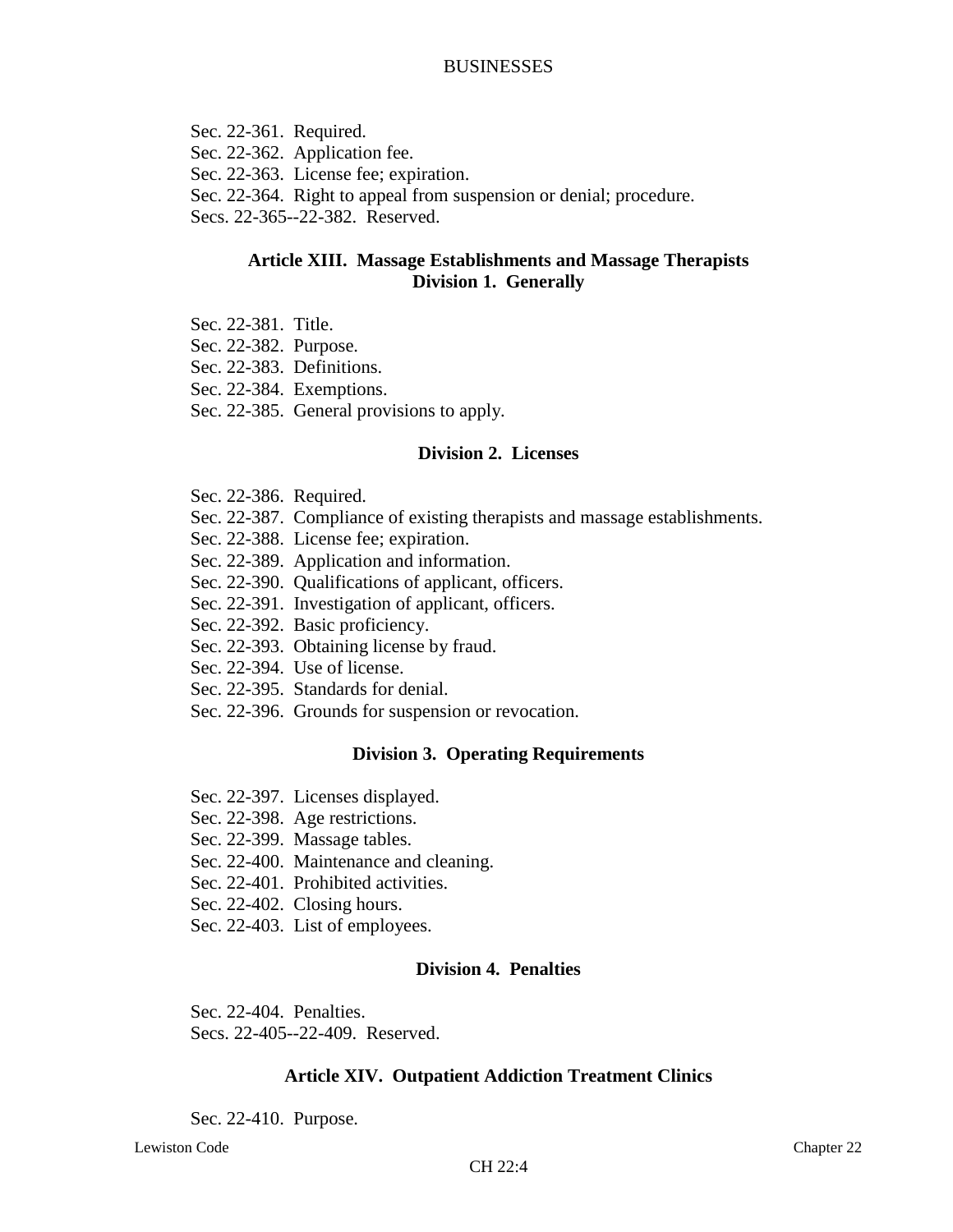Sec. 22-361. Required.
Sec. 22-362. Application fee.
Sec. 22-363. License fee; expiration.
Sec. 22-364. Right to appeal from suspension or denial; procedure.
Secs. 22-365--22-382. Reserved.

## Article XIII. Massage Establishments and Massage Therapists
### Division 1. Generally

Sec. 22-381. Title.
Sec. 22-382. Purpose.
Sec. 22-383. Definitions.
Sec. 22-384. Exemptions.
Sec. 22-385. General provisions to apply.

### Division 2. Licenses

Sec. 22-386. Required.
Sec. 22-387. Compliance of existing therapists and massage establishments.
Sec. 22-388. License fee; expiration.
Sec. 22-389. Application and information.
Sec. 22-390. Qualifications of applicant, officers.
Sec. 22-391. Investigation of applicant, officers.
Sec. 22-392. Basic proficiency.
Sec. 22-393. Obtaining license by fraud.
Sec. 22-394. Use of license.
Sec. 22-395. Standards for denial.
Sec. 22-396. Grounds for suspension or revocation.

### Division 3. Operating Requirements

Sec. 22-397. Licenses displayed.
Sec. 22-398. Age restrictions.
Sec. 22-399. Massage tables.
Sec. 22-400. Maintenance and cleaning.
Sec. 22-401. Prohibited activities.
Sec. 22-402. Closing hours.
Sec. 22-403. List of employees.

### Division 4. Penalties

Sec. 22-404. Penalties.
Secs. 22-405--22-409. Reserved.

## Article XIV. Outpatient Addiction Treatment Clinics

Sec. 22-410. Purpose.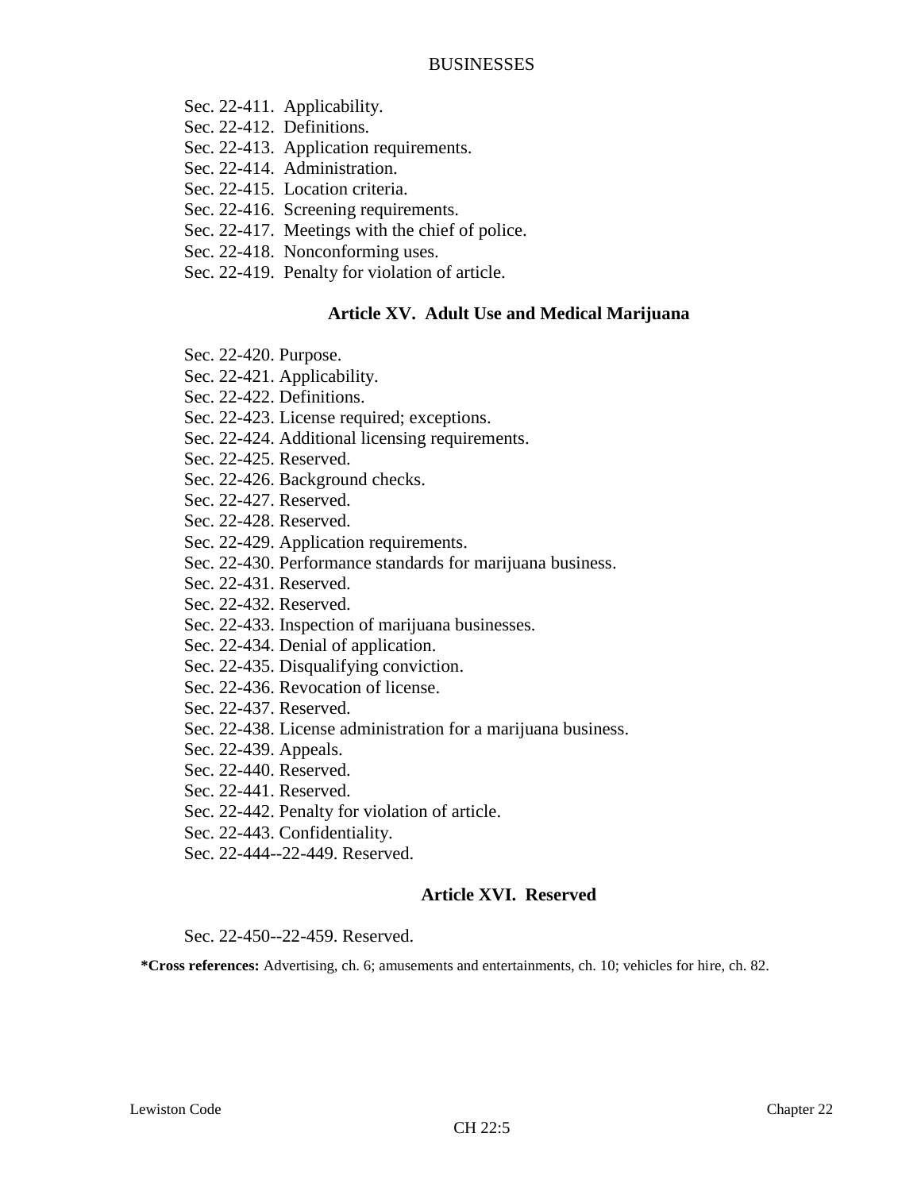Sec. 22-411. Applicability.
Sec. 22-412. Definitions.
Sec. 22-413. Application requirements.
Sec. 22-414. Administration.
Sec. 22-415. Location criteria.
Sec. 22-416. Screening requirements.
Sec. 22-417. Meetings with the chief of police.
Sec. 22-418. Nonconforming uses.
Sec. 22-419. Penalty for violation of article.

### Article XV. Adult Use and Medical Marijuana

Sec. 22-420. Purpose.
Sec. 22-421. Applicability.
Sec. 22-422. Definitions.
Sec. 22-423. License required; exceptions.
Sec. 22-424. Additional licensing requirements.
Sec. 22-425. Reserved.
Sec. 22-426. Background checks.
Sec. 22-427. Reserved.
Sec. 22-428. Reserved.
Sec. 22-429. Application requirements.
Sec. 22-430. Performance standards for marijuana business.
Sec. 22-431. Reserved.
Sec. 22-432. Reserved.
Sec. 22-433. Inspection of marijuana businesses.
Sec. 22-434. Denial of application.
Sec. 22-435. Disqualifying conviction.
Sec. 22-436. Revocation of license.
Sec. 22-437. Reserved.
Sec. 22-438. License administration for a marijuana business.
Sec. 22-439. Appeals.
Sec. 22-440. Reserved.
Sec. 22-441. Reserved.
Sec. 22-442. Penalty for violation of article.
Sec. 22-443. Confidentiality.
Sec. 22-444--22-449. Reserved.

### Article XVI. Reserved

Sec. 22-450--22-459. Reserved.

**\*Cross references:** Advertising, ch. 6; amusements and entertainments, ch. 10; vehicles for hire, ch. 82.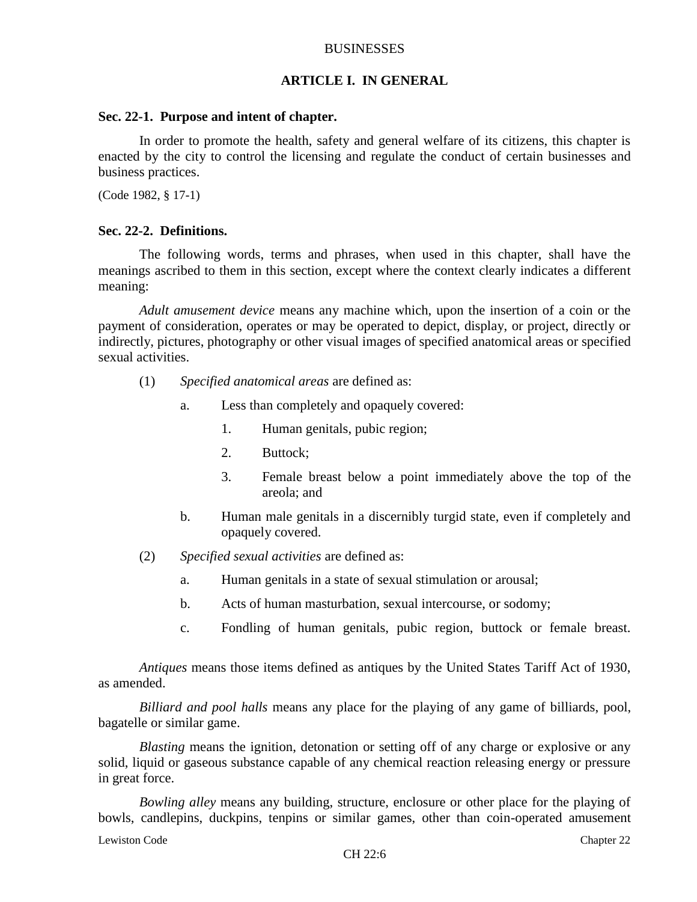BUSINESSES

## ARTICLE I. IN GENERAL

### Sec. 22-1. Purpose and intent of chapter.

In order to promote the health, safety and general welfare of its citizens, this chapter is enacted by the city to control the licensing and regulate the conduct of certain businesses and business practices.

(Code 1982, § 17-1)

### Sec. 22-2. Definitions.

The following words, terms and phrases, when used in this chapter, shall have the meanings ascribed to them in this section, except where the context clearly indicates a different meaning:

*Adult amusement device* means any machine which, upon the insertion of a coin or the payment of consideration, operates or may be operated to depict, display, or project, directly or indirectly, pictures, photography or other visual images of specified anatomical areas or specified sexual activities.

(1) *Specified anatomical areas* are defined as:

  a. Less than completely and opaquely covered:

    1. Human genitals, pubic region;

    2. Buttock;

    3. Female breast below a point immediately above the top of the areola; and

  b. Human male genitals in a discernibly turgid state, even if completely and opaquely covered.

(2) *Specified sexual activities* are defined as:

  a. Human genitals in a state of sexual stimulation or arousal;

  b. Acts of human masturbation, sexual intercourse, or sodomy;

  c. Fondling of human genitals, pubic region, buttock or female breast.

*Antiques* means those items defined as antiques by the United States Tariff Act of 1930, as amended.

*Billiard and pool halls* means any place for the playing of any game of billiards, pool, bagatelle or similar game.

*Blasting* means the ignition, detonation or setting off of any charge or explosive or any solid, liquid or gaseous substance capable of any chemical reaction releasing energy or pressure in great force.

*Bowling alley* means any building, structure, enclosure or other place for the playing of bowls, candlepins, duckpins, tenpins or similar games, other than coin-operated amusement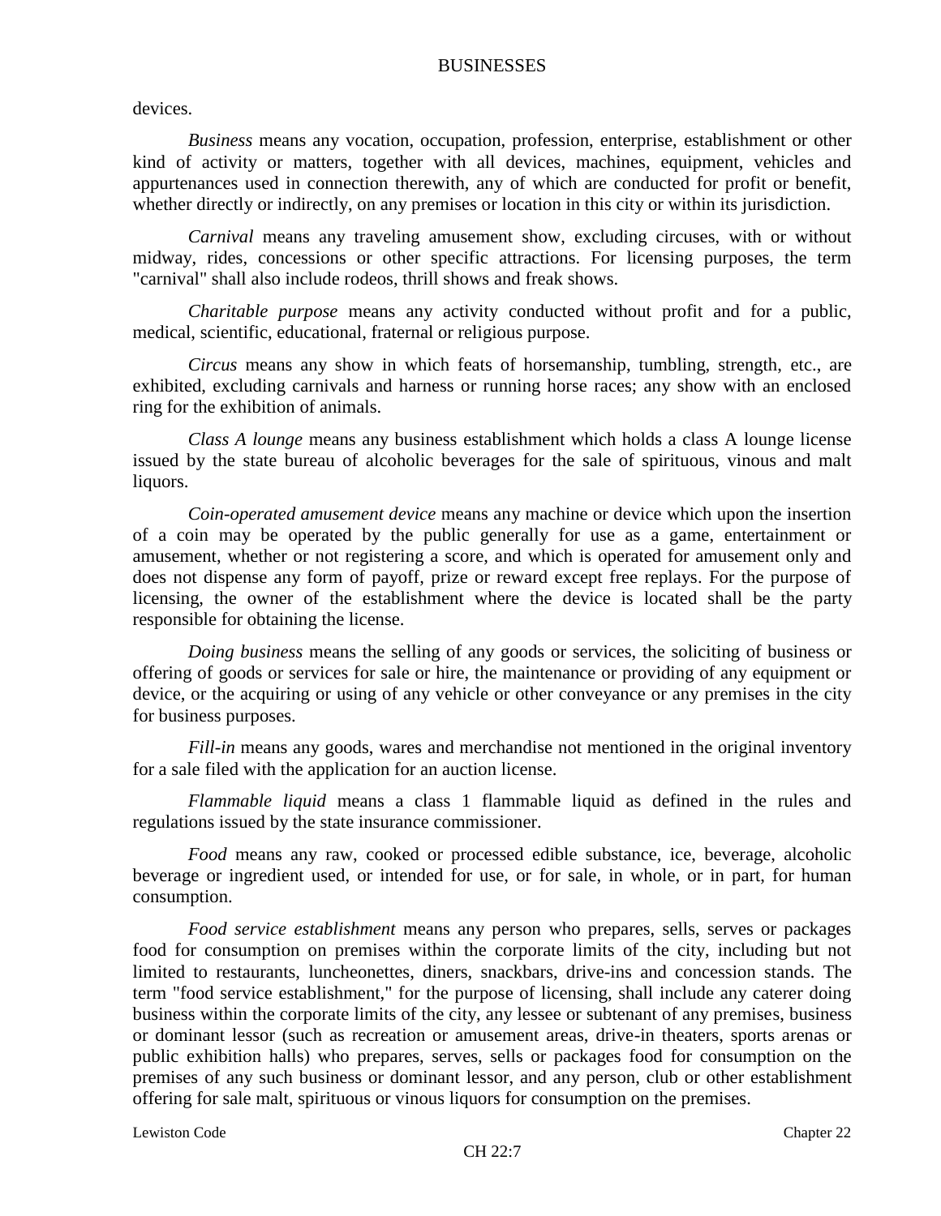devices.

*Business* means any vocation, occupation, profession, enterprise, establishment or other kind of activity or matters, together with all devices, machines, equipment, vehicles and appurtenances used in connection therewith, any of which are conducted for profit or benefit, whether directly or indirectly, on any premises or location in this city or within its jurisdiction.

*Carnival* means any traveling amusement show, excluding circuses, with or without midway, rides, concessions or other specific attractions. For licensing purposes, the term "carnival" shall also include rodeos, thrill shows and freak shows.

*Charitable purpose* means any activity conducted without profit and for a public, medical, scientific, educational, fraternal or religious purpose.

*Circus* means any show in which feats of horsemanship, tumbling, strength, etc., are exhibited, excluding carnivals and harness or running horse races; any show with an enclosed ring for the exhibition of animals.

*Class A lounge* means any business establishment which holds a class A lounge license issued by the state bureau of alcoholic beverages for the sale of spirituous, vinous and malt liquors.

*Coin-operated amusement device* means any machine or device which upon the insertion of a coin may be operated by the public generally for use as a game, entertainment or amusement, whether or not registering a score, and which is operated for amusement only and does not dispense any form of payoff, prize or reward except free replays. For the purpose of licensing, the owner of the establishment where the device is located shall be the party responsible for obtaining the license.

*Doing business* means the selling of any goods or services, the soliciting of business or offering of goods or services for sale or hire, the maintenance or providing of any equipment or device, or the acquiring or using of any vehicle or other conveyance or any premises in the city for business purposes.

*Fill-in* means any goods, wares and merchandise not mentioned in the original inventory for a sale filed with the application for an auction license.

*Flammable liquid* means a class 1 flammable liquid as defined in the rules and regulations issued by the state insurance commissioner.

*Food* means any raw, cooked or processed edible substance, ice, beverage, alcoholic beverage or ingredient used, or intended for use, or for sale, in whole, or in part, for human consumption.

*Food service establishment* means any person who prepares, sells, serves or packages food for consumption on premises within the corporate limits of the city, including but not limited to restaurants, luncheonettes, diners, snackbars, drive-ins and concession stands. The term "food service establishment," for the purpose of licensing, shall include any caterer doing business within the corporate limits of the city, any lessee or subtenant of any premises, business or dominant lessor (such as recreation or amusement areas, drive-in theaters, sports arenas or public exhibition halls) who prepares, serves, sells or packages food for consumption on the premises of any such business or dominant lessor, and any person, club or other establishment offering for sale malt, spirituous or vinous liquors for consumption on the premises.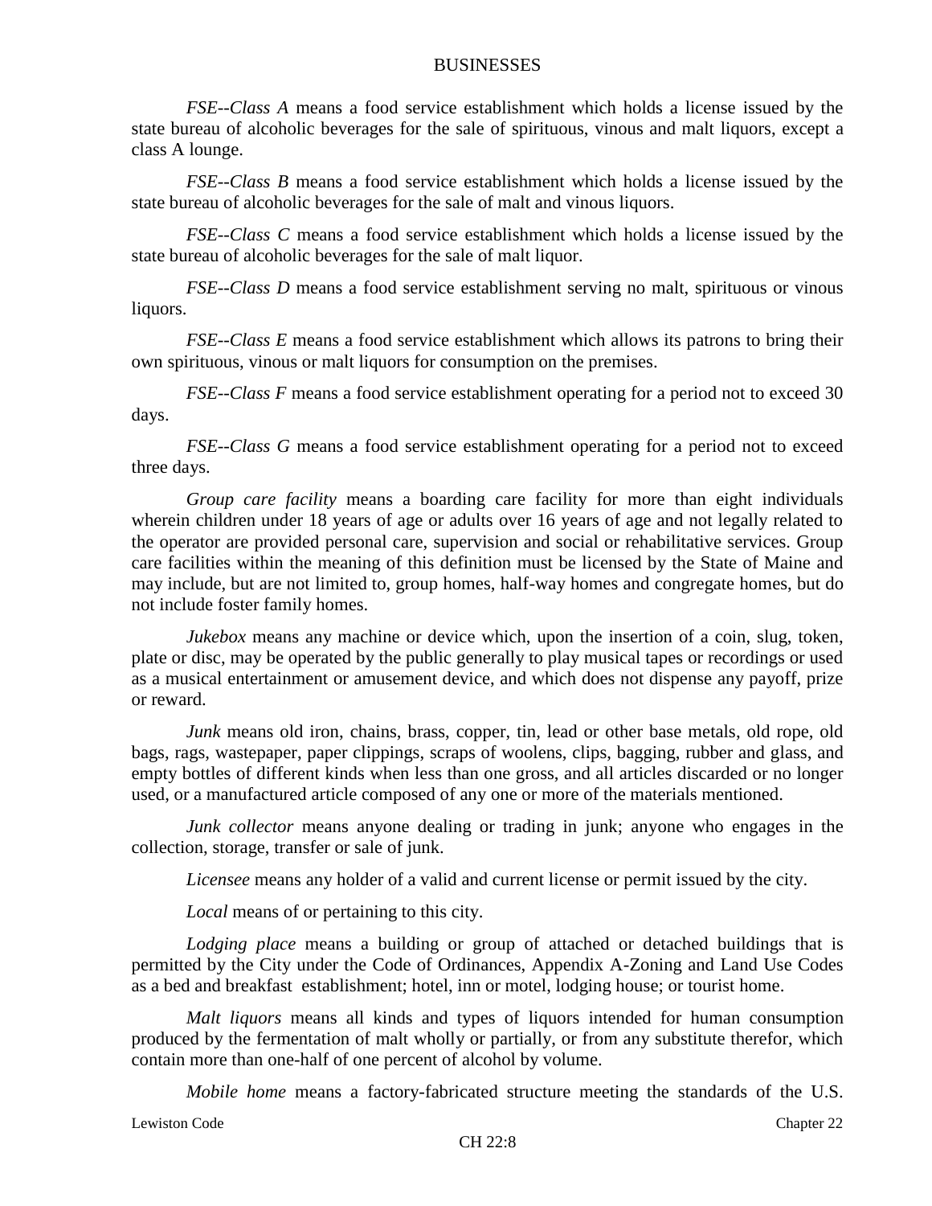*FSE--Class A* means a food service establishment which holds a license issued by the state bureau of alcoholic beverages for the sale of spirituous, vinous and malt liquors, except a class A lounge.

*FSE--Class B* means a food service establishment which holds a license issued by the state bureau of alcoholic beverages for the sale of malt and vinous liquors.

*FSE--Class C* means a food service establishment which holds a license issued by the state bureau of alcoholic beverages for the sale of malt liquor.

*FSE--Class D* means a food service establishment serving no malt, spirituous or vinous liquors.

*FSE--Class E* means a food service establishment which allows its patrons to bring their own spirituous, vinous or malt liquors for consumption on the premises.

*FSE--Class F* means a food service establishment operating for a period not to exceed 30 days.

*FSE--Class G* means a food service establishment operating for a period not to exceed three days.

*Group care facility* means a boarding care facility for more than eight individuals wherein children under 18 years of age or adults over 16 years of age and not legally related to the operator are provided personal care, supervision and social or rehabilitative services. Group care facilities within the meaning of this definition must be licensed by the State of Maine and may include, but are not limited to, group homes, half-way homes and congregate homes, but do not include foster family homes.

*Jukebox* means any machine or device which, upon the insertion of a coin, slug, token, plate or disc, may be operated by the public generally to play musical tapes or recordings or used as a musical entertainment or amusement device, and which does not dispense any payoff, prize or reward.

*Junk* means old iron, chains, brass, copper, tin, lead or other base metals, old rope, old bags, rags, wastepaper, paper clippings, scraps of woolens, clips, bagging, rubber and glass, and empty bottles of different kinds when less than one gross, and all articles discarded or no longer used, or a manufactured article composed of any one or more of the materials mentioned.

*Junk collector* means anyone dealing or trading in junk; anyone who engages in the collection, storage, transfer or sale of junk.

*Licensee* means any holder of a valid and current license or permit issued by the city.

*Local* means of or pertaining to this city.

*Lodging place* means a building or group of attached or detached buildings that is permitted by the City under the Code of Ordinances, Appendix A-Zoning and Land Use Codes as a bed and breakfast establishment; hotel, inn or motel, lodging house; or tourist home.

*Malt liquors* means all kinds and types of liquors intended for human consumption produced by the fermentation of malt wholly or partially, or from any substitute therefor, which contain more than one-half of one percent of alcohol by volume.

*Mobile home* means a factory-fabricated structure meeting the standards of the U.S.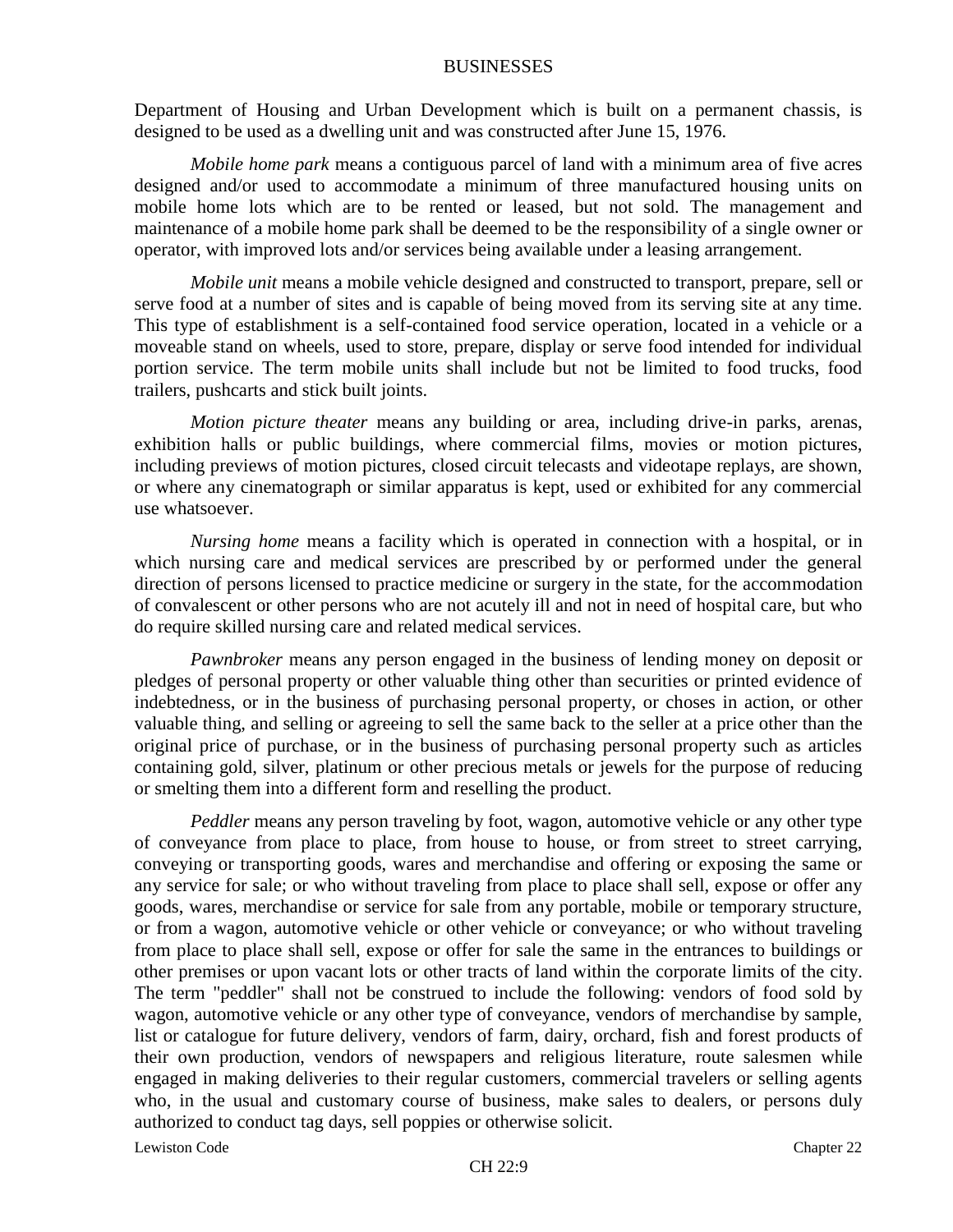Department of Housing and Urban Development which is built on a permanent chassis, is designed to be used as a dwelling unit and was constructed after June 15, 1976.

*Mobile home park* means a contiguous parcel of land with a minimum area of five acres designed and/or used to accommodate a minimum of three manufactured housing units on mobile home lots which are to be rented or leased, but not sold. The management and maintenance of a mobile home park shall be deemed to be the responsibility of a single owner or operator, with improved lots and/or services being available under a leasing arrangement.

*Mobile unit* means a mobile vehicle designed and constructed to transport, prepare, sell or serve food at a number of sites and is capable of being moved from its serving site at any time. This type of establishment is a self-contained food service operation, located in a vehicle or a moveable stand on wheels, used to store, prepare, display or serve food intended for individual portion service. The term mobile units shall include but not be limited to food trucks, food trailers, pushcarts and stick built joints.

*Motion picture theater* means any building or area, including drive-in parks, arenas, exhibition halls or public buildings, where commercial films, movies or motion pictures, including previews of motion pictures, closed circuit telecasts and videotape replays, are shown, or where any cinematograph or similar apparatus is kept, used or exhibited for any commercial use whatsoever.

*Nursing home* means a facility which is operated in connection with a hospital, or in which nursing care and medical services are prescribed by or performed under the general direction of persons licensed to practice medicine or surgery in the state, for the accommodation of convalescent or other persons who are not acutely ill and not in need of hospital care, but who do require skilled nursing care and related medical services.

*Pawnbroker* means any person engaged in the business of lending money on deposit or pledges of personal property or other valuable thing other than securities or printed evidence of indebtedness, or in the business of purchasing personal property, or choses in action, or other valuable thing, and selling or agreeing to sell the same back to the seller at a price other than the original price of purchase, or in the business of purchasing personal property such as articles containing gold, silver, platinum or other precious metals or jewels for the purpose of reducing or smelting them into a different form and reselling the product.

*Peddler* means any person traveling by foot, wagon, automotive vehicle or any other type of conveyance from place to place, from house to house, or from street to street carrying, conveying or transporting goods, wares and merchandise and offering or exposing the same or any service for sale; or who without traveling from place to place shall sell, expose or offer any goods, wares, merchandise or service for sale from any portable, mobile or temporary structure, or from a wagon, automotive vehicle or other vehicle or conveyance; or who without traveling from place to place shall sell, expose or offer for sale the same in the entrances to buildings or other premises or upon vacant lots or other tracts of land within the corporate limits of the city. The term "peddler" shall not be construed to include the following: vendors of food sold by wagon, automotive vehicle or any other type of conveyance, vendors of merchandise by sample, list or catalogue for future delivery, vendors of farm, dairy, orchard, fish and forest products of their own production, vendors of newspapers and religious literature, route salesmen while engaged in making deliveries to their regular customers, commercial travelers or selling agents who, in the usual and customary course of business, make sales to dealers, or persons duly authorized to conduct tag days, sell poppies or otherwise solicit.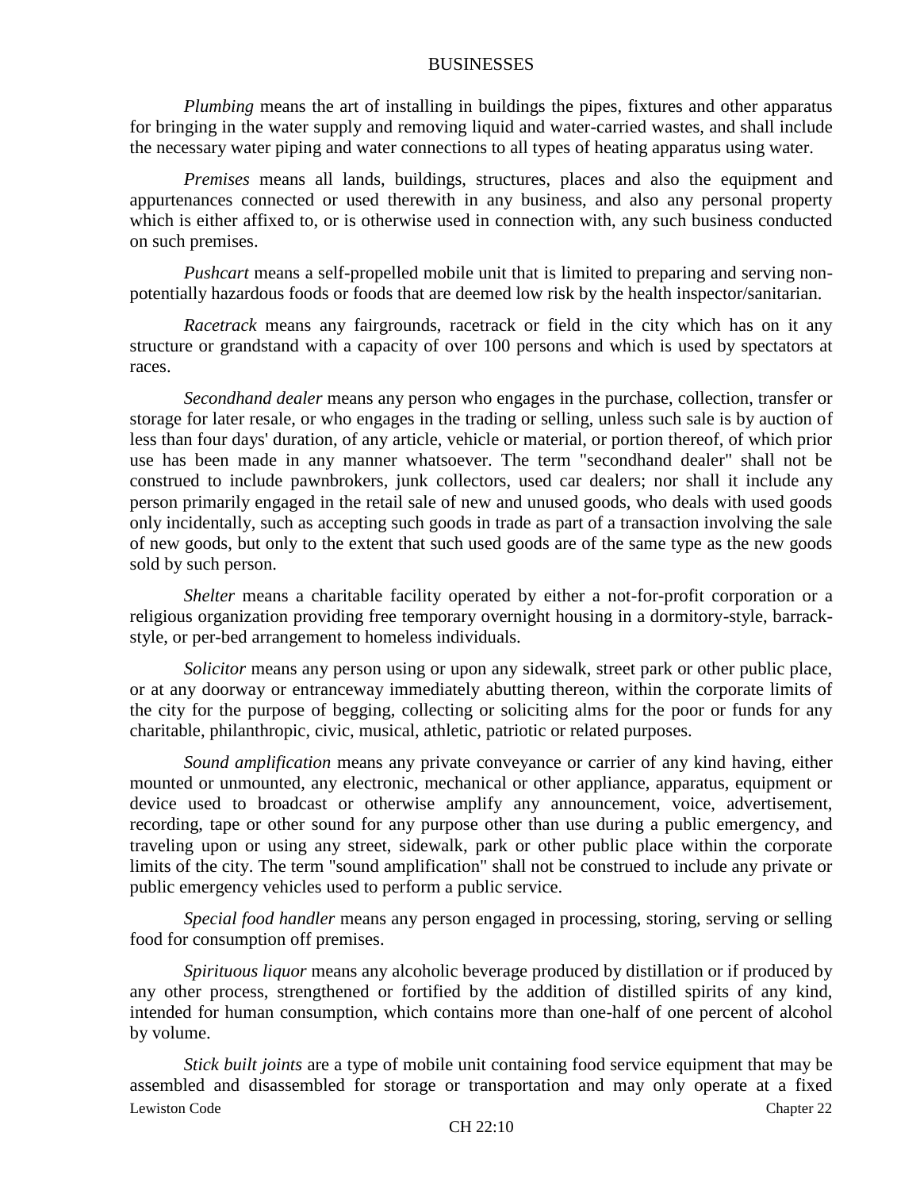*Plumbing* means the art of installing in buildings the pipes, fixtures and other apparatus for bringing in the water supply and removing liquid and water-carried wastes, and shall include the necessary water piping and water connections to all types of heating apparatus using water.

*Premises* means all lands, buildings, structures, places and also the equipment and appurtenances connected or used therewith in any business, and also any personal property which is either affixed to, or is otherwise used in connection with, any such business conducted on such premises.

*Pushcart* means a self-propelled mobile unit that is limited to preparing and serving non-potentially hazardous foods or foods that are deemed low risk by the health inspector/sanitarian.

*Racetrack* means any fairgrounds, racetrack or field in the city which has on it any structure or grandstand with a capacity of over 100 persons and which is used by spectators at races.

*Secondhand dealer* means any person who engages in the purchase, collection, transfer or storage for later resale, or who engages in the trading or selling, unless such sale is by auction of less than four days' duration, of any article, vehicle or material, or portion thereof, of which prior use has been made in any manner whatsoever. The term "secondhand dealer" shall not be construed to include pawnbrokers, junk collectors, used car dealers; nor shall it include any person primarily engaged in the retail sale of new and unused goods, who deals with used goods only incidentally, such as accepting such goods in trade as part of a transaction involving the sale of new goods, but only to the extent that such used goods are of the same type as the new goods sold by such person.

*Shelter* means a charitable facility operated by either a not-for-profit corporation or a religious organization providing free temporary overnight housing in a dormitory-style, barrack-style, or per-bed arrangement to homeless individuals.

*Solicitor* means any person using or upon any sidewalk, street park or other public place, or at any doorway or entranceway immediately abutting thereon, within the corporate limits of the city for the purpose of begging, collecting or soliciting alms for the poor or funds for any charitable, philanthropic, civic, musical, athletic, patriotic or related purposes.

*Sound amplification* means any private conveyance or carrier of any kind having, either mounted or unmounted, any electronic, mechanical or other appliance, apparatus, equipment or device used to broadcast or otherwise amplify any announcement, voice, advertisement, recording, tape or other sound for any purpose other than use during a public emergency, and traveling upon or using any street, sidewalk, park or other public place within the corporate limits of the city. The term "sound amplification" shall not be construed to include any private or public emergency vehicles used to perform a public service.

*Special food handler* means any person engaged in processing, storing, serving or selling food for consumption off premises.

*Spirituous liquor* means any alcoholic beverage produced by distillation or if produced by any other process, strengthened or fortified by the addition of distilled spirits of any kind, intended for human consumption, which contains more than one-half of one percent of alcohol by volume.

*Stick built joints* are a type of mobile unit containing food service equipment that may be assembled and disassembled for storage or transportation and may only operate at a fixed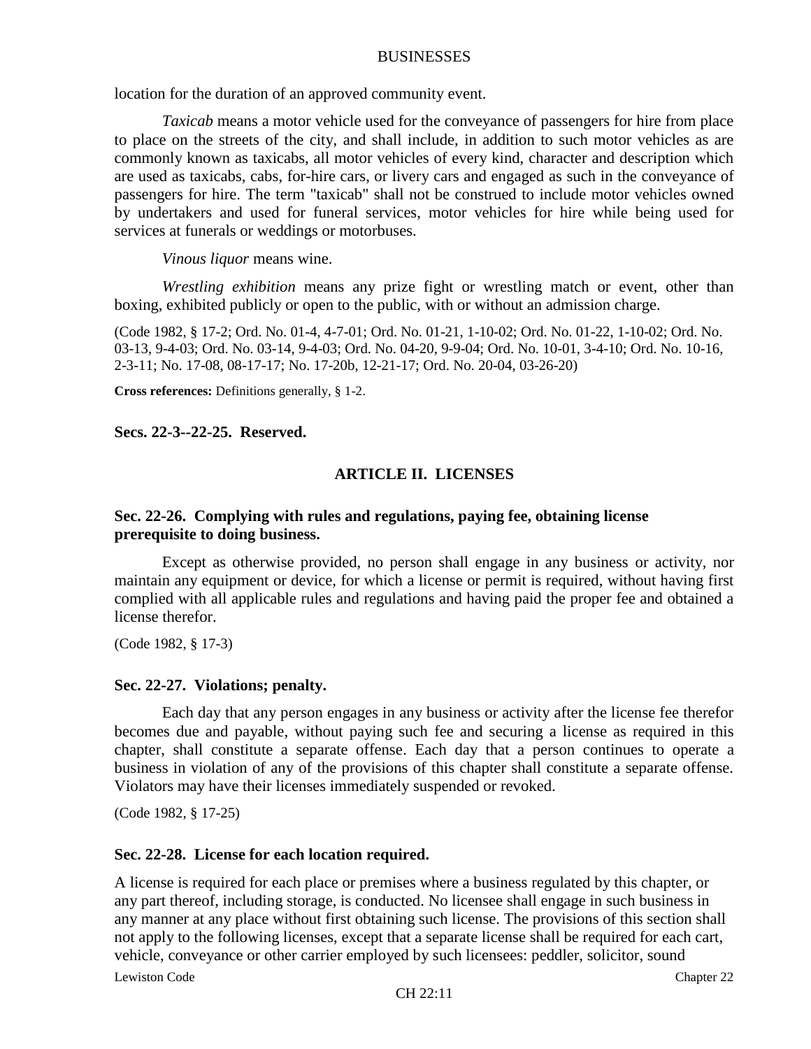location for the duration of an approved community event.

*Taxicab* means a motor vehicle used for the conveyance of passengers for hire from place to place on the streets of the city, and shall include, in addition to such motor vehicles as are commonly known as taxicabs, all motor vehicles of every kind, character and description which are used as taxicabs, cabs, for-hire cars, or livery cars and engaged as such in the conveyance of passengers for hire. The term "taxicab" shall not be construed to include motor vehicles owned by undertakers and used for funeral services, motor vehicles for hire while being used for services at funerals or weddings or motorbuses.

*Vinous liquor* means wine.

*Wrestling exhibition* means any prize fight or wrestling match or event, other than boxing, exhibited publicly or open to the public, with or without an admission charge.

(Code 1982, § 17-2; Ord. No. 01-4, 4-7-01; Ord. No. 01-21, 1-10-02; Ord. No. 01-22, 1-10-02; Ord. No. 03-13, 9-4-03; Ord. No. 03-14, 9-4-03; Ord. No. 04-20, 9-9-04; Ord. No. 10-01, 3-4-10; Ord. No. 10-16, 2-3-11; No. 17-08, 08-17-17; No. 17-20b, 12-21-17; Ord. No. 20-04, 03-26-20)

**Cross references:** Definitions generally, § 1-2.

### Secs. 22-3--22-25. Reserved.

## ARTICLE II. LICENSES

### Sec. 22-26. Complying with rules and regulations, paying fee, obtaining license prerequisite to doing business.

Except as otherwise provided, no person shall engage in any business or activity, nor maintain any equipment or device, for which a license or permit is required, without having first complied with all applicable rules and regulations and having paid the proper fee and obtained a license therefor.

(Code 1982, § 17-3)

### Sec. 22-27. Violations; penalty.

Each day that any person engages in any business or activity after the license fee therefor becomes due and payable, without paying such fee and securing a license as required in this chapter, shall constitute a separate offense. Each day that a person continues to operate a business in violation of any of the provisions of this chapter shall constitute a separate offense. Violators may have their licenses immediately suspended or revoked.

(Code 1982, § 17-25)

### Sec. 22-28. License for each location required.

A license is required for each place or premises where a business regulated by this chapter, or any part thereof, including storage, is conducted. No licensee shall engage in such business in any manner at any place without first obtaining such license. The provisions of this section shall not apply to the following licenses, except that a separate license shall be required for each cart, vehicle, conveyance or other carrier employed by such licensees: peddler, solicitor, sound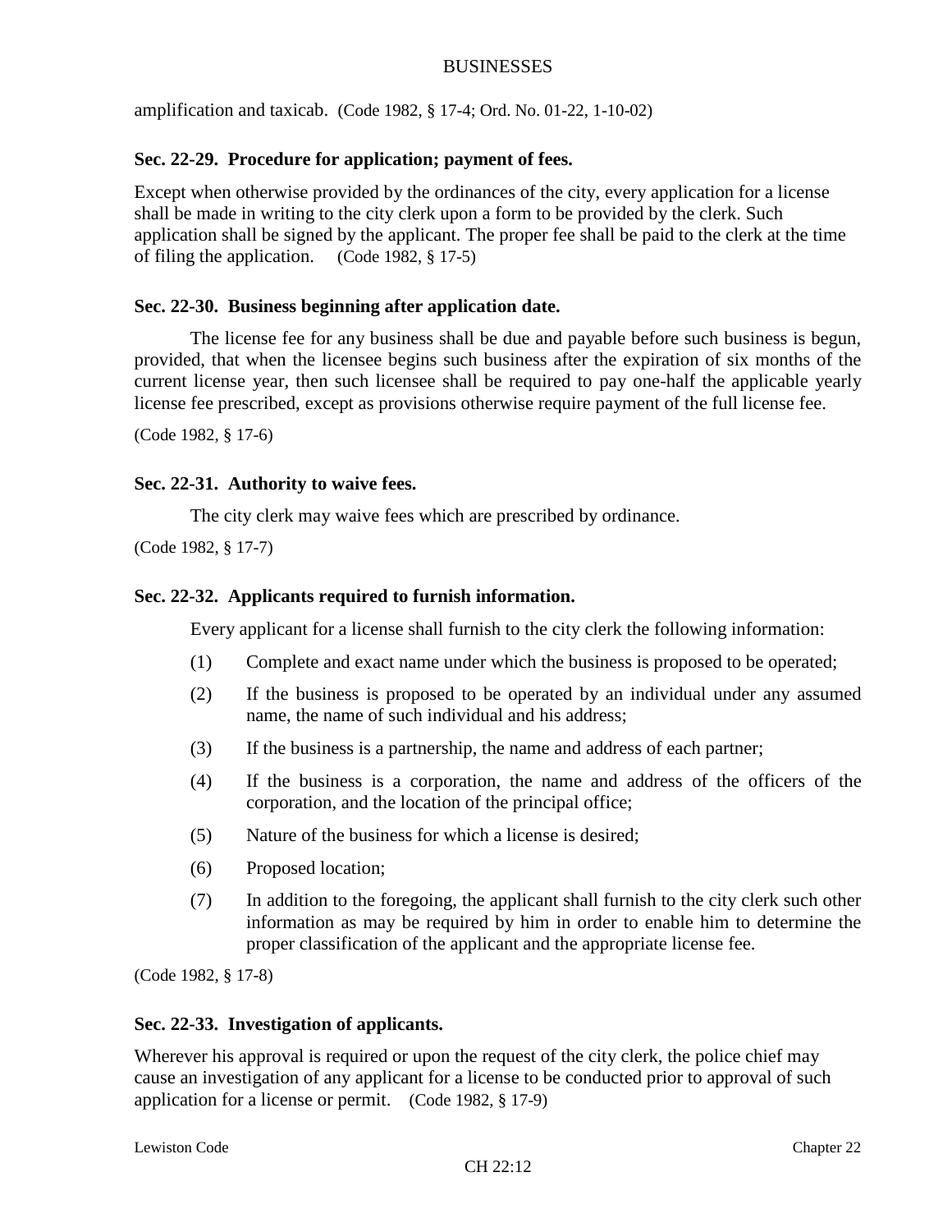amplification and taxicab. (Code 1982, § 17-4; Ord. No. 01-22, 1-10-02)

### Sec. 22-29. Procedure for application; payment of fees.

Except when otherwise provided by the ordinances of the city, every application for a license shall be made in writing to the city clerk upon a form to be provided by the clerk. Such application shall be signed by the applicant. The proper fee shall be paid to the clerk at the time of filing the application. (Code 1982, § 17-5)

### Sec. 22-30. Business beginning after application date.

The license fee for any business shall be due and payable before such business is begun, provided, that when the licensee begins such business after the expiration of six months of the current license year, then such licensee shall be required to pay one-half the applicable yearly license fee prescribed, except as provisions otherwise require payment of the full license fee.

(Code 1982, § 17-6)

### Sec. 22-31. Authority to waive fees.

The city clerk may waive fees which are prescribed by ordinance.

(Code 1982, § 17-7)

### Sec. 22-32. Applicants required to furnish information.

Every applicant for a license shall furnish to the city clerk the following information:

(1) Complete and exact name under which the business is proposed to be operated;

(2) If the business is proposed to be operated by an individual under any assumed name, the name of such individual and his address;

(3) If the business is a partnership, the name and address of each partner;

(4) If the business is a corporation, the name and address of the officers of the corporation, and the location of the principal office;

(5) Nature of the business for which a license is desired;

(6) Proposed location;

(7) In addition to the foregoing, the applicant shall furnish to the city clerk such other information as may be required by him in order to enable him to determine the proper classification of the applicant and the appropriate license fee.

(Code 1982, § 17-8)

### Sec. 22-33. Investigation of applicants.

Wherever his approval is required or upon the request of the city clerk, the police chief may cause an investigation of any applicant for a license to be conducted prior to approval of such application for a license or permit. (Code 1982, § 17-9)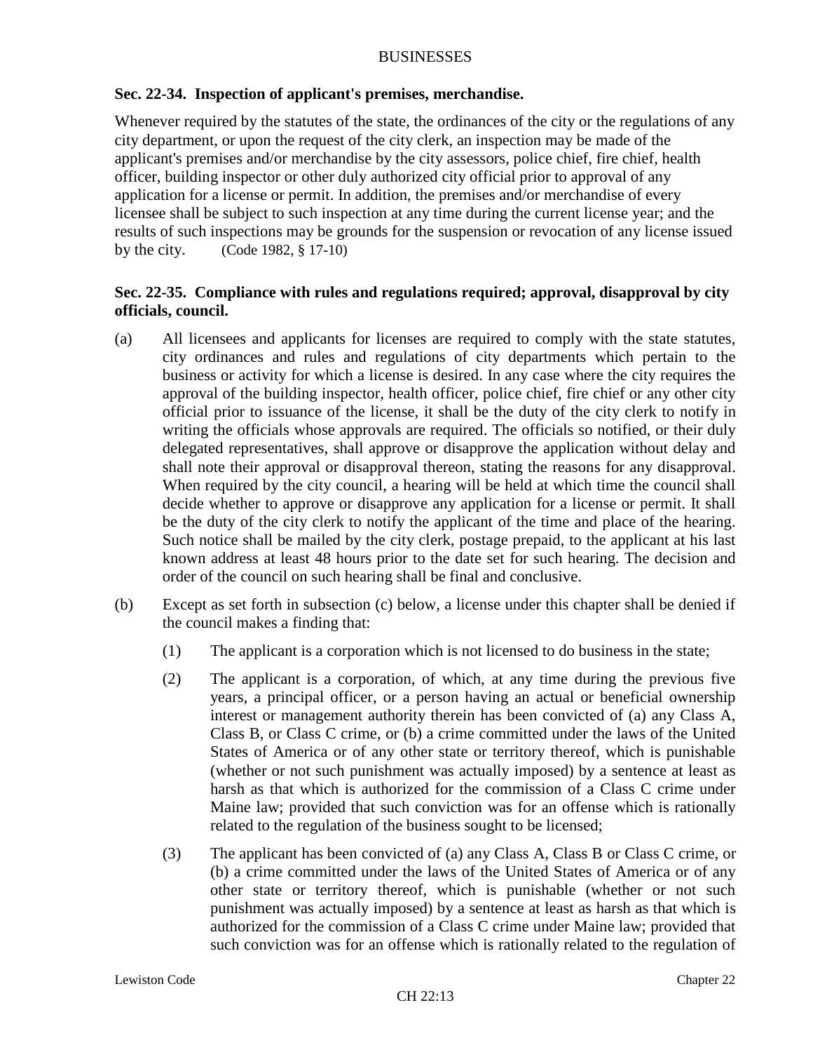### Sec. 22-34. Inspection of applicant's premises, merchandise.

Whenever required by the statutes of the state, the ordinances of the city or the regulations of any city department, or upon the request of the city clerk, an inspection may be made of the applicant's premises and/or merchandise by the city assessors, police chief, fire chief, health officer, building inspector or other duly authorized city official prior to approval of any application for a license or permit. In addition, the premises and/or merchandise of every licensee shall be subject to such inspection at any time during the current license year; and the results of such inspections may be grounds for the suspension or revocation of any license issued by the city. (Code 1982, § 17-10)

### Sec. 22-35. Compliance with rules and regulations required; approval, disapproval by city officials, council.

(a) All licensees and applicants for licenses are required to comply with the state statutes, city ordinances and rules and regulations of city departments which pertain to the business or activity for which a license is desired. In any case where the city requires the approval of the building inspector, health officer, police chief, fire chief or any other city official prior to issuance of the license, it shall be the duty of the city clerk to notify in writing the officials whose approvals are required. The officials so notified, or their duly delegated representatives, shall approve or disapprove the application without delay and shall note their approval or disapproval thereon, stating the reasons for any disapproval. When required by the city council, a hearing will be held at which time the council shall decide whether to approve or disapprove any application for a license or permit. It shall be the duty of the city clerk to notify the applicant of the time and place of the hearing. Such notice shall be mailed by the city clerk, postage prepaid, to the applicant at his last known address at least 48 hours prior to the date set for such hearing. The decision and order of the council on such hearing shall be final and conclusive.

(b) Except as set forth in subsection (c) below, a license under this chapter shall be denied if the council makes a finding that:

(1) The applicant is a corporation which is not licensed to do business in the state;

(2) The applicant is a corporation, of which, at any time during the previous five years, a principal officer, or a person having an actual or beneficial ownership interest or management authority therein has been convicted of (a) any Class A, Class B, or Class C crime, or (b) a crime committed under the laws of the United States of America or of any other state or territory thereof, which is punishable (whether or not such punishment was actually imposed) by a sentence at least as harsh as that which is authorized for the commission of a Class C crime under Maine law; provided that such conviction was for an offense which is rationally related to the regulation of the business sought to be licensed;

(3) The applicant has been convicted of (a) any Class A, Class B or Class C crime, or (b) a crime committed under the laws of the United States of America or of any other state or territory thereof, which is punishable (whether or not such punishment was actually imposed) by a sentence at least as harsh as that which is authorized for the commission of a Class C crime under Maine law; provided that such conviction was for an offense which is rationally related to the regulation of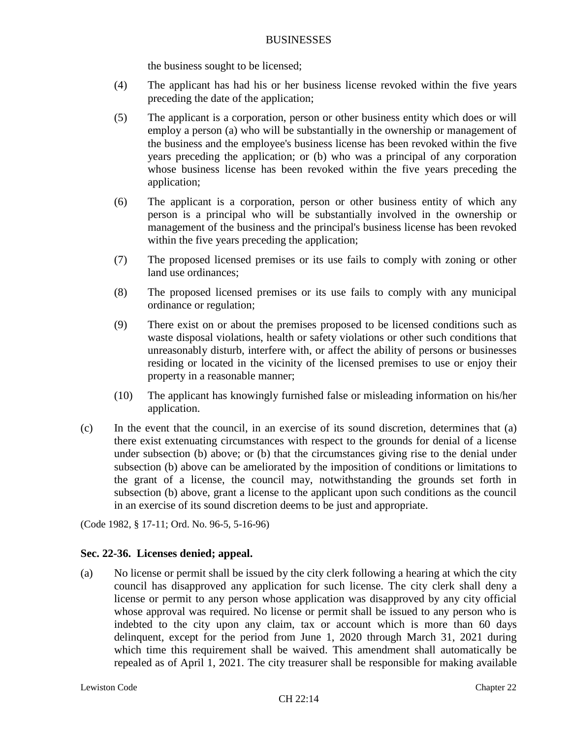the business sought to be licensed;

(4) The applicant has had his or her business license revoked within the five years preceding the date of the application;

(5) The applicant is a corporation, person or other business entity which does or will employ a person (a) who will be substantially in the ownership or management of the business and the employee's business license has been revoked within the five years preceding the application; or (b) who was a principal of any corporation whose business license has been revoked within the five years preceding the application;

(6) The applicant is a corporation, person or other business entity of which any person is a principal who will be substantially involved in the ownership or management of the business and the principal's business license has been revoked within the five years preceding the application;

(7) The proposed licensed premises or its use fails to comply with zoning or other land use ordinances;

(8) The proposed licensed premises or its use fails to comply with any municipal ordinance or regulation;

(9) There exist on or about the premises proposed to be licensed conditions such as waste disposal violations, health or safety violations or other such conditions that unreasonably disturb, interfere with, or affect the ability of persons or businesses residing or located in the vicinity of the licensed premises to use or enjoy their property in a reasonable manner;

(10) The applicant has knowingly furnished false or misleading information on his/her application.

(c) In the event that the council, in an exercise of its sound discretion, determines that (a) there exist extenuating circumstances with respect to the grounds for denial of a license under subsection (b) above; or (b) that the circumstances giving rise to the denial under subsection (b) above can be ameliorated by the imposition of conditions or limitations to the grant of a license, the council may, notwithstanding the grounds set forth in subsection (b) above, grant a license to the applicant upon such conditions as the council in an exercise of its sound discretion deems to be just and appropriate.

(Code 1982, § 17-11; Ord. No. 96-5, 5-16-96)

### Sec. 22-36. Licenses denied; appeal.

(a) No license or permit shall be issued by the city clerk following a hearing at which the city council has disapproved any application for such license. The city clerk shall deny a license or permit to any person whose application was disapproved by any city official whose approval was required. No license or permit shall be issued to any person who is indebted to the city upon any claim, tax or account which is more than 60 days delinquent, except for the period from June 1, 2020 through March 31, 2021 during which time this requirement shall be waived. This amendment shall automatically be repealed as of April 1, 2021. The city treasurer shall be responsible for making available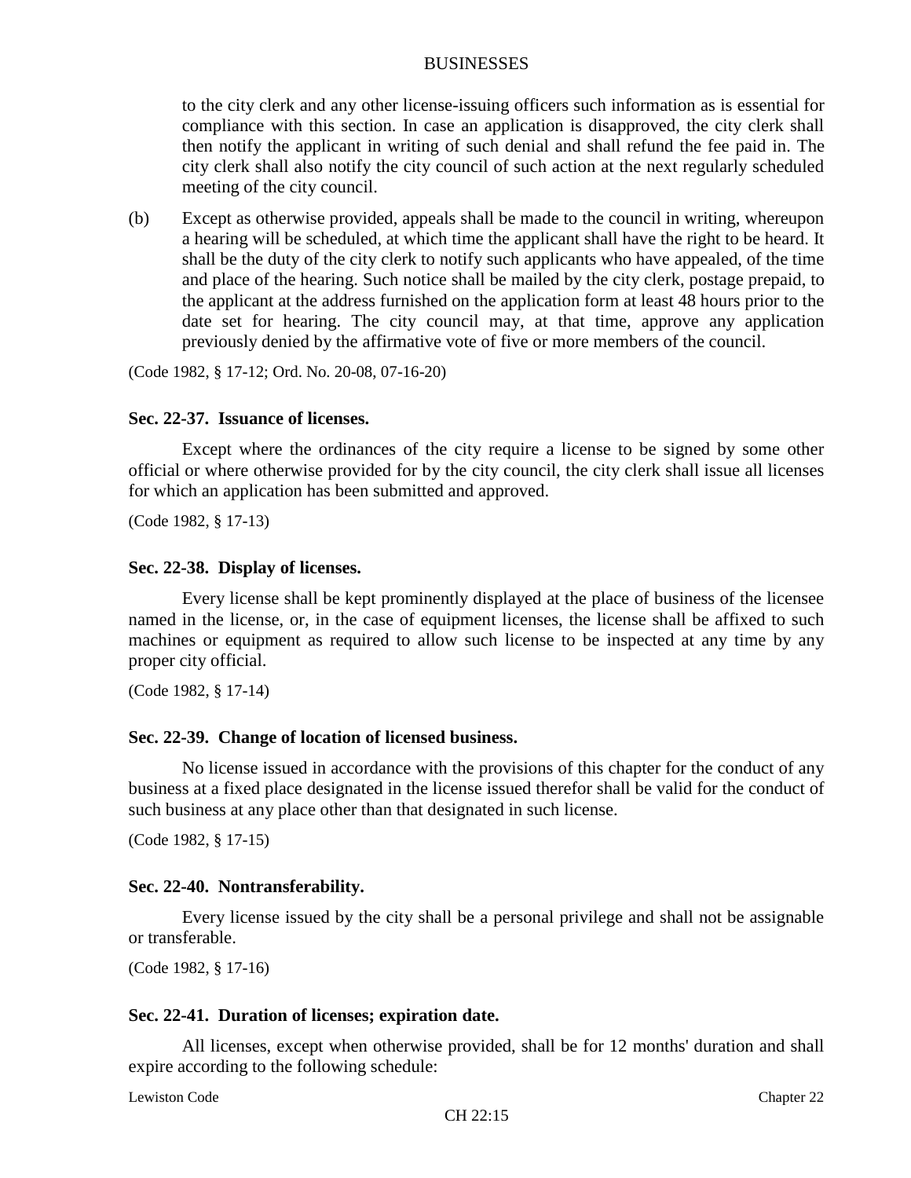to the city clerk and any other license-issuing officers such information as is essential for compliance with this section. In case an application is disapproved, the city clerk shall then notify the applicant in writing of such denial and shall refund the fee paid in. The city clerk shall also notify the city council of such action at the next regularly scheduled meeting of the city council.

(b) Except as otherwise provided, appeals shall be made to the council in writing, whereupon a hearing will be scheduled, at which time the applicant shall have the right to be heard. It shall be the duty of the city clerk to notify such applicants who have appealed, of the time and place of the hearing. Such notice shall be mailed by the city clerk, postage prepaid, to the applicant at the address furnished on the application form at least 48 hours prior to the date set for hearing. The city council may, at that time, approve any application previously denied by the affirmative vote of five or more members of the council.

(Code 1982, § 17-12; Ord. No. 20-08, 07-16-20)

**Sec. 22-37. Issuance of licenses.**

Except where the ordinances of the city require a license to be signed by some other official or where otherwise provided for by the city council, the city clerk shall issue all licenses for which an application has been submitted and approved.

(Code 1982, § 17-13)

**Sec. 22-38. Display of licenses.**

Every license shall be kept prominently displayed at the place of business of the licensee named in the license, or, in the case of equipment licenses, the license shall be affixed to such machines or equipment as required to allow such license to be inspected at any time by any proper city official.

(Code 1982, § 17-14)

**Sec. 22-39. Change of location of licensed business.**

No license issued in accordance with the provisions of this chapter for the conduct of any business at a fixed place designated in the license issued therefor shall be valid for the conduct of such business at any place other than that designated in such license.

(Code 1982, § 17-15)

**Sec. 22-40. Nontransferability.**

Every license issued by the city shall be a personal privilege and shall not be assignable or transferable.

(Code 1982, § 17-16)

**Sec. 22-41. Duration of licenses; expiration date.**

All licenses, except when otherwise provided, shall be for 12 months' duration and shall expire according to the following schedule: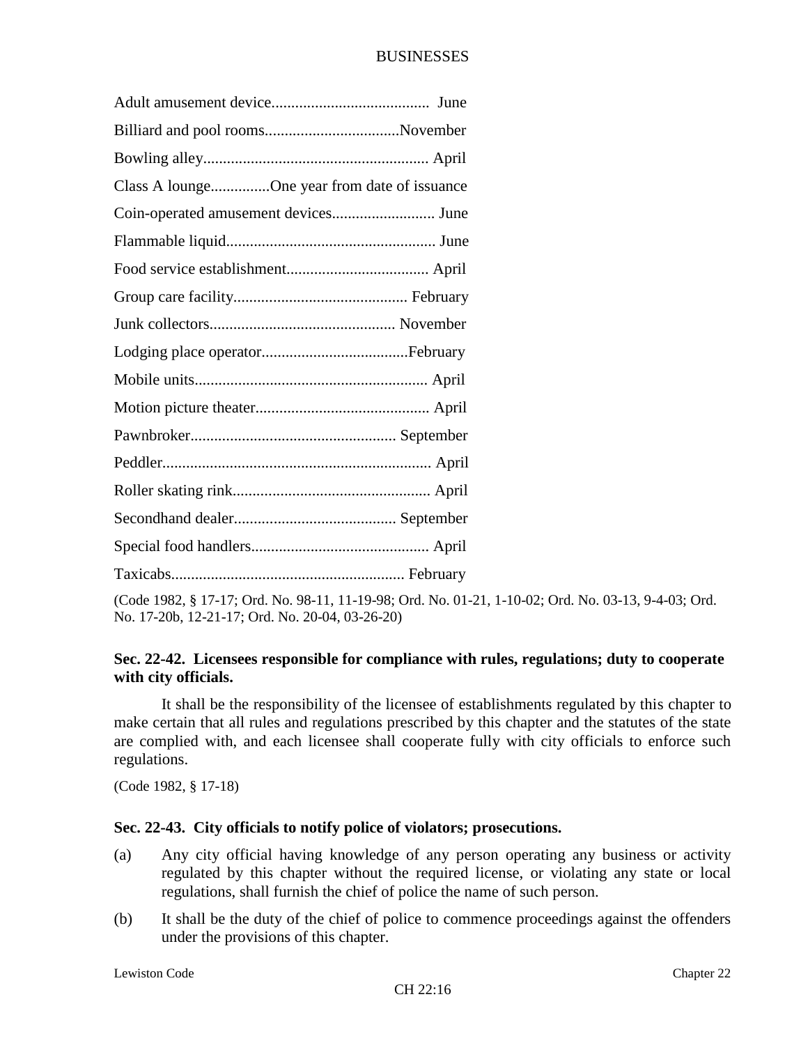Adult amusement device........................................ June

Billiard and pool rooms..................................November

Bowling alley......................................................... April

Class A lounge...............One year from date of issuance

Coin-operated amusement devices.......................... June

Flammable liquid..................................................... June

Food service establishment.................................... April

Group care facility............................................ February

Junk collectors............................................... November

Lodging place operator.....................................February

Mobile units........................................................... April

Motion picture theater............................................ April

Pawnbroker.................................................... September

Peddler.................................................................... April

Roller skating rink.................................................. April

Secondhand dealer......................................... September

Special food handlers............................................. April

Taxicabs........................................................... February

(Code 1982, § 17-17; Ord. No. 98-11, 11-19-98; Ord. No. 01-21, 1-10-02; Ord. No. 03-13, 9-4-03; Ord. No. 17-20b, 12-21-17; Ord. No. 20-04, 03-26-20)

**Sec. 22-42. Licensees responsible for compliance with rules, regulations; duty to cooperate with city officials.**

It shall be the responsibility of the licensee of establishments regulated by this chapter to make certain that all rules and regulations prescribed by this chapter and the statutes of the state are complied with, and each licensee shall cooperate fully with city officials to enforce such regulations.

(Code 1982, § 17-18)

**Sec. 22-43. City officials to notify police of violators; prosecutions.**

(a) Any city official having knowledge of any person operating any business or activity regulated by this chapter without the required license, or violating any state or local regulations, shall furnish the chief of police the name of such person.

(b) It shall be the duty of the chief of police to commence proceedings against the offenders under the provisions of this chapter.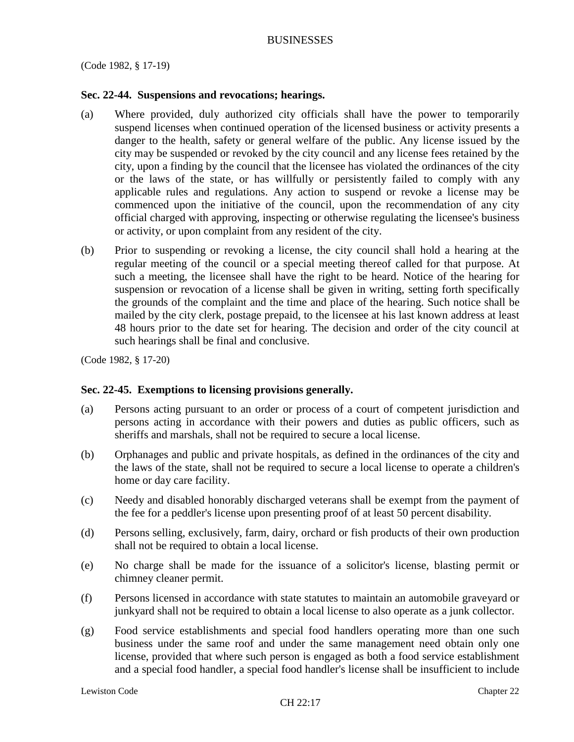(Code 1982, § 17-19)

### Sec. 22-44. Suspensions and revocations; hearings.

(a) Where provided, duly authorized city officials shall have the power to temporarily suspend licenses when continued operation of the licensed business or activity presents a danger to the health, safety or general welfare of the public. Any license issued by the city may be suspended or revoked by the city council and any license fees retained by the city, upon a finding by the council that the licensee has violated the ordinances of the city or the laws of the state, or has willfully or persistently failed to comply with any applicable rules and regulations. Any action to suspend or revoke a license may be commenced upon the initiative of the council, upon the recommendation of any city official charged with approving, inspecting or otherwise regulating the licensee's business or activity, or upon complaint from any resident of the city.

(b) Prior to suspending or revoking a license, the city council shall hold a hearing at the regular meeting of the council or a special meeting thereof called for that purpose. At such a meeting, the licensee shall have the right to be heard. Notice of the hearing for suspension or revocation of a license shall be given in writing, setting forth specifically the grounds of the complaint and the time and place of the hearing. Such notice shall be mailed by the city clerk, postage prepaid, to the licensee at his last known address at least 48 hours prior to the date set for hearing. The decision and order of the city council at such hearings shall be final and conclusive.

(Code 1982, § 17-20)

### Sec. 22-45. Exemptions to licensing provisions generally.

(a) Persons acting pursuant to an order or process of a court of competent jurisdiction and persons acting in accordance with their powers and duties as public officers, such as sheriffs and marshals, shall not be required to secure a local license.

(b) Orphanages and public and private hospitals, as defined in the ordinances of the city and the laws of the state, shall not be required to secure a local license to operate a children's home or day care facility.

(c) Needy and disabled honorably discharged veterans shall be exempt from the payment of the fee for a peddler's license upon presenting proof of at least 50 percent disability.

(d) Persons selling, exclusively, farm, dairy, orchard or fish products of their own production shall not be required to obtain a local license.

(e) No charge shall be made for the issuance of a solicitor's license, blasting permit or chimney cleaner permit.

(f) Persons licensed in accordance with state statutes to maintain an automobile graveyard or junkyard shall not be required to obtain a local license to also operate as a junk collector.

(g) Food service establishments and special food handlers operating more than one such business under the same roof and under the same management need obtain only one license, provided that where such person is engaged as both a food service establishment and a special food handler, a special food handler's license shall be insufficient to include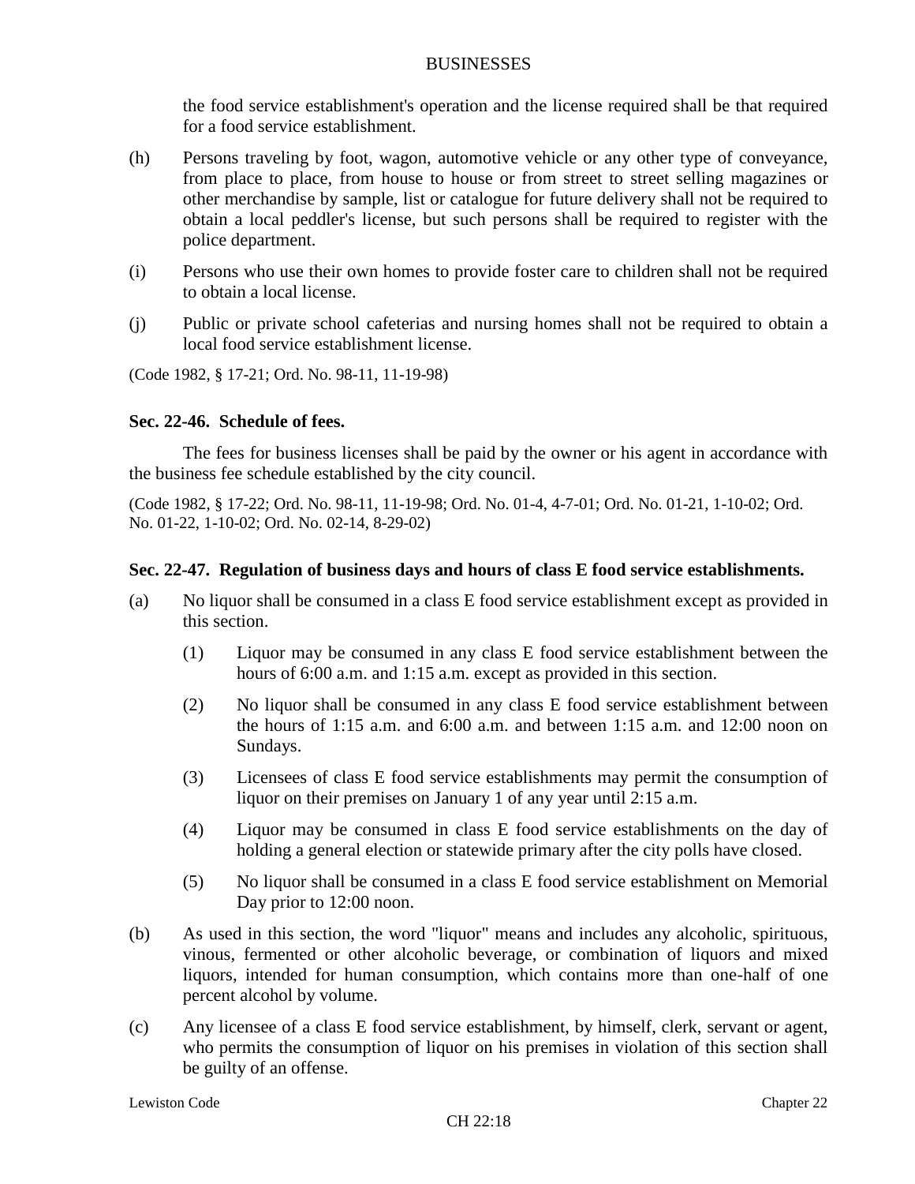the food service establishment's operation and the license required shall be that required for a food service establishment.

(h) Persons traveling by foot, wagon, automotive vehicle or any other type of conveyance, from place to place, from house to house or from street to street selling magazines or other merchandise by sample, list or catalogue for future delivery shall not be required to obtain a local peddler's license, but such persons shall be required to register with the police department.

(i) Persons who use their own homes to provide foster care to children shall not be required to obtain a local license.

(j) Public or private school cafeterias and nursing homes shall not be required to obtain a local food service establishment license.

(Code 1982, § 17-21; Ord. No. 98-11, 11-19-98)

**Sec. 22-46. Schedule of fees.**

The fees for business licenses shall be paid by the owner or his agent in accordance with the business fee schedule established by the city council.

(Code 1982, § 17-22; Ord. No. 98-11, 11-19-98; Ord. No. 01-4, 4-7-01; Ord. No. 01-21, 1-10-02; Ord. No. 01-22, 1-10-02; Ord. No. 02-14, 8-29-02)

**Sec. 22-47. Regulation of business days and hours of class E food service establishments.**

(a) No liquor shall be consumed in a class E food service establishment except as provided in this section.

   (1) Liquor may be consumed in any class E food service establishment between the hours of 6:00 a.m. and 1:15 a.m. except as provided in this section.

   (2) No liquor shall be consumed in any class E food service establishment between the hours of 1:15 a.m. and 6:00 a.m. and between 1:15 a.m. and 12:00 noon on Sundays.

   (3) Licensees of class E food service establishments may permit the consumption of liquor on their premises on January 1 of any year until 2:15 a.m.

   (4) Liquor may be consumed in class E food service establishments on the day of holding a general election or statewide primary after the city polls have closed.

   (5) No liquor shall be consumed in a class E food service establishment on Memorial Day prior to 12:00 noon.

(b) As used in this section, the word "liquor" means and includes any alcoholic, spirituous, vinous, fermented or other alcoholic beverage, or combination of liquors and mixed liquors, intended for human consumption, which contains more than one-half of one percent alcohol by volume.

(c) Any licensee of a class E food service establishment, by himself, clerk, servant or agent, who permits the consumption of liquor on his premises in violation of this section shall be guilty of an offense.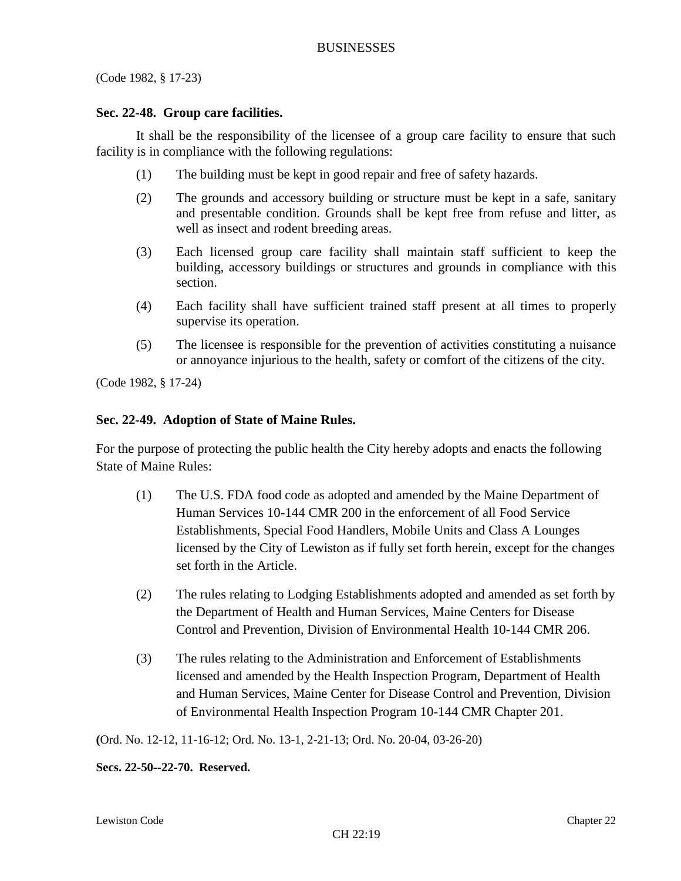(Code 1982, § 17-23)

**Sec. 22-48. Group care facilities.**

It shall be the responsibility of the licensee of a group care facility to ensure that such facility is in compliance with the following regulations:

(1) The building must be kept in good repair and free of safety hazards.

(2) The grounds and accessory building or structure must be kept in a safe, sanitary and presentable condition. Grounds shall be kept free from refuse and litter, as well as insect and rodent breeding areas.

(3) Each licensed group care facility shall maintain staff sufficient to keep the building, accessory buildings or structures and grounds in compliance with this section.

(4) Each facility shall have sufficient trained staff present at all times to properly supervise its operation.

(5) The licensee is responsible for the prevention of activities constituting a nuisance or annoyance injurious to the health, safety or comfort of the citizens of the city.

(Code 1982, § 17-24)

**Sec. 22-49. Adoption of State of Maine Rules.**

For the purpose of protecting the public health the City hereby adopts and enacts the following State of Maine Rules:

(1) The U.S. FDA food code as adopted and amended by the Maine Department of Human Services 10-144 CMR 200 in the enforcement of all Food Service Establishments, Special Food Handlers, Mobile Units and Class A Lounges licensed by the City of Lewiston as if fully set forth herein, except for the changes set forth in the Article.

(2) The rules relating to Lodging Establishments adopted and amended as set forth by the Department of Health and Human Services, Maine Centers for Disease Control and Prevention, Division of Environmental Health 10-144 CMR 206.

(3) The rules relating to the Administration and Enforcement of Establishments licensed and amended by the Health Inspection Program, Department of Health and Human Services, Maine Center for Disease Control and Prevention, Division of Environmental Health Inspection Program 10-144 CMR Chapter 201.

(Ord. No. 12-12, 11-16-12; Ord. No. 13-1, 2-21-13; Ord. No. 20-04, 03-26-20)

**Secs. 22-50--22-70. Reserved.**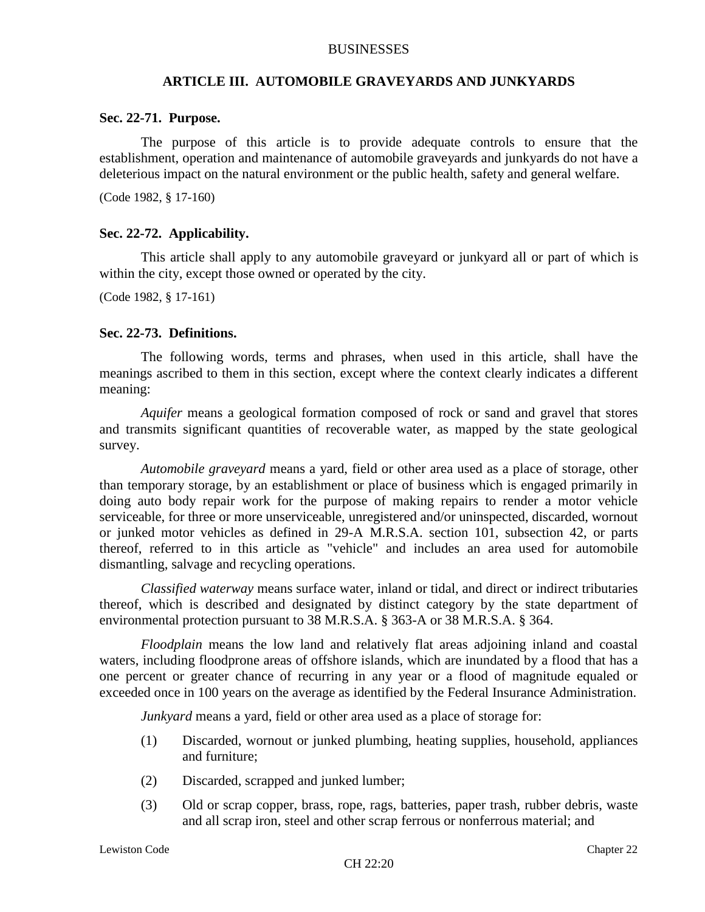## ARTICLE III. AUTOMOBILE GRAVEYARDS AND JUNKYARDS

### Sec. 22-71. Purpose.

The purpose of this article is to provide adequate controls to ensure that the establishment, operation and maintenance of automobile graveyards and junkyards do not have a deleterious impact on the natural environment or the public health, safety and general welfare.

(Code 1982, § 17-160)

### Sec. 22-72. Applicability.

This article shall apply to any automobile graveyard or junkyard all or part of which is within the city, except those owned or operated by the city.

(Code 1982, § 17-161)

### Sec. 22-73. Definitions.

The following words, terms and phrases, when used in this article, shall have the meanings ascribed to them in this section, except where the context clearly indicates a different meaning:

*Aquifer* means a geological formation composed of rock or sand and gravel that stores and transmits significant quantities of recoverable water, as mapped by the state geological survey.

*Automobile graveyard* means a yard, field or other area used as a place of storage, other than temporary storage, by an establishment or place of business which is engaged primarily in doing auto body repair work for the purpose of making repairs to render a motor vehicle serviceable, for three or more unserviceable, unregistered and/or uninspected, discarded, wornout or junked motor vehicles as defined in 29-A M.R.S.A. section 101, subsection 42, or parts thereof, referred to in this article as "vehicle" and includes an area used for automobile dismantling, salvage and recycling operations.

*Classified waterway* means surface water, inland or tidal, and direct or indirect tributaries thereof, which is described and designated by distinct category by the state department of environmental protection pursuant to 38 M.R.S.A. § 363-A or 38 M.R.S.A. § 364.

*Floodplain* means the low land and relatively flat areas adjoining inland and coastal waters, including floodprone areas of offshore islands, which are inundated by a flood that has a one percent or greater chance of recurring in any year or a flood of magnitude equaled or exceeded once in 100 years on the average as identified by the Federal Insurance Administration.

*Junkyard* means a yard, field or other area used as a place of storage for:

(1) Discarded, wornout or junked plumbing, heating supplies, household, appliances and furniture;

(2) Discarded, scrapped and junked lumber;

(3) Old or scrap copper, brass, rope, rags, batteries, paper trash, rubber debris, waste and all scrap iron, steel and other scrap ferrous or nonferrous material; and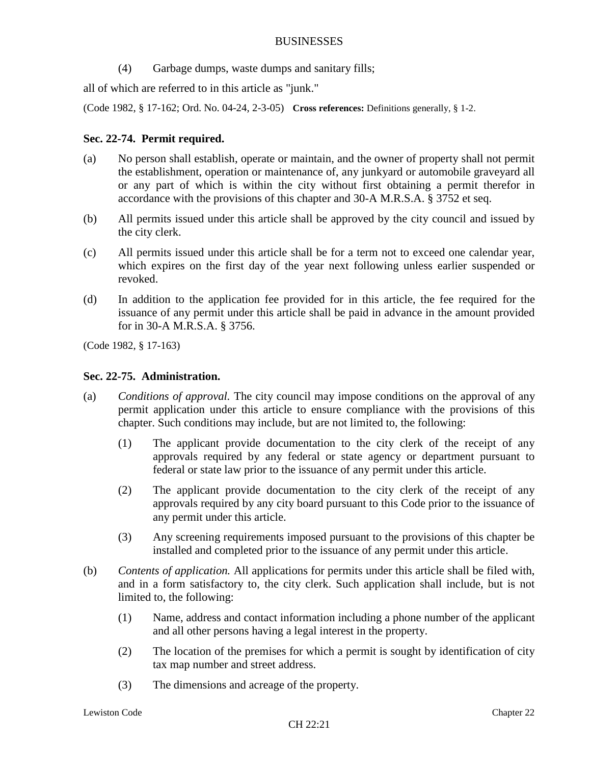(4) Garbage dumps, waste dumps and sanitary fills;

all of which are referred to in this article as "junk."

(Code 1982, § 17-162; Ord. No. 04-24, 2-3-05) **Cross references:** Definitions generally, § 1-2.

### Sec. 22-74. Permit required.

(a) No person shall establish, operate or maintain, and the owner of property shall not permit the establishment, operation or maintenance of, any junkyard or automobile graveyard all or any part of which is within the city without first obtaining a permit therefor in accordance with the provisions of this chapter and 30-A M.R.S.A. § 3752 et seq.

(b) All permits issued under this article shall be approved by the city council and issued by the city clerk.

(c) All permits issued under this article shall be for a term not to exceed one calendar year, which expires on the first day of the year next following unless earlier suspended or revoked.

(d) In addition to the application fee provided for in this article, the fee required for the issuance of any permit under this article shall be paid in advance in the amount provided for in 30-A M.R.S.A. § 3756.

(Code 1982, § 17-163)

### Sec. 22-75. Administration.

(a) *Conditions of approval.* The city council may impose conditions on the approval of any permit application under this article to ensure compliance with the provisions of this chapter. Such conditions may include, but are not limited to, the following:

(1) The applicant provide documentation to the city clerk of the receipt of any approvals required by any federal or state agency or department pursuant to federal or state law prior to the issuance of any permit under this article.

(2) The applicant provide documentation to the city clerk of the receipt of any approvals required by any city board pursuant to this Code prior to the issuance of any permit under this article.

(3) Any screening requirements imposed pursuant to the provisions of this chapter be installed and completed prior to the issuance of any permit under this article.

(b) *Contents of application.* All applications for permits under this article shall be filed with, and in a form satisfactory to, the city clerk. Such application shall include, but is not limited to, the following:

(1) Name, address and contact information including a phone number of the applicant and all other persons having a legal interest in the property.

(2) The location of the premises for which a permit is sought by identification of city tax map number and street address.

(3) The dimensions and acreage of the property.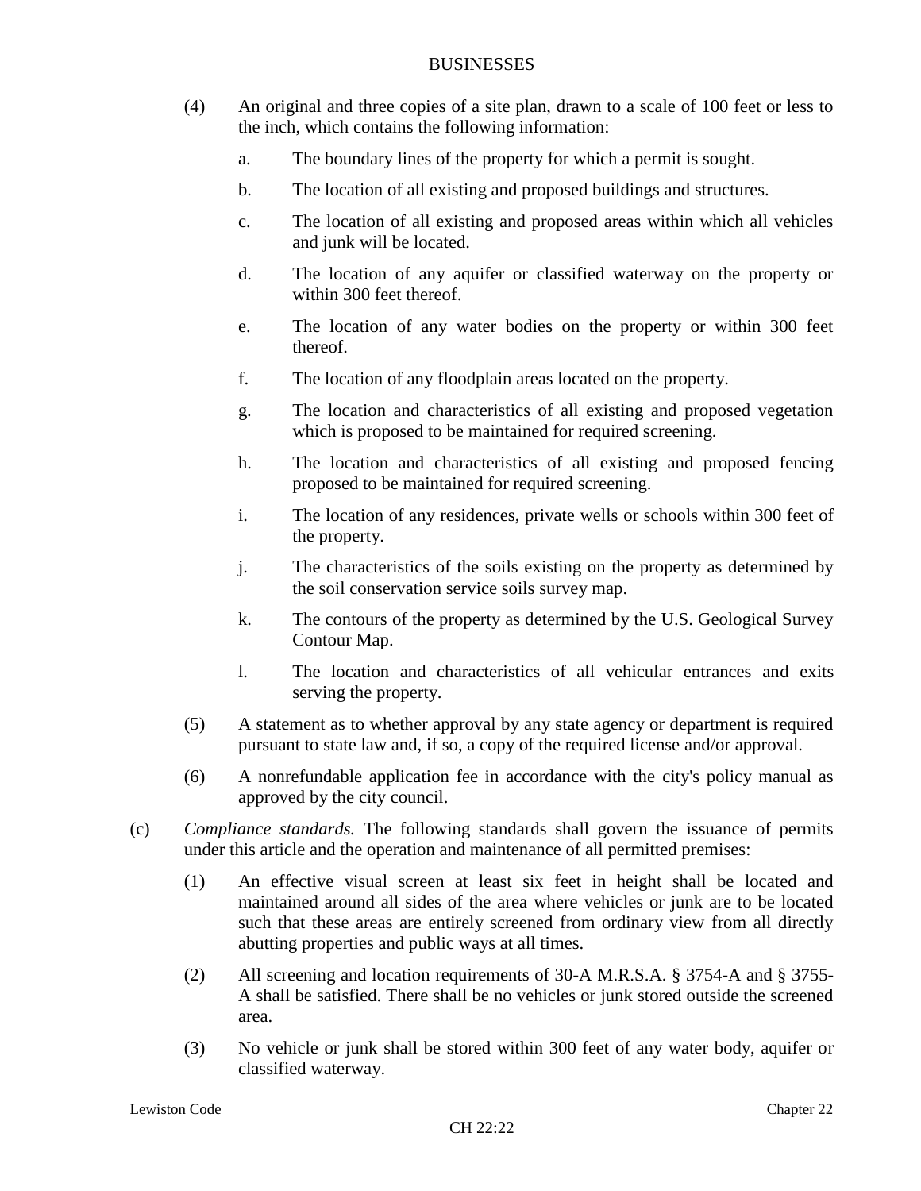(4) An original and three copies of a site plan, drawn to a scale of 100 feet or less to the inch, which contains the following information:

   a. The boundary lines of the property for which a permit is sought.

   b. The location of all existing and proposed buildings and structures.

   c. The location of all existing and proposed areas within which all vehicles and junk will be located.

   d. The location of any aquifer or classified waterway on the property or within 300 feet thereof.

   e. The location of any water bodies on the property or within 300 feet thereof.

   f. The location of any floodplain areas located on the property.

   g. The location and characteristics of all existing and proposed vegetation which is proposed to be maintained for required screening.

   h. The location and characteristics of all existing and proposed fencing proposed to be maintained for required screening.

   i. The location of any residences, private wells or schools within 300 feet of the property.

   j. The characteristics of the soils existing on the property as determined by the soil conservation service soils survey map.

   k. The contours of the property as determined by the U.S. Geological Survey Contour Map.

   l. The location and characteristics of all vehicular entrances and exits serving the property.

(5) A statement as to whether approval by any state agency or department is required pursuant to state law and, if so, a copy of the required license and/or approval.

(6) A nonrefundable application fee in accordance with the city's policy manual as approved by the city council.

(c) *Compliance standards.* The following standards shall govern the issuance of permits under this article and the operation and maintenance of all permitted premises:

   (1) An effective visual screen at least six feet in height shall be located and maintained around all sides of the area where vehicles or junk are to be located such that these areas are entirely screened from ordinary view from all directly abutting properties and public ways at all times.

   (2) All screening and location requirements of 30-A M.R.S.A. § 3754-A and § 3755-A shall be satisfied. There shall be no vehicles or junk stored outside the screened area.

   (3) No vehicle or junk shall be stored within 300 feet of any water body, aquifer or classified waterway.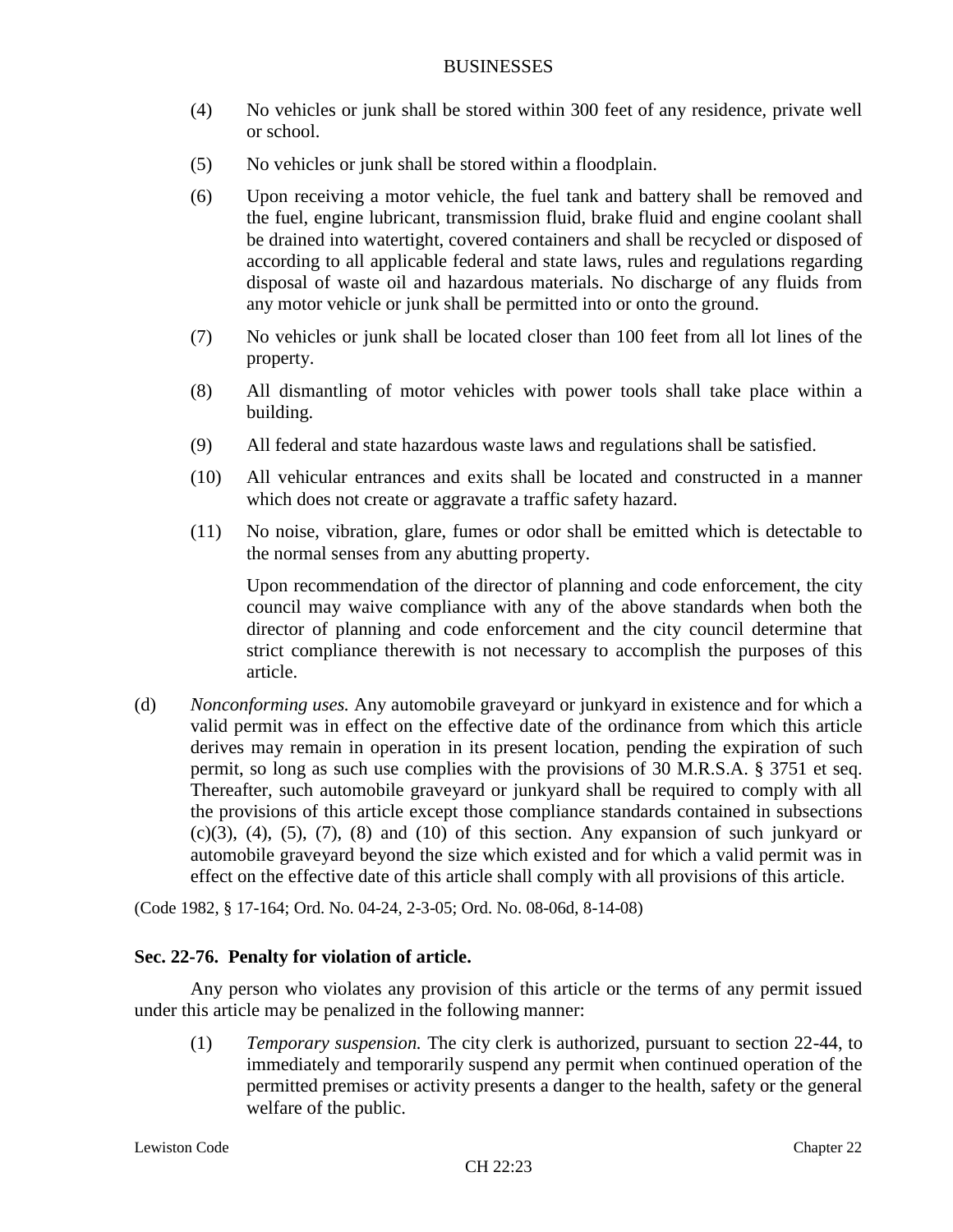(4) No vehicles or junk shall be stored within 300 feet of any residence, private well or school.

(5) No vehicles or junk shall be stored within a floodplain.

(6) Upon receiving a motor vehicle, the fuel tank and battery shall be removed and the fuel, engine lubricant, transmission fluid, brake fluid and engine coolant shall be drained into watertight, covered containers and shall be recycled or disposed of according to all applicable federal and state laws, rules and regulations regarding disposal of waste oil and hazardous materials. No discharge of any fluids from any motor vehicle or junk shall be permitted into or onto the ground.

(7) No vehicles or junk shall be located closer than 100 feet from all lot lines of the property.

(8) All dismantling of motor vehicles with power tools shall take place within a building.

(9) All federal and state hazardous waste laws and regulations shall be satisfied.

(10) All vehicular entrances and exits shall be located and constructed in a manner which does not create or aggravate a traffic safety hazard.

(11) No noise, vibration, glare, fumes or odor shall be emitted which is detectable to the normal senses from any abutting property.

Upon recommendation of the director of planning and code enforcement, the city council may waive compliance with any of the above standards when both the director of planning and code enforcement and the city council determine that strict compliance therewith is not necessary to accomplish the purposes of this article.

(d) *Nonconforming uses.* Any automobile graveyard or junkyard in existence and for which a valid permit was in effect on the effective date of the ordinance from which this article derives may remain in operation in its present location, pending the expiration of such permit, so long as such use complies with the provisions of 30 M.R.S.A. § 3751 et seq. Thereafter, such automobile graveyard or junkyard shall be required to comply with all the provisions of this article except those compliance standards contained in subsections (c)(3), (4), (5), (7), (8) and (10) of this section. Any expansion of such junkyard or automobile graveyard beyond the size which existed and for which a valid permit was in effect on the effective date of this article shall comply with all provisions of this article.

(Code 1982, § 17-164; Ord. No. 04-24, 2-3-05; Ord. No. 08-06d, 8-14-08)

### Sec. 22-76. Penalty for violation of article.

Any person who violates any provision of this article or the terms of any permit issued under this article may be penalized in the following manner:

(1) *Temporary suspension.* The city clerk is authorized, pursuant to section 22-44, to immediately and temporarily suspend any permit when continued operation of the permitted premises or activity presents a danger to the health, safety or the general welfare of the public.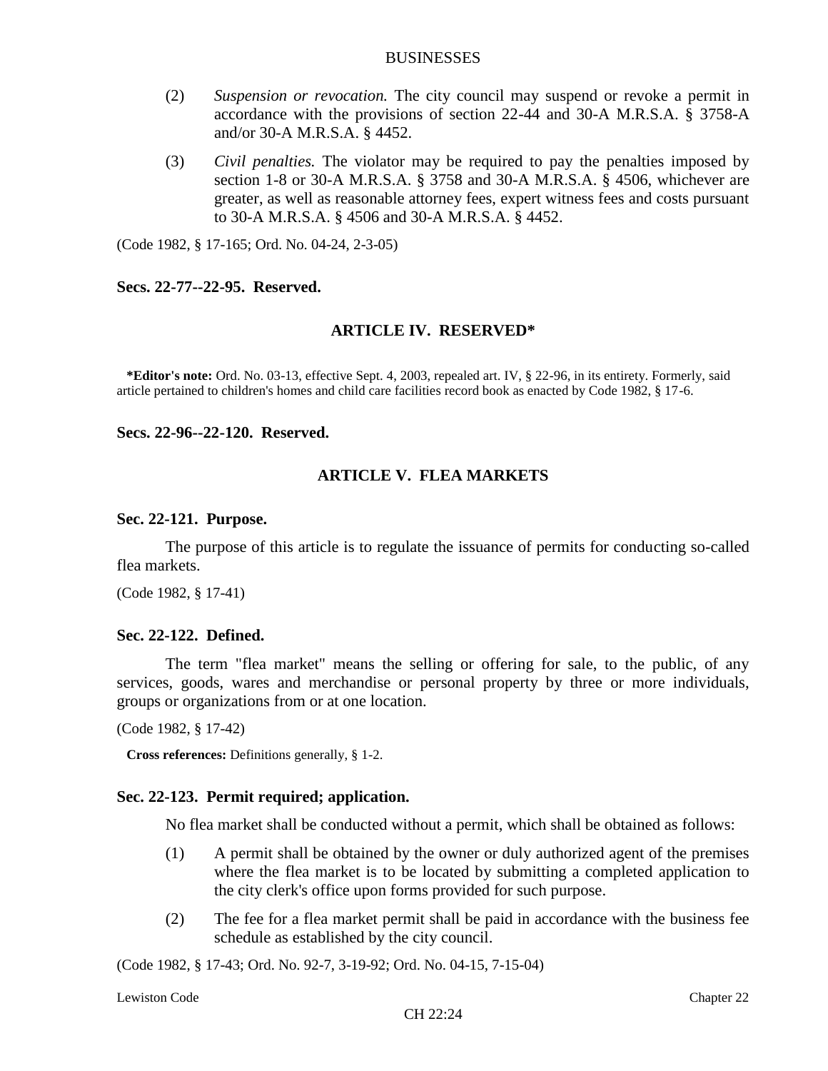(2) *Suspension or revocation.* The city council may suspend or revoke a permit in accordance with the provisions of section 22-44 and 30-A M.R.S.A. § 3758-A and/or 30-A M.R.S.A. § 4452.

(3) *Civil penalties.* The violator may be required to pay the penalties imposed by section 1-8 or 30-A M.R.S.A. § 3758 and 30-A M.R.S.A. § 4506, whichever are greater, as well as reasonable attorney fees, expert witness fees and costs pursuant to 30-A M.R.S.A. § 4506 and 30-A M.R.S.A. § 4452.

(Code 1982, § 17-165; Ord. No. 04-24, 2-3-05)

**Secs. 22-77--22-95. Reserved.**

## ARTICLE IV. RESERVED*

**\*Editor's note:** Ord. No. 03-13, effective Sept. 4, 2003, repealed art. IV, § 22-96, in its entirety. Formerly, said article pertained to children's homes and child care facilities record book as enacted by Code 1982, § 17-6.

**Secs. 22-96--22-120. Reserved.**

## ARTICLE V. FLEA MARKETS

### Sec. 22-121. Purpose.

The purpose of this article is to regulate the issuance of permits for conducting so-called flea markets.

(Code 1982, § 17-41)

### Sec. 22-122. Defined.

The term "flea market" means the selling or offering for sale, to the public, of any services, goods, wares and merchandise or personal property by three or more individuals, groups or organizations from or at one location.

(Code 1982, § 17-42)

**Cross references:** Definitions generally, § 1-2.

### Sec. 22-123. Permit required; application.

No flea market shall be conducted without a permit, which shall be obtained as follows:

(1) A permit shall be obtained by the owner or duly authorized agent of the premises where the flea market is to be located by submitting a completed application to the city clerk's office upon forms provided for such purpose.

(2) The fee for a flea market permit shall be paid in accordance with the business fee schedule as established by the city council.

(Code 1982, § 17-43; Ord. No. 92-7, 3-19-92; Ord. No. 04-15, 7-15-04)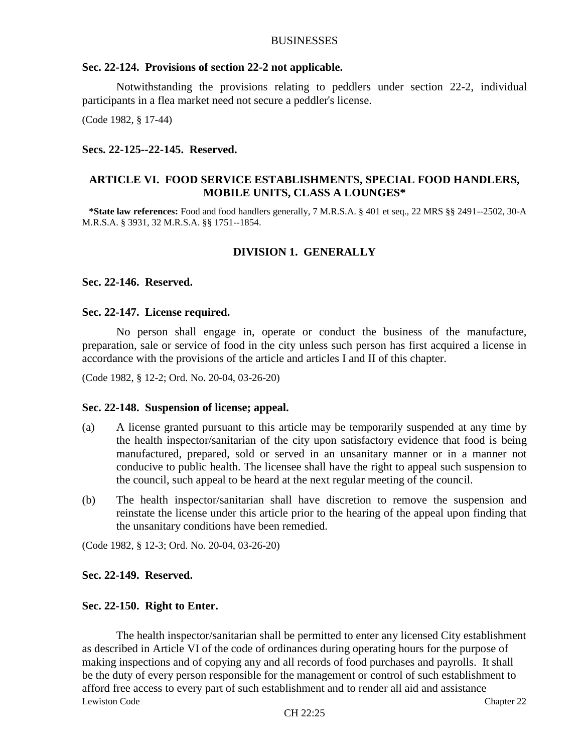## Sec. 22-124. Provisions of section 22-2 not applicable.

Notwithstanding the provisions relating to peddlers under section 22-2, individual participants in a flea market need not secure a peddler's license.

(Code 1982, § 17-44)

## Secs. 22-125--22-145. Reserved.

# ARTICLE VI. FOOD SERVICE ESTABLISHMENTS, SPECIAL FOOD HANDLERS, MOBILE UNITS, CLASS A LOUNGES*

***State law references:** Food and food handlers generally, 7 M.R.S.A. § 401 et seq., 22 MRS §§ 2491--2502, 30-A M.R.S.A. § 3931, 32 M.R.S.A. §§ 1751--1854.

## DIVISION 1. GENERALLY

## Sec. 22-146. Reserved.

## Sec. 22-147. License required.

No person shall engage in, operate or conduct the business of the manufacture, preparation, sale or service of food in the city unless such person has first acquired a license in accordance with the provisions of the article and articles I and II of this chapter.

(Code 1982, § 12-2; Ord. No. 20-04, 03-26-20)

## Sec. 22-148. Suspension of license; appeal.

(a) A license granted pursuant to this article may be temporarily suspended at any time by the health inspector/sanitarian of the city upon satisfactory evidence that food is being manufactured, prepared, sold or served in an unsanitary manner or in a manner not conducive to public health. The licensee shall have the right to appeal such suspension to the council, such appeal to be heard at the next regular meeting of the council.

(b) The health inspector/sanitarian shall have discretion to remove the suspension and reinstate the license under this article prior to the hearing of the appeal upon finding that the unsanitary conditions have been remedied.

(Code 1982, § 12-3; Ord. No. 20-04, 03-26-20)

## Sec. 22-149. Reserved.

## Sec. 22-150. Right to Enter.

The health inspector/sanitarian shall be permitted to enter any licensed City establishment as described in Article VI of the code of ordinances during operating hours for the purpose of making inspections and of copying any and all records of food purchases and payrolls. It shall be the duty of every person responsible for the management or control of such establishment to afford free access to every part of such establishment and to render all aid and assistance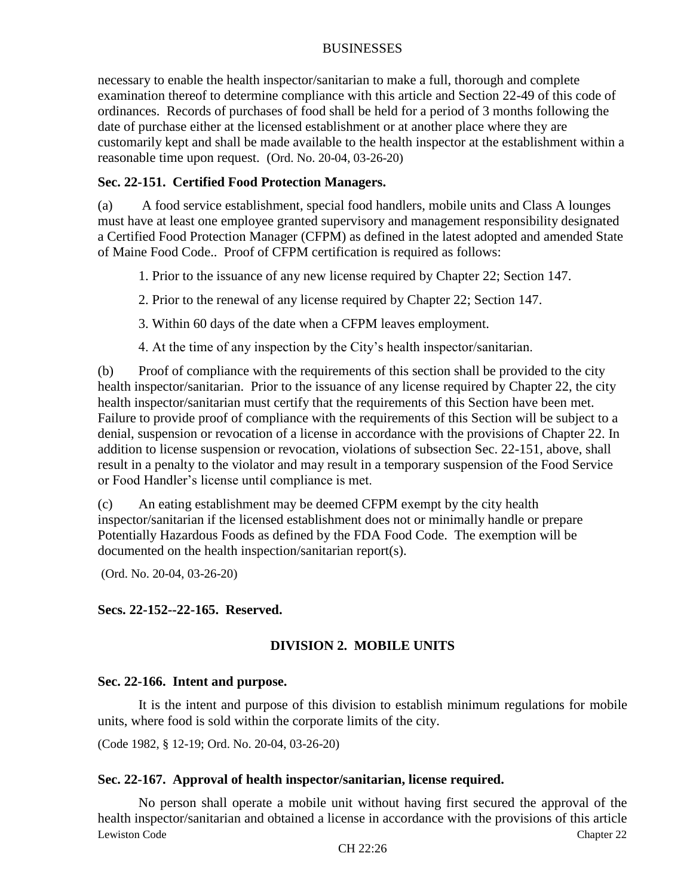necessary to enable the health inspector/sanitarian to make a full, thorough and complete examination thereof to determine compliance with this article and Section 22-49 of this code of ordinances. Records of purchases of food shall be held for a period of 3 months following the date of purchase either at the licensed establishment or at another place where they are customarily kept and shall be made available to the health inspector at the establishment within a reasonable time upon request. (Ord. No. 20-04, 03-26-20)

**Sec. 22-151. Certified Food Protection Managers.**

(a) A food service establishment, special food handlers, mobile units and Class A lounges must have at least one employee granted supervisory and management responsibility designated a Certified Food Protection Manager (CFPM) as defined in the latest adopted and amended State of Maine Food Code.. Proof of CFPM certification is required as follows:

1. Prior to the issuance of any new license required by Chapter 22; Section 147.

2. Prior to the renewal of any license required by Chapter 22; Section 147.

3. Within 60 days of the date when a CFPM leaves employment.

4. At the time of any inspection by the City's health inspector/sanitarian.

(b) Proof of compliance with the requirements of this section shall be provided to the city health inspector/sanitarian. Prior to the issuance of any license required by Chapter 22, the city health inspector/sanitarian must certify that the requirements of this Section have been met. Failure to provide proof of compliance with the requirements of this Section will be subject to a denial, suspension or revocation of a license in accordance with the provisions of Chapter 22. In addition to license suspension or revocation, violations of subsection Sec. 22-151, above, shall result in a penalty to the violator and may result in a temporary suspension of the Food Service or Food Handler's license until compliance is met.

(c) An eating establishment may be deemed CFPM exempt by the city health inspector/sanitarian if the licensed establishment does not or minimally handle or prepare Potentially Hazardous Foods as defined by the FDA Food Code. The exemption will be documented on the health inspection/sanitarian report(s).

(Ord. No. 20-04, 03-26-20)

**Secs. 22-152--22-165. Reserved.**

## DIVISION 2. MOBILE UNITS

**Sec. 22-166. Intent and purpose.**

It is the intent and purpose of this division to establish minimum regulations for mobile units, where food is sold within the corporate limits of the city.

(Code 1982, § 12-19; Ord. No. 20-04, 03-26-20)

**Sec. 22-167. Approval of health inspector/sanitarian, license required.**

No person shall operate a mobile unit without having first secured the approval of the health inspector/sanitarian and obtained a license in accordance with the provisions of this article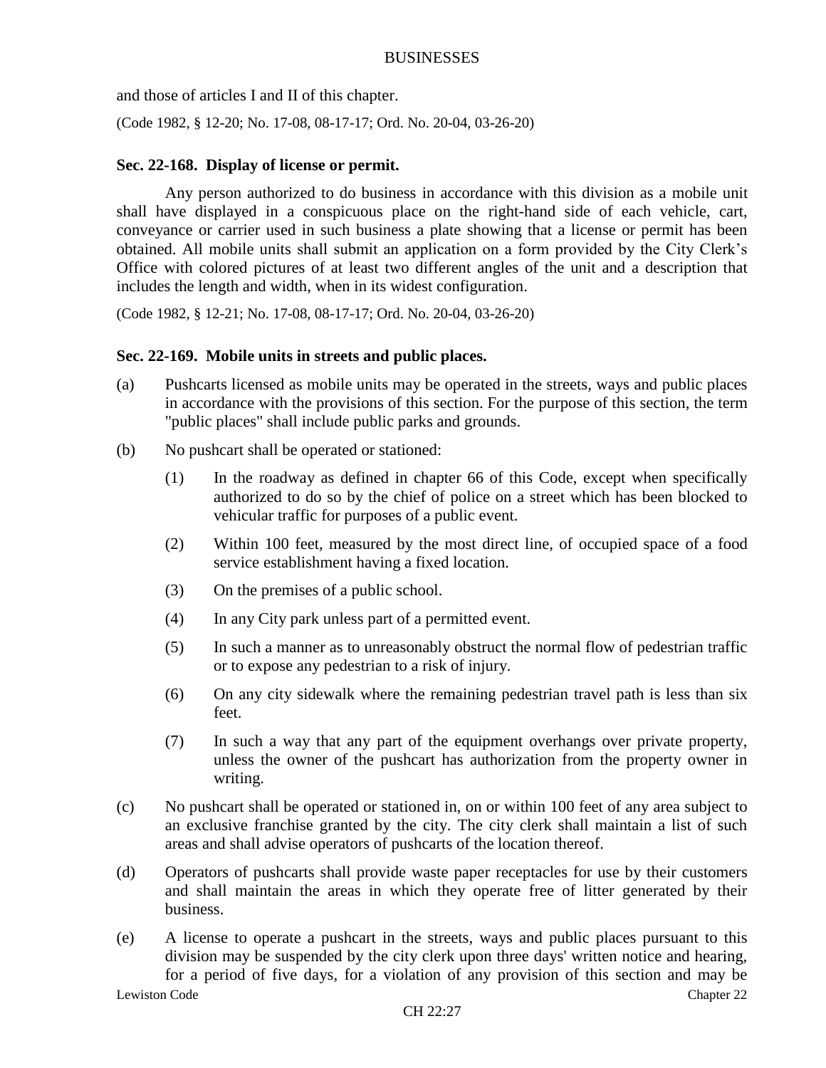and those of articles I and II of this chapter.

(Code 1982, § 12-20; No. 17-08, 08-17-17; Ord. No. 20-04, 03-26-20)

### Sec. 22-168. Display of license or permit.

Any person authorized to do business in accordance with this division as a mobile unit shall have displayed in a conspicuous place on the right-hand side of each vehicle, cart, conveyance or carrier used in such business a plate showing that a license or permit has been obtained. All mobile units shall submit an application on a form provided by the City Clerk's Office with colored pictures of at least two different angles of the unit and a description that includes the length and width, when in its widest configuration.

(Code 1982, § 12-21; No. 17-08, 08-17-17; Ord. No. 20-04, 03-26-20)

### Sec. 22-169. Mobile units in streets and public places.

(a) Pushcarts licensed as mobile units may be operated in the streets, ways and public places in accordance with the provisions of this section. For the purpose of this section, the term "public places" shall include public parks and grounds.

(b) No pushcart shall be operated or stationed:

(1) In the roadway as defined in chapter 66 of this Code, except when specifically authorized to do so by the chief of police on a street which has been blocked to vehicular traffic for purposes of a public event.

(2) Within 100 feet, measured by the most direct line, of occupied space of a food service establishment having a fixed location.

(3) On the premises of a public school.

(4) In any City park unless part of a permitted event.

(5) In such a manner as to unreasonably obstruct the normal flow of pedestrian traffic or to expose any pedestrian to a risk of injury.

(6) On any city sidewalk where the remaining pedestrian travel path is less than six feet.

(7) In such a way that any part of the equipment overhangs over private property, unless the owner of the pushcart has authorization from the property owner in writing.

(c) No pushcart shall be operated or stationed in, on or within 100 feet of any area subject to an exclusive franchise granted by the city. The city clerk shall maintain a list of such areas and shall advise operators of pushcarts of the location thereof.

(d) Operators of pushcarts shall provide waste paper receptacles for use by their customers and shall maintain the areas in which they operate free of litter generated by their business.

(e) A license to operate a pushcart in the streets, ways and public places pursuant to this division may be suspended by the city clerk upon three days' written notice and hearing, for a period of five days, for a violation of any provision of this section and may be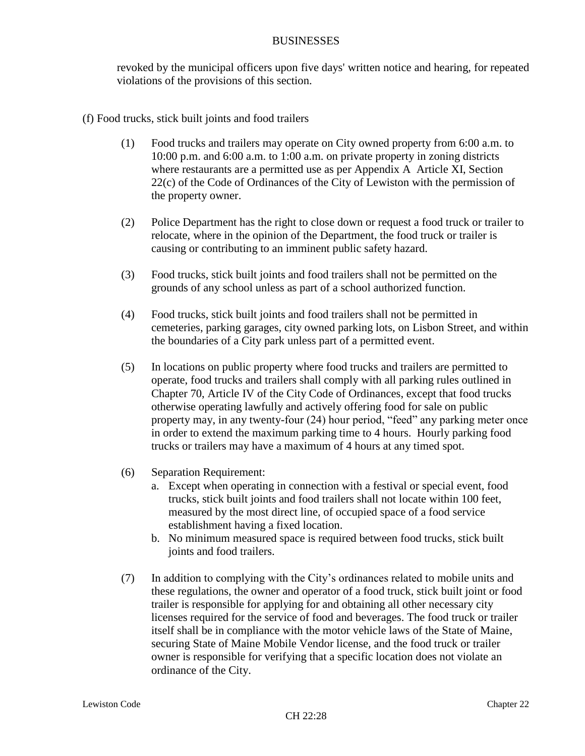revoked by the municipal officers upon five days' written notice and hearing, for repeated violations of the provisions of this section.

(f) Food trucks, stick built joints and food trailers

(1) Food trucks and trailers may operate on City owned property from 6:00 a.m. to 10:00 p.m. and 6:00 a.m. to 1:00 a.m. on private property in zoning districts where restaurants are a permitted use as per Appendix A Article XI, Section 22(c) of the Code of Ordinances of the City of Lewiston with the permission of the property owner.

(2) Police Department has the right to close down or request a food truck or trailer to relocate, where in the opinion of the Department, the food truck or trailer is causing or contributing to an imminent public safety hazard.

(3) Food trucks, stick built joints and food trailers shall not be permitted on the grounds of any school unless as part of a school authorized function.

(4) Food trucks, stick built joints and food trailers shall not be permitted in cemeteries, parking garages, city owned parking lots, on Lisbon Street, and within the boundaries of a City park unless part of a permitted event.

(5) In locations on public property where food trucks and trailers are permitted to operate, food trucks and trailers shall comply with all parking rules outlined in Chapter 70, Article IV of the City Code of Ordinances, except that food trucks otherwise operating lawfully and actively offering food for sale on public property may, in any twenty-four (24) hour period, "feed" any parking meter once in order to extend the maximum parking time to 4 hours. Hourly parking food trucks or trailers may have a maximum of 4 hours at any timed spot.

(6) Separation Requirement:
   a. Except when operating in connection with a festival or special event, food trucks, stick built joints and food trailers shall not locate within 100 feet, measured by the most direct line, of occupied space of a food service establishment having a fixed location.
   b. No minimum measured space is required between food trucks, stick built joints and food trailers.

(7) In addition to complying with the City's ordinances related to mobile units and these regulations, the owner and operator of a food truck, stick built joint or food trailer is responsible for applying for and obtaining all other necessary city licenses required for the service of food and beverages. The food truck or trailer itself shall be in compliance with the motor vehicle laws of the State of Maine, securing State of Maine Mobile Vendor license, and the food truck or trailer owner is responsible for verifying that a specific location does not violate an ordinance of the City.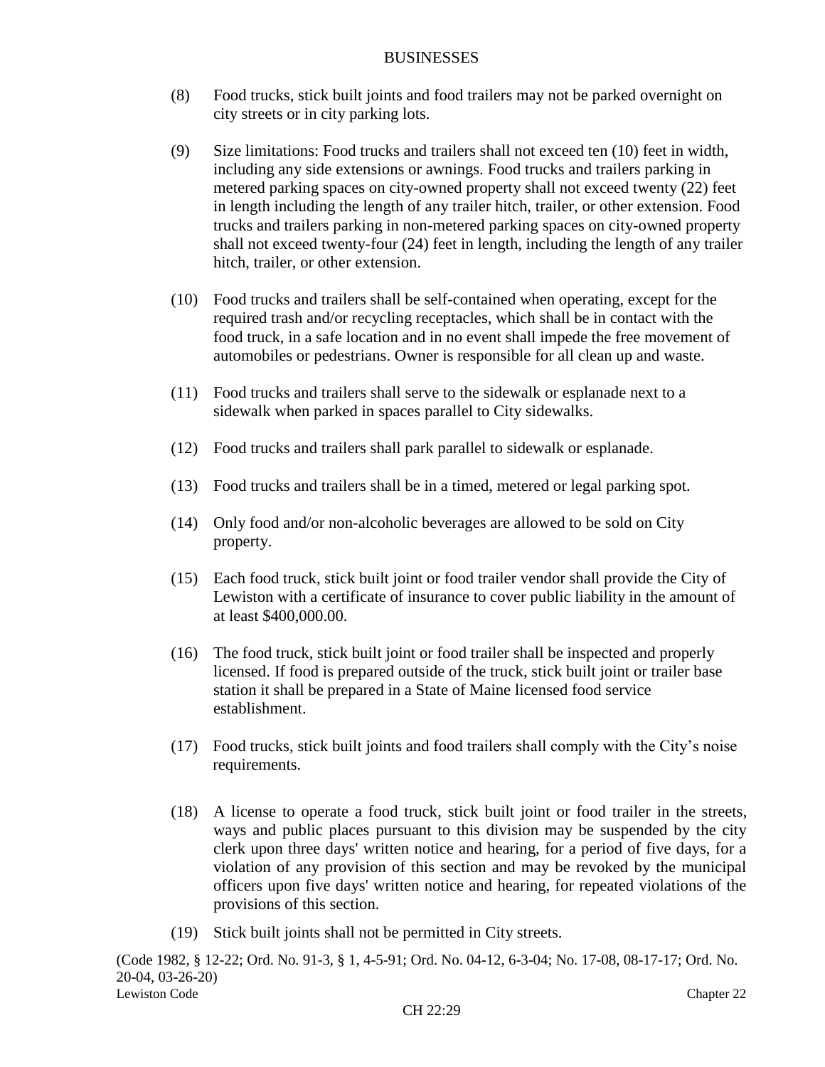(8) Food trucks, stick built joints and food trailers may not be parked overnight on city streets or in city parking lots.

(9) Size limitations: Food trucks and trailers shall not exceed ten (10) feet in width, including any side extensions or awnings. Food trucks and trailers parking in metered parking spaces on city-owned property shall not exceed twenty (22) feet in length including the length of any trailer hitch, trailer, or other extension. Food trucks and trailers parking in non-metered parking spaces on city-owned property shall not exceed twenty-four (24) feet in length, including the length of any trailer hitch, trailer, or other extension.

(10) Food trucks and trailers shall be self-contained when operating, except for the required trash and/or recycling receptacles, which shall be in contact with the food truck, in a safe location and in no event shall impede the free movement of automobiles or pedestrians. Owner is responsible for all clean up and waste.

(11) Food trucks and trailers shall serve to the sidewalk or esplanade next to a sidewalk when parked in spaces parallel to City sidewalks.

(12) Food trucks and trailers shall park parallel to sidewalk or esplanade.

(13) Food trucks and trailers shall be in a timed, metered or legal parking spot.

(14) Only food and/or non-alcoholic beverages are allowed to be sold on City property.

(15) Each food truck, stick built joint or food trailer vendor shall provide the City of Lewiston with a certificate of insurance to cover public liability in the amount of at least $400,000.00.

(16) The food truck, stick built joint or food trailer shall be inspected and properly licensed. If food is prepared outside of the truck, stick built joint or trailer base station it shall be prepared in a State of Maine licensed food service establishment.

(17) Food trucks, stick built joints and food trailers shall comply with the City's noise requirements.

(18) A license to operate a food truck, stick built joint or food trailer in the streets, ways and public places pursuant to this division may be suspended by the city clerk upon three days' written notice and hearing, for a period of five days, for a violation of any provision of this section and may be revoked by the municipal officers upon five days' written notice and hearing, for repeated violations of the provisions of this section.

(19) Stick built joints shall not be permitted in City streets.

(Code 1982, § 12-22; Ord. No. 91-3, § 1, 4-5-91; Ord. No. 04-12, 6-3-04; No. 17-08, 08-17-17; Ord. No. 20-04, 03-26-20)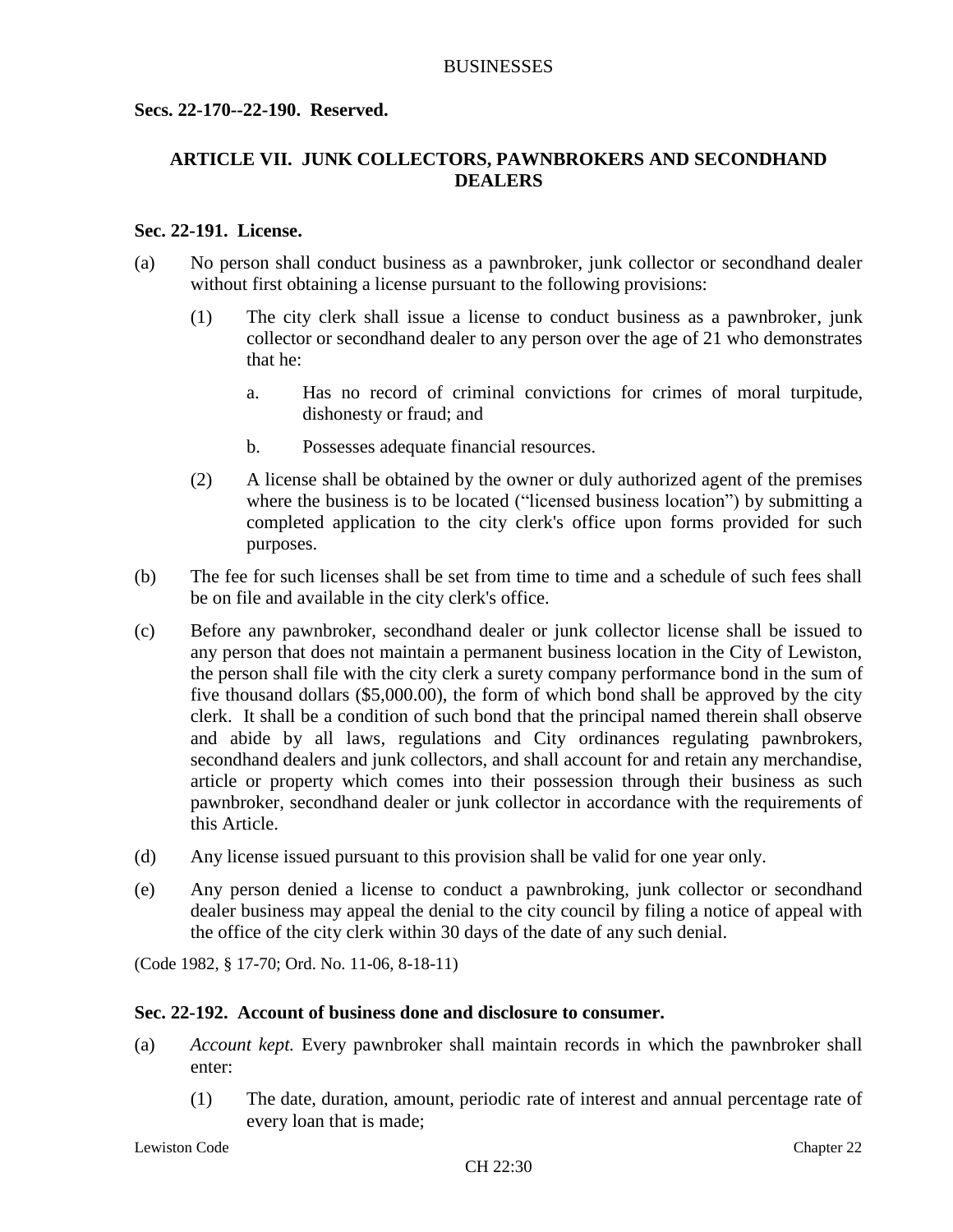**Secs. 22-170--22-190. Reserved.**

## ARTICLE VII. JUNK COLLECTORS, PAWNBROKERS AND SECONDHAND DEALERS

### Sec. 22-191. License.

(a) No person shall conduct business as a pawnbroker, junk collector or secondhand dealer without first obtaining a license pursuant to the following provisions:

 (1) The city clerk shall issue a license to conduct business as a pawnbroker, junk collector or secondhand dealer to any person over the age of 21 who demonstrates that he:

  a. Has no record of criminal convictions for crimes of moral turpitude, dishonesty or fraud; and

  b. Possesses adequate financial resources.

 (2) A license shall be obtained by the owner or duly authorized agent of the premises where the business is to be located ("licensed business location") by submitting a completed application to the city clerk's office upon forms provided for such purposes.

(b) The fee for such licenses shall be set from time to time and a schedule of such fees shall be on file and available in the city clerk's office.

(c) Before any pawnbroker, secondhand dealer or junk collector license shall be issued to any person that does not maintain a permanent business location in the City of Lewiston, the person shall file with the city clerk a surety company performance bond in the sum of five thousand dollars ($5,000.00), the form of which bond shall be approved by the city clerk. It shall be a condition of such bond that the principal named therein shall observe and abide by all laws, regulations and City ordinances regulating pawnbrokers, secondhand dealers and junk collectors, and shall account for and retain any merchandise, article or property which comes into their possession through their business as such pawnbroker, secondhand dealer or junk collector in accordance with the requirements of this Article.

(d) Any license issued pursuant to this provision shall be valid for one year only.

(e) Any person denied a license to conduct a pawnbroking, junk collector or secondhand dealer business may appeal the denial to the city council by filing a notice of appeal with the office of the city clerk within 30 days of the date of any such denial.

(Code 1982, § 17-70; Ord. No. 11-06, 8-18-11)

### Sec. 22-192. Account of business done and disclosure to consumer.

(a) *Account kept.* Every pawnbroker shall maintain records in which the pawnbroker shall enter:

 (1) The date, duration, amount, periodic rate of interest and annual percentage rate of every loan that is made;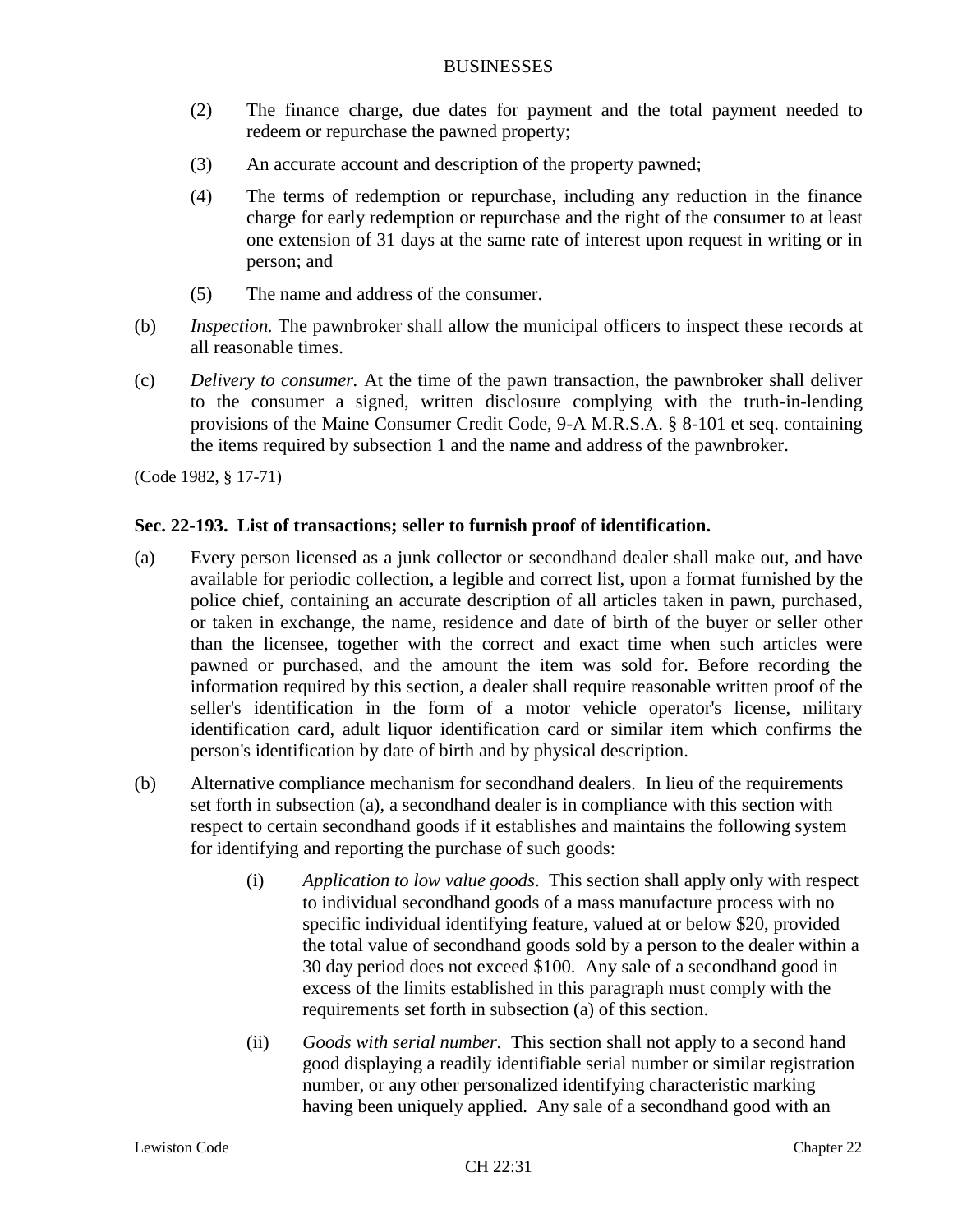(2) The finance charge, due dates for payment and the total payment needed to redeem or repurchase the pawned property;

(3) An accurate account and description of the property pawned;

(4) The terms of redemption or repurchase, including any reduction in the finance charge for early redemption or repurchase and the right of the consumer to at least one extension of 31 days at the same rate of interest upon request in writing or in person; and

(5) The name and address of the consumer.

(b) *Inspection.* The pawnbroker shall allow the municipal officers to inspect these records at all reasonable times.

(c) *Delivery to consumer.* At the time of the pawn transaction, the pawnbroker shall deliver to the consumer a signed, written disclosure complying with the truth-in-lending provisions of the Maine Consumer Credit Code, 9-A M.R.S.A. § 8-101 et seq. containing the items required by subsection 1 and the name and address of the pawnbroker.

(Code 1982, § 17-71)

**Sec. 22-193. List of transactions; seller to furnish proof of identification.**

(a) Every person licensed as a junk collector or secondhand dealer shall make out, and have available for periodic collection, a legible and correct list, upon a format furnished by the police chief, containing an accurate description of all articles taken in pawn, purchased, or taken in exchange, the name, residence and date of birth of the buyer or seller other than the licensee, together with the correct and exact time when such articles were pawned or purchased, and the amount the item was sold for. Before recording the information required by this section, a dealer shall require reasonable written proof of the seller's identification in the form of a motor vehicle operator's license, military identification card, adult liquor identification card or similar item which confirms the person's identification by date of birth and by physical description.

(b) Alternative compliance mechanism for secondhand dealers. In lieu of the requirements set forth in subsection (a), a secondhand dealer is in compliance with this section with respect to certain secondhand goods if it establishes and maintains the following system for identifying and reporting the purchase of such goods:

(i) *Application to low value goods*. This section shall apply only with respect to individual secondhand goods of a mass manufacture process with no specific individual identifying feature, valued at or below $20, provided the total value of secondhand goods sold by a person to the dealer within a 30 day period does not exceed $100. Any sale of a secondhand good in excess of the limits established in this paragraph must comply with the requirements set forth in subsection (a) of this section.

(ii) *Goods with serial number.* This section shall not apply to a second hand good displaying a readily identifiable serial number or similar registration number, or any other personalized identifying characteristic marking having been uniquely applied. Any sale of a secondhand good with an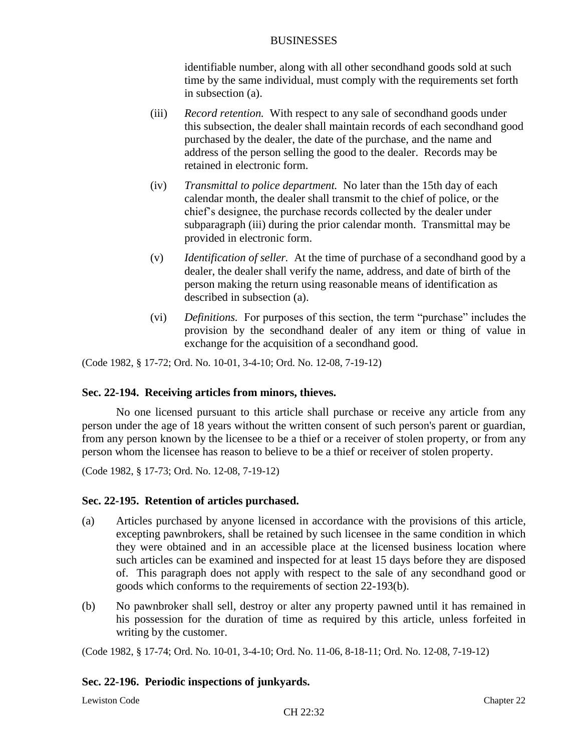identifiable number, along with all other secondhand goods sold at such time by the same individual, must comply with the requirements set forth in subsection (a).

(iii) *Record retention.* With respect to any sale of secondhand goods under this subsection, the dealer shall maintain records of each secondhand good purchased by the dealer, the date of the purchase, and the name and address of the person selling the good to the dealer. Records may be retained in electronic form.

(iv) *Transmittal to police department.* No later than the 15th day of each calendar month, the dealer shall transmit to the chief of police, or the chief's designee, the purchase records collected by the dealer under subparagraph (iii) during the prior calendar month. Transmittal may be provided in electronic form.

(v) *Identification of seller.* At the time of purchase of a secondhand good by a dealer, the dealer shall verify the name, address, and date of birth of the person making the return using reasonable means of identification as described in subsection (a).

(vi) *Definitions.* For purposes of this section, the term "purchase" includes the provision by the secondhand dealer of any item or thing of value in exchange for the acquisition of a secondhand good.

(Code 1982, § 17-72; Ord. No. 10-01, 3-4-10; Ord. No. 12-08, 7-19-12)

**Sec. 22-194. Receiving articles from minors, thieves.**

No one licensed pursuant to this article shall purchase or receive any article from any person under the age of 18 years without the written consent of such person's parent or guardian, from any person known by the licensee to be a thief or a receiver of stolen property, or from any person whom the licensee has reason to believe to be a thief or receiver of stolen property.

(Code 1982, § 17-73; Ord. No. 12-08, 7-19-12)

**Sec. 22-195. Retention of articles purchased.**

(a) Articles purchased by anyone licensed in accordance with the provisions of this article, excepting pawnbrokers, shall be retained by such licensee in the same condition in which they were obtained and in an accessible place at the licensed business location where such articles can be examined and inspected for at least 15 days before they are disposed of. This paragraph does not apply with respect to the sale of any secondhand good or goods which conforms to the requirements of section 22-193(b).

(b) No pawnbroker shall sell, destroy or alter any property pawned until it has remained in his possession for the duration of time as required by this article, unless forfeited in writing by the customer.

(Code 1982, § 17-74; Ord. No. 10-01, 3-4-10; Ord. No. 11-06, 8-18-11; Ord. No. 12-08, 7-19-12)

**Sec. 22-196. Periodic inspections of junkyards.**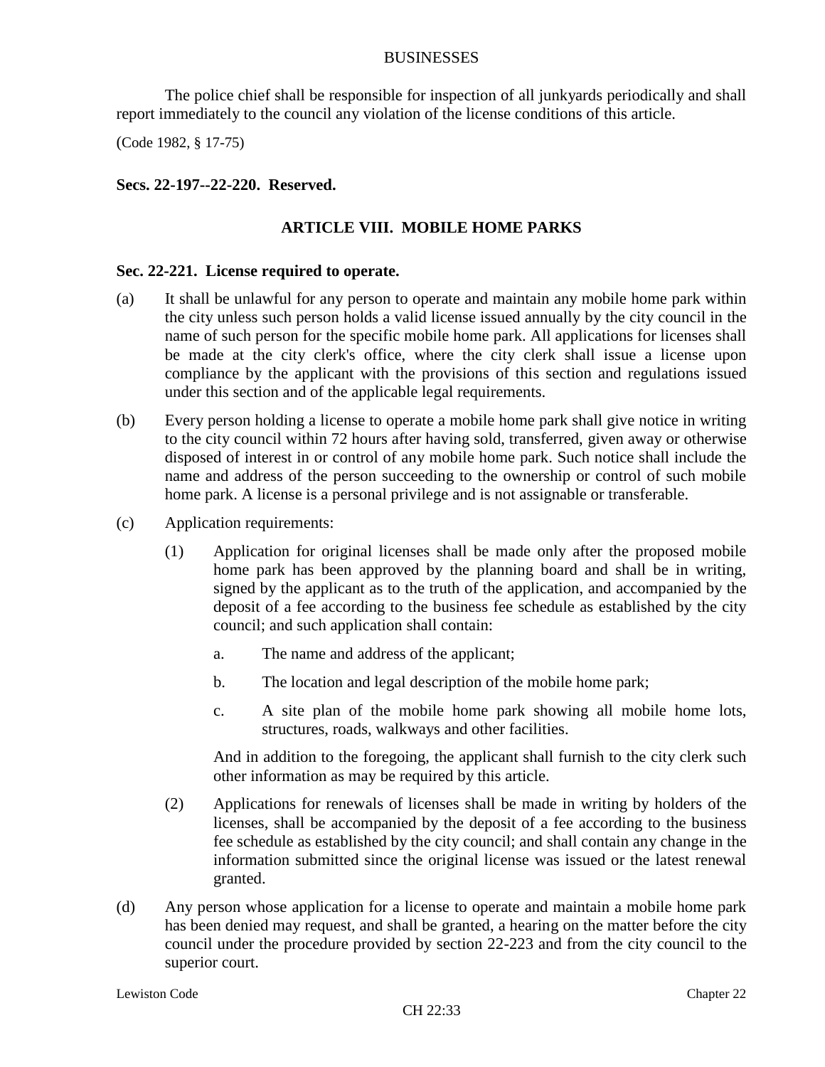The police chief shall be responsible for inspection of all junkyards periodically and shall report immediately to the council any violation of the license conditions of this article.

(Code 1982, § 17-75)

**Secs. 22-197--22-220. Reserved.**

## ARTICLE VIII. MOBILE HOME PARKS

**Sec. 22-221. License required to operate.**

(a) It shall be unlawful for any person to operate and maintain any mobile home park within the city unless such person holds a valid license issued annually by the city council in the name of such person for the specific mobile home park. All applications for licenses shall be made at the city clerk's office, where the city clerk shall issue a license upon compliance by the applicant with the provisions of this section and regulations issued under this section and of the applicable legal requirements.

(b) Every person holding a license to operate a mobile home park shall give notice in writing to the city council within 72 hours after having sold, transferred, given away or otherwise disposed of interest in or control of any mobile home park. Such notice shall include the name and address of the person succeeding to the ownership or control of such mobile home park. A license is a personal privilege and is not assignable or transferable.

(c) Application requirements:

(1) Application for original licenses shall be made only after the proposed mobile home park has been approved by the planning board and shall be in writing, signed by the applicant as to the truth of the application, and accompanied by the deposit of a fee according to the business fee schedule as established by the city council; and such application shall contain:

a. The name and address of the applicant;

b. The location and legal description of the mobile home park;

c. A site plan of the mobile home park showing all mobile home lots, structures, roads, walkways and other facilities.

And in addition to the foregoing, the applicant shall furnish to the city clerk such other information as may be required by this article.

(2) Applications for renewals of licenses shall be made in writing by holders of the licenses, shall be accompanied by the deposit of a fee according to the business fee schedule as established by the city council; and shall contain any change in the information submitted since the original license was issued or the latest renewal granted.

(d) Any person whose application for a license to operate and maintain a mobile home park has been denied may request, and shall be granted, a hearing on the matter before the city council under the procedure provided by section 22-223 and from the city council to the superior court.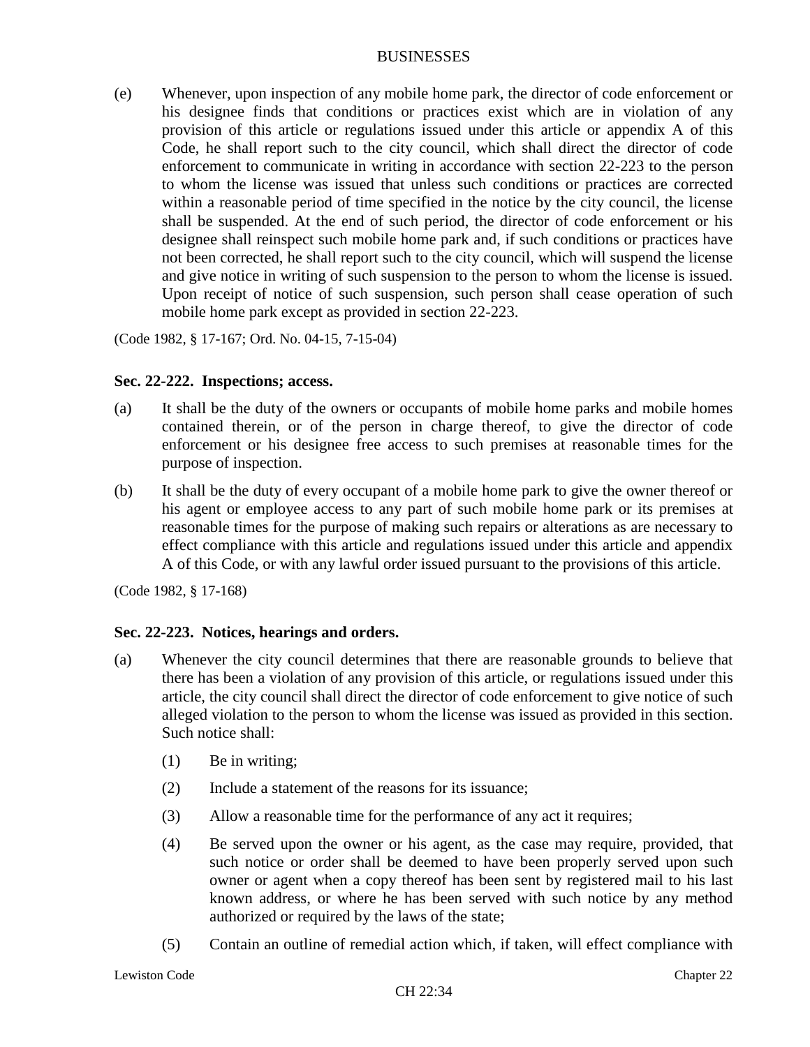(e) Whenever, upon inspection of any mobile home park, the director of code enforcement or his designee finds that conditions or practices exist which are in violation of any provision of this article or regulations issued under this article or appendix A of this Code, he shall report such to the city council, which shall direct the director of code enforcement to communicate in writing in accordance with section 22-223 to the person to whom the license was issued that unless such conditions or practices are corrected within a reasonable period of time specified in the notice by the city council, the license shall be suspended. At the end of such period, the director of code enforcement or his designee shall reinspect such mobile home park and, if such conditions or practices have not been corrected, he shall report such to the city council, which will suspend the license and give notice in writing of such suspension to the person to whom the license is issued. Upon receipt of notice of such suspension, such person shall cease operation of such mobile home park except as provided in section 22-223.

(Code 1982, § 17-167; Ord. No. 04-15, 7-15-04)

### Sec. 22-222. Inspections; access.

(a) It shall be the duty of the owners or occupants of mobile home parks and mobile homes contained therein, or of the person in charge thereof, to give the director of code enforcement or his designee free access to such premises at reasonable times for the purpose of inspection.

(b) It shall be the duty of every occupant of a mobile home park to give the owner thereof or his agent or employee access to any part of such mobile home park or its premises at reasonable times for the purpose of making such repairs or alterations as are necessary to effect compliance with this article and regulations issued under this article and appendix A of this Code, or with any lawful order issued pursuant to the provisions of this article.

(Code 1982, § 17-168)

### Sec. 22-223. Notices, hearings and orders.

(a) Whenever the city council determines that there are reasonable grounds to believe that there has been a violation of any provision of this article, or regulations issued under this article, the city council shall direct the director of code enforcement to give notice of such alleged violation to the person to whom the license was issued as provided in this section. Such notice shall:

(1) Be in writing;

(2) Include a statement of the reasons for its issuance;

(3) Allow a reasonable time for the performance of any act it requires;

(4) Be served upon the owner or his agent, as the case may require, provided, that such notice or order shall be deemed to have been properly served upon such owner or agent when a copy thereof has been sent by registered mail to his last known address, or where he has been served with such notice by any method authorized or required by the laws of the state;

(5) Contain an outline of remedial action which, if taken, will effect compliance with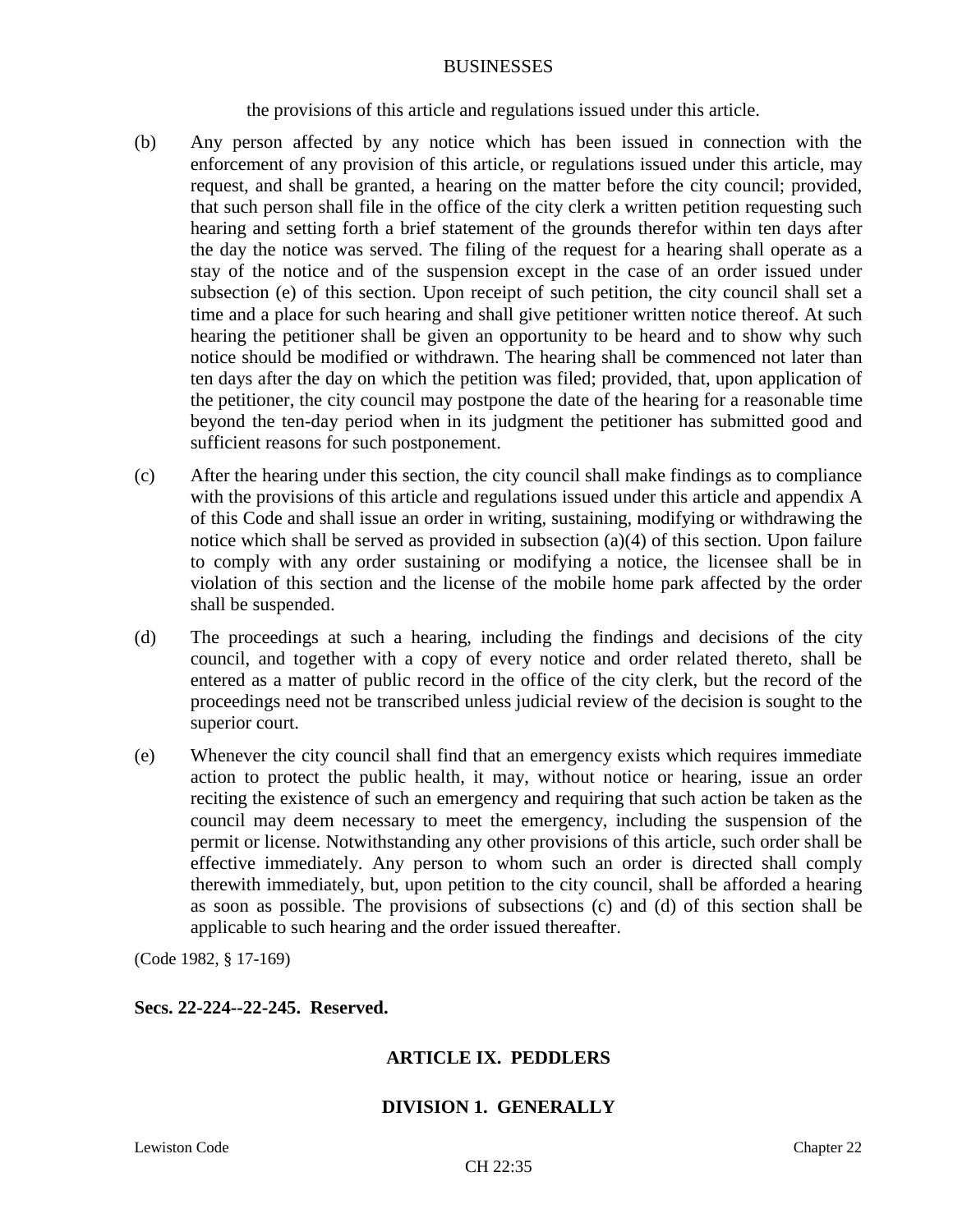the provisions of this article and regulations issued under this article.

(b) Any person affected by any notice which has been issued in connection with the enforcement of any provision of this article, or regulations issued under this article, may request, and shall be granted, a hearing on the matter before the city council; provided, that such person shall file in the office of the city clerk a written petition requesting such hearing and setting forth a brief statement of the grounds therefor within ten days after the day the notice was served. The filing of the request for a hearing shall operate as a stay of the notice and of the suspension except in the case of an order issued under subsection (e) of this section. Upon receipt of such petition, the city council shall set a time and a place for such hearing and shall give petitioner written notice thereof. At such hearing the petitioner shall be given an opportunity to be heard and to show why such notice should be modified or withdrawn. The hearing shall be commenced not later than ten days after the day on which the petition was filed; provided, that, upon application of the petitioner, the city council may postpone the date of the hearing for a reasonable time beyond the ten-day period when in its judgment the petitioner has submitted good and sufficient reasons for such postponement.

(c) After the hearing under this section, the city council shall make findings as to compliance with the provisions of this article and regulations issued under this article and appendix A of this Code and shall issue an order in writing, sustaining, modifying or withdrawing the notice which shall be served as provided in subsection (a)(4) of this section. Upon failure to comply with any order sustaining or modifying a notice, the licensee shall be in violation of this section and the license of the mobile home park affected by the order shall be suspended.

(d) The proceedings at such a hearing, including the findings and decisions of the city council, and together with a copy of every notice and order related thereto, shall be entered as a matter of public record in the office of the city clerk, but the record of the proceedings need not be transcribed unless judicial review of the decision is sought to the superior court.

(e) Whenever the city council shall find that an emergency exists which requires immediate action to protect the public health, it may, without notice or hearing, issue an order reciting the existence of such an emergency and requiring that such action be taken as the council may deem necessary to meet the emergency, including the suspension of the permit or license. Notwithstanding any other provisions of this article, such order shall be effective immediately. Any person to whom such an order is directed shall comply therewith immediately, but, upon petition to the city council, shall be afforded a hearing as soon as possible. The provisions of subsections (c) and (d) of this section shall be applicable to such hearing and the order issued thereafter.

(Code 1982, § 17-169)

**Secs. 22-224--22-245. Reserved.**

## ARTICLE IX. PEDDLERS

### DIVISION 1. GENERALLY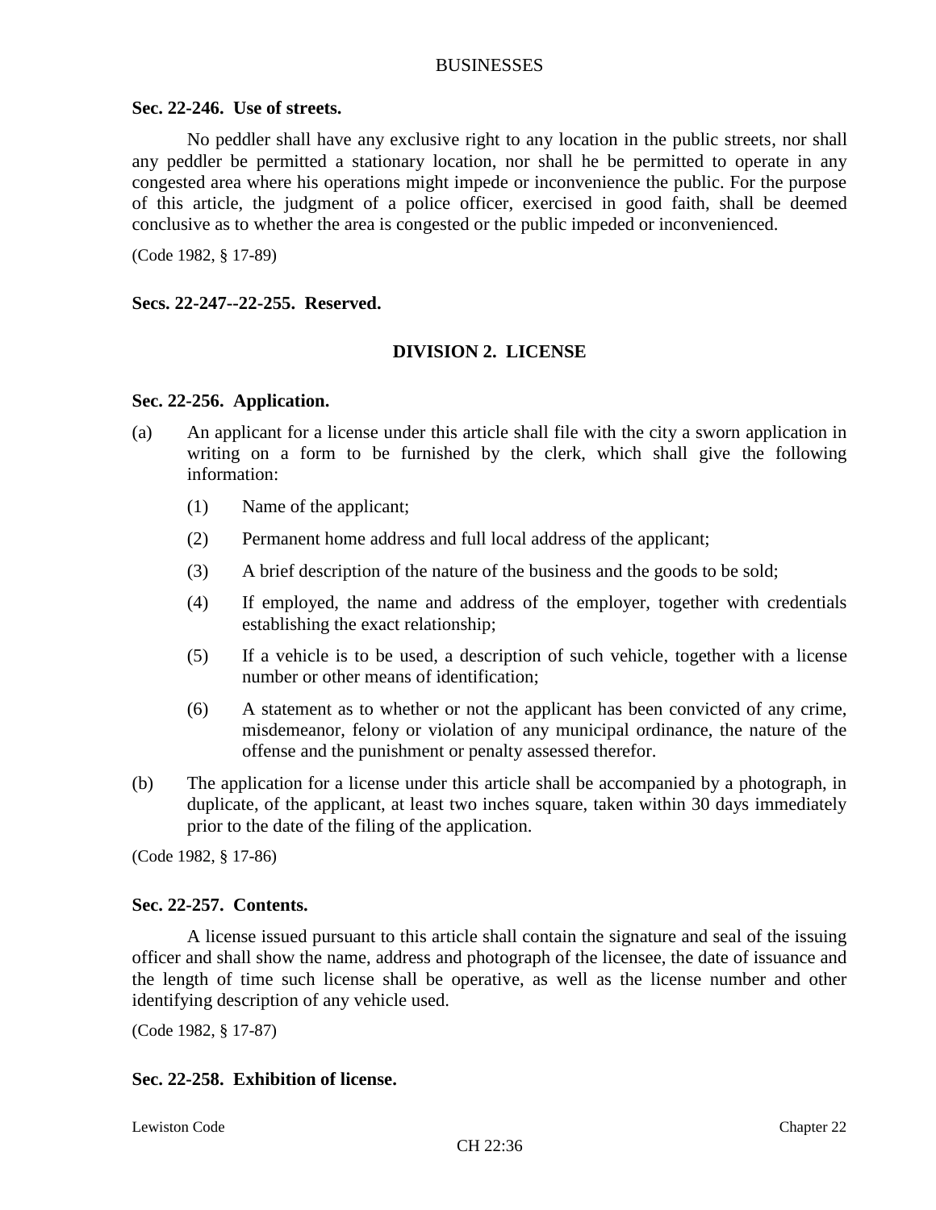### Sec. 22-246. Use of streets.

No peddler shall have any exclusive right to any location in the public streets, nor shall any peddler be permitted a stationary location, nor shall he be permitted to operate in any congested area where his operations might impede or inconvenience the public. For the purpose of this article, the judgment of a police officer, exercised in good faith, shall be deemed conclusive as to whether the area is congested or the public impeded or inconvenienced.

(Code 1982, § 17-89)

### Secs. 22-247--22-255. Reserved.

## DIVISION 2. LICENSE

### Sec. 22-256. Application.

(a) An applicant for a license under this article shall file with the city a sworn application in writing on a form to be furnished by the clerk, which shall give the following information:

   (1) Name of the applicant;

   (2) Permanent home address and full local address of the applicant;

   (3) A brief description of the nature of the business and the goods to be sold;

   (4) If employed, the name and address of the employer, together with credentials establishing the exact relationship;

   (5) If a vehicle is to be used, a description of such vehicle, together with a license number or other means of identification;

   (6) A statement as to whether or not the applicant has been convicted of any crime, misdemeanor, felony or violation of any municipal ordinance, the nature of the offense and the punishment or penalty assessed therefor.

(b) The application for a license under this article shall be accompanied by a photograph, in duplicate, of the applicant, at least two inches square, taken within 30 days immediately prior to the date of the filing of the application.

(Code 1982, § 17-86)

### Sec. 22-257. Contents.

A license issued pursuant to this article shall contain the signature and seal of the issuing officer and shall show the name, address and photograph of the licensee, the date of issuance and the length of time such license shall be operative, as well as the license number and other identifying description of any vehicle used.

(Code 1982, § 17-87)

### Sec. 22-258. Exhibition of license.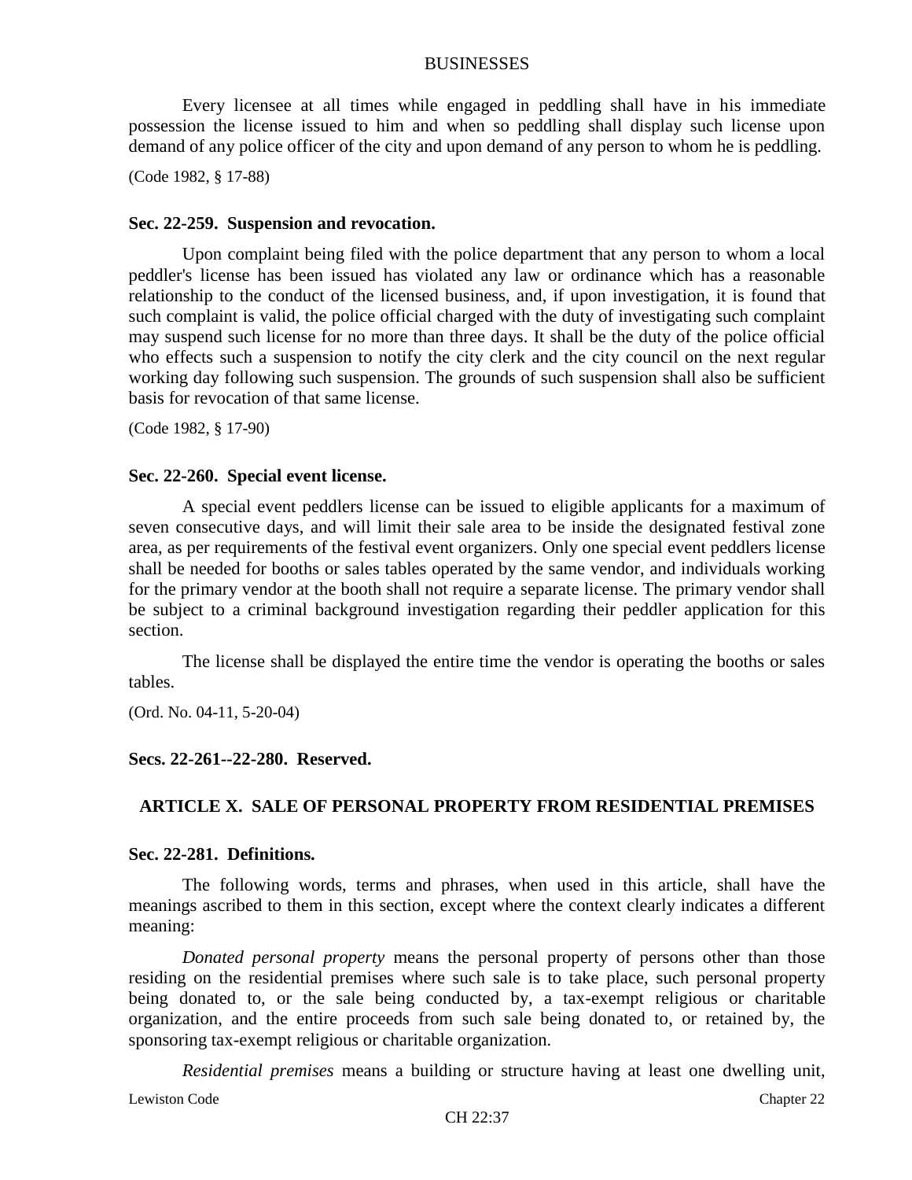Every licensee at all times while engaged in peddling shall have in his immediate possession the license issued to him and when so peddling shall display such license upon demand of any police officer of the city and upon demand of any person to whom he is peddling.

(Code 1982, § 17-88)

**Sec. 22-259. Suspension and revocation.**

Upon complaint being filed with the police department that any person to whom a local peddler's license has been issued has violated any law or ordinance which has a reasonable relationship to the conduct of the licensed business, and, if upon investigation, it is found that such complaint is valid, the police official charged with the duty of investigating such complaint may suspend such license for no more than three days. It shall be the duty of the police official who effects such a suspension to notify the city clerk and the city council on the next regular working day following such suspension. The grounds of such suspension shall also be sufficient basis for revocation of that same license.

(Code 1982, § 17-90)

**Sec. 22-260. Special event license.**

A special event peddlers license can be issued to eligible applicants for a maximum of seven consecutive days, and will limit their sale area to be inside the designated festival zone area, as per requirements of the festival event organizers. Only one special event peddlers license shall be needed for booths or sales tables operated by the same vendor, and individuals working for the primary vendor at the booth shall not require a separate license. The primary vendor shall be subject to a criminal background investigation regarding their peddler application for this section.

The license shall be displayed the entire time the vendor is operating the booths or sales tables.

(Ord. No. 04-11, 5-20-04)

**Secs. 22-261--22-280. Reserved.**

## ARTICLE X. SALE OF PERSONAL PROPERTY FROM RESIDENTIAL PREMISES

**Sec. 22-281. Definitions.**

The following words, terms and phrases, when used in this article, shall have the meanings ascribed to them in this section, except where the context clearly indicates a different meaning:

*Donated personal property* means the personal property of persons other than those residing on the residential premises where such sale is to take place, such personal property being donated to, or the sale being conducted by, a tax-exempt religious or charitable organization, and the entire proceeds from such sale being donated to, or retained by, the sponsoring tax-exempt religious or charitable organization.

*Residential premises* means a building or structure having at least one dwelling unit,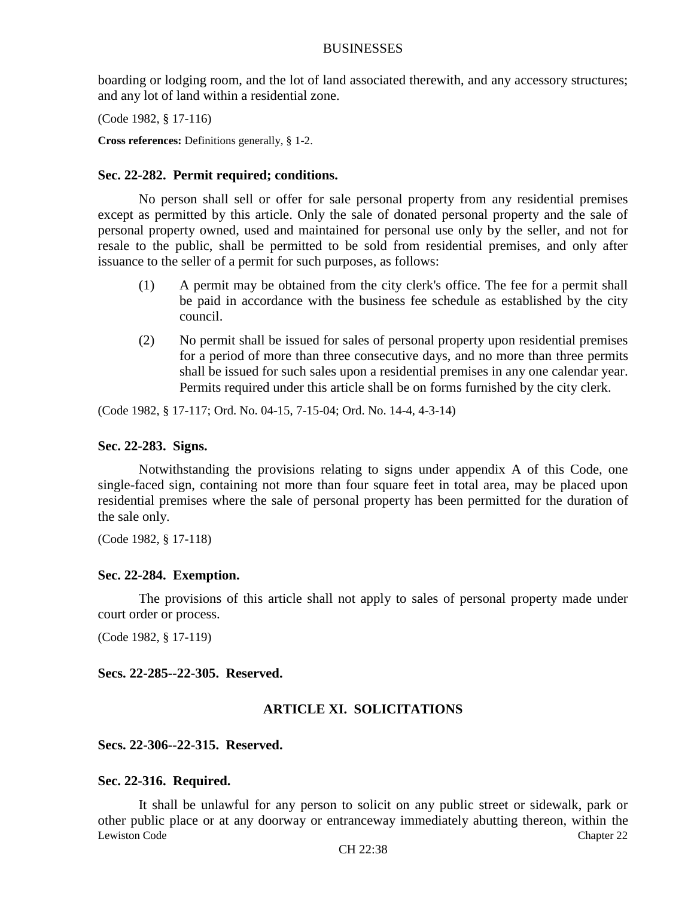boarding or lodging room, and the lot of land associated therewith, and any accessory structures; and any lot of land within a residential zone.

(Code 1982, § 17-116)

**Cross references:** Definitions generally, § 1-2.

### Sec. 22-282. Permit required; conditions.

No person shall sell or offer for sale personal property from any residential premises except as permitted by this article. Only the sale of donated personal property and the sale of personal property owned, used and maintained for personal use only by the seller, and not for resale to the public, shall be permitted to be sold from residential premises, and only after issuance to the seller of a permit for such purposes, as follows:

(1) A permit may be obtained from the city clerk's office. The fee for a permit shall be paid in accordance with the business fee schedule as established by the city council.

(2) No permit shall be issued for sales of personal property upon residential premises for a period of more than three consecutive days, and no more than three permits shall be issued for such sales upon a residential premises in any one calendar year. Permits required under this article shall be on forms furnished by the city clerk.

(Code 1982, § 17-117; Ord. No. 04-15, 7-15-04; Ord. No. 14-4, 4-3-14)

### Sec. 22-283. Signs.

Notwithstanding the provisions relating to signs under appendix A of this Code, one single-faced sign, containing not more than four square feet in total area, may be placed upon residential premises where the sale of personal property has been permitted for the duration of the sale only.

(Code 1982, § 17-118)

### Sec. 22-284. Exemption.

The provisions of this article shall not apply to sales of personal property made under court order or process.

(Code 1982, § 17-119)

### Secs. 22-285--22-305. Reserved.

## ARTICLE XI. SOLICITATIONS

### Secs. 22-306--22-315. Reserved.

### Sec. 22-316. Required.

It shall be unlawful for any person to solicit on any public street or sidewalk, park or other public place or at any doorway or entranceway immediately abutting thereon, within the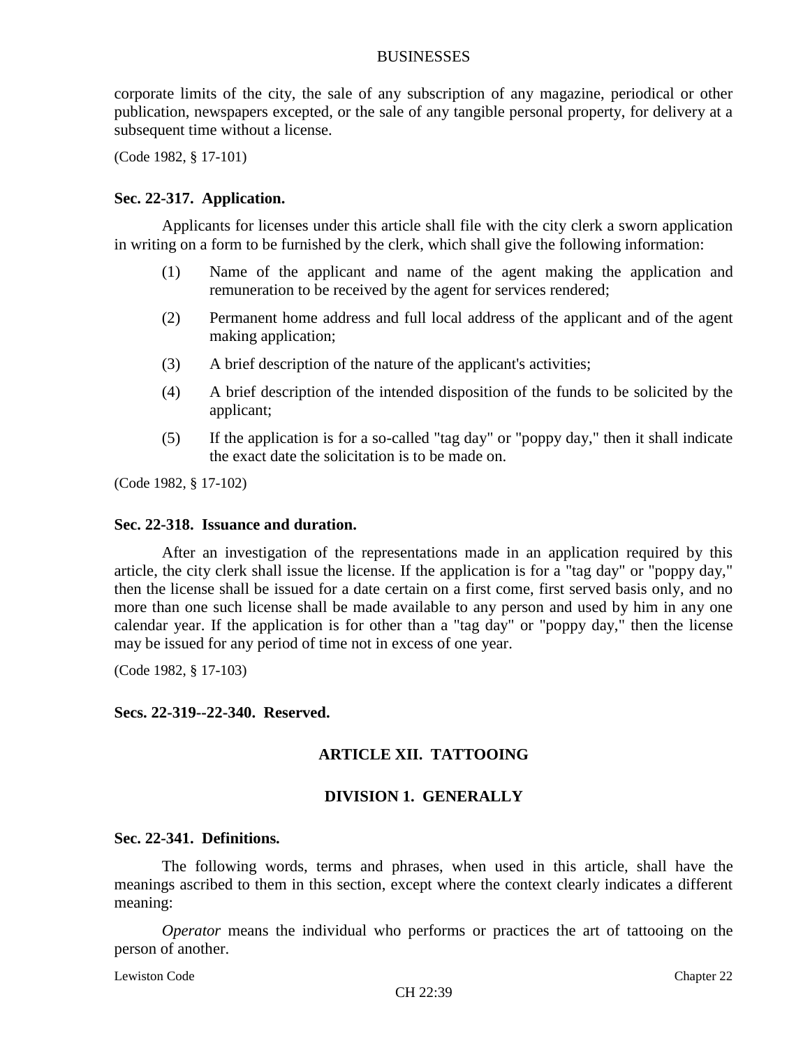corporate limits of the city, the sale of any subscription of any magazine, periodical or other publication, newspapers excepted, or the sale of any tangible personal property, for delivery at a subsequent time without a license.

(Code 1982, § 17-101)

**Sec. 22-317. Application.**

Applicants for licenses under this article shall file with the city clerk a sworn application in writing on a form to be furnished by the clerk, which shall give the following information:

(1) Name of the applicant and name of the agent making the application and remuneration to be received by the agent for services rendered;

(2) Permanent home address and full local address of the applicant and of the agent making application;

(3) A brief description of the nature of the applicant's activities;

(4) A brief description of the intended disposition of the funds to be solicited by the applicant;

(5) If the application is for a so-called "tag day" or "poppy day," then it shall indicate the exact date the solicitation is to be made on.

(Code 1982, § 17-102)

**Sec. 22-318. Issuance and duration.**

After an investigation of the representations made in an application required by this article, the city clerk shall issue the license. If the application is for a "tag day" or "poppy day," then the license shall be issued for a date certain on a first come, first served basis only, and no more than one such license shall be made available to any person and used by him in any one calendar year. If the application is for other than a "tag day" or "poppy day," then the license may be issued for any period of time not in excess of one year.

(Code 1982, § 17-103)

**Secs. 22-319--22-340. Reserved.**

## ARTICLE XII. TATTOOING

### DIVISION 1. GENERALLY

**Sec. 22-341. Definitions.**

The following words, terms and phrases, when used in this article, shall have the meanings ascribed to them in this section, except where the context clearly indicates a different meaning:

*Operator* means the individual who performs or practices the art of tattooing on the person of another.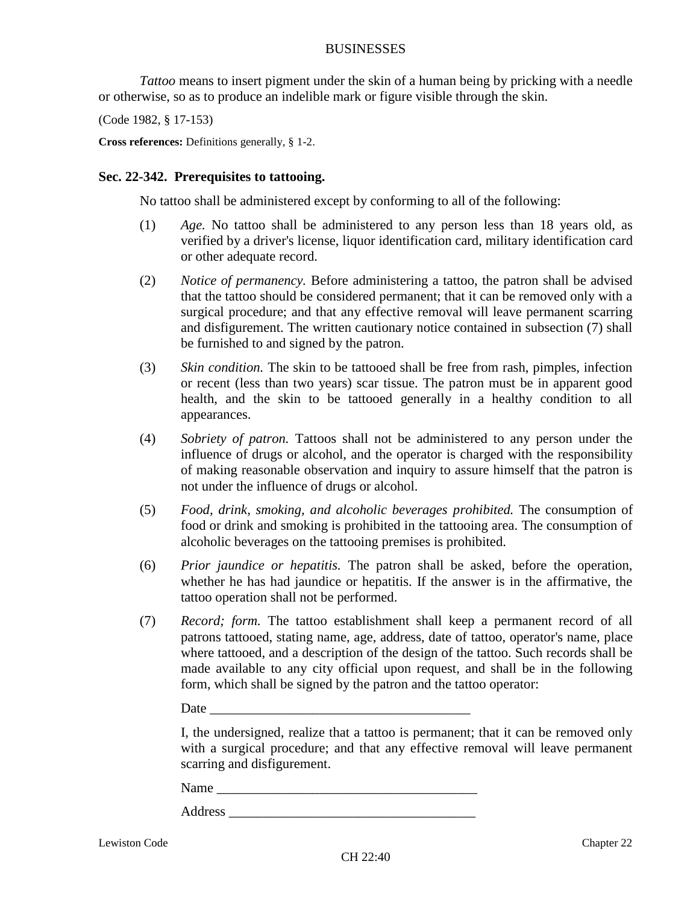*Tattoo* means to insert pigment under the skin of a human being by pricking with a needle or otherwise, so as to produce an indelible mark or figure visible through the skin.

(Code 1982, § 17-153)

**Cross references:** Definitions generally, § 1-2.

### Sec. 22-342. Prerequisites to tattooing.

No tattoo shall be administered except by conforming to all of the following:

(1) *Age.* No tattoo shall be administered to any person less than 18 years old, as verified by a driver's license, liquor identification card, military identification card or other adequate record.

(2) *Notice of permanency.* Before administering a tattoo, the patron shall be advised that the tattoo should be considered permanent; that it can be removed only with a surgical procedure; and that any effective removal will leave permanent scarring and disfigurement. The written cautionary notice contained in subsection (7) shall be furnished to and signed by the patron.

(3) *Skin condition.* The skin to be tattooed shall be free from rash, pimples, infection or recent (less than two years) scar tissue. The patron must be in apparent good health, and the skin to be tattooed generally in a healthy condition to all appearances.

(4) *Sobriety of patron.* Tattoos shall not be administered to any person under the influence of drugs or alcohol, and the operator is charged with the responsibility of making reasonable observation and inquiry to assure himself that the patron is not under the influence of drugs or alcohol.

(5) *Food, drink, smoking, and alcoholic beverages prohibited.* The consumption of food or drink and smoking is prohibited in the tattooing area. The consumption of alcoholic beverages on the tattooing premises is prohibited.

(6) *Prior jaundice or hepatitis.* The patron shall be asked, before the operation, whether he has had jaundice or hepatitis. If the answer is in the affirmative, the tattoo operation shall not be performed.

(7) *Record; form.* The tattoo establishment shall keep a permanent record of all patrons tattooed, stating name, age, address, date of tattoo, operator's name, place where tattooed, and a description of the design of the tattoo. Such records shall be made available to any city official upon request, and shall be in the following form, which shall be signed by the patron and the tattoo operator:

Date ______________________________________

I, the undersigned, realize that a tattoo is permanent; that it can be removed only with a surgical procedure; and that any effective removal will leave permanent scarring and disfigurement.

Name ______________________________________

Address ____________________________________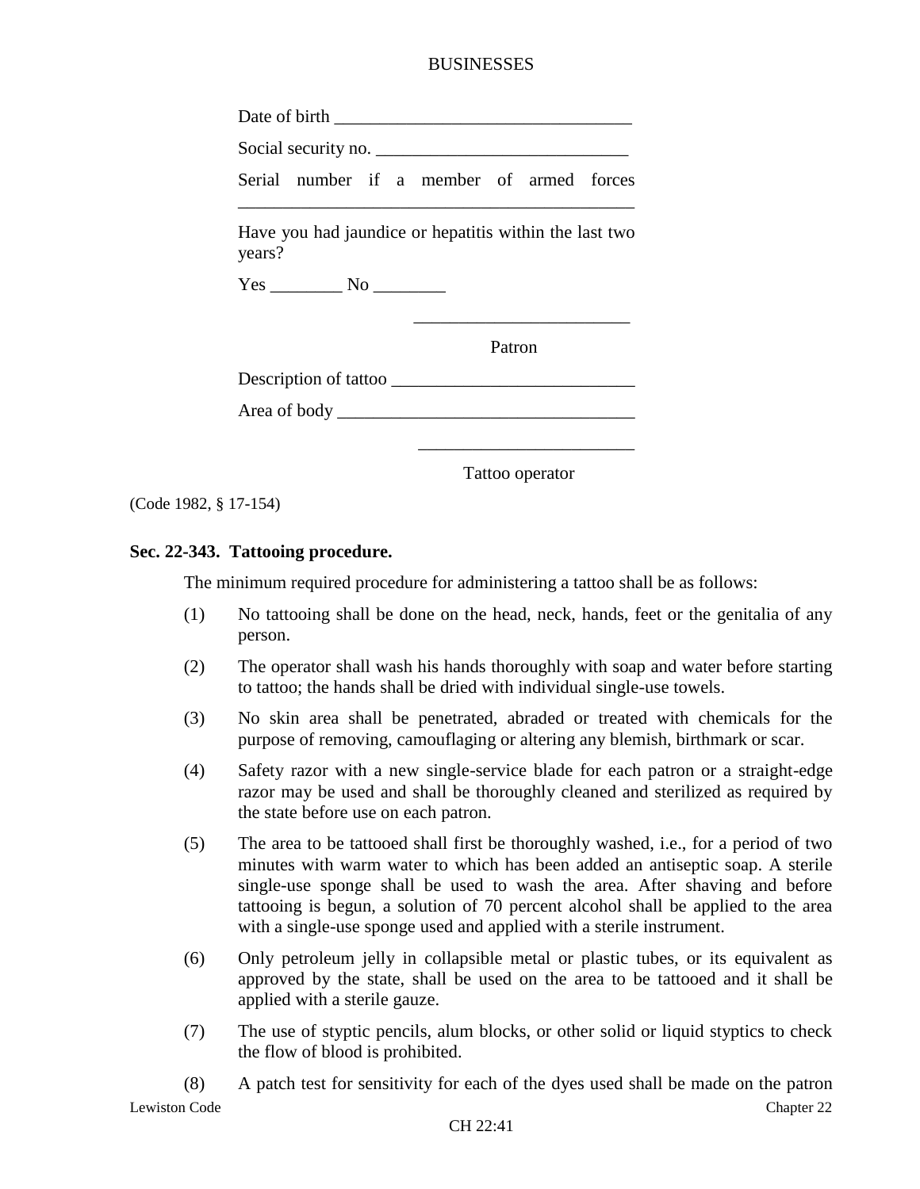Date of birth ________________________________

Social security no. ___________________________

Serial number if a member of armed forces ___________________________________________

Have you had jaundice or hepatitis within the last two years?

Yes ________ No ________

________________________

Patron

Description of tattoo ___________________________

Area of body _________________________________

________________________

Tattoo operator

(Code 1982, § 17-154)

**Sec. 22-343. Tattooing procedure.**

The minimum required procedure for administering a tattoo shall be as follows:

(1) No tattooing shall be done on the head, neck, hands, feet or the genitalia of any person.

(2) The operator shall wash his hands thoroughly with soap and water before starting to tattoo; the hands shall be dried with individual single-use towels.

(3) No skin area shall be penetrated, abraded or treated with chemicals for the purpose of removing, camouflaging or altering any blemish, birthmark or scar.

(4) Safety razor with a new single-service blade for each patron or a straight-edge razor may be used and shall be thoroughly cleaned and sterilized as required by the state before use on each patron.

(5) The area to be tattooed shall first be thoroughly washed, i.e., for a period of two minutes with warm water to which has been added an antiseptic soap. A sterile single-use sponge shall be used to wash the area. After shaving and before tattooing is begun, a solution of 70 percent alcohol shall be applied to the area with a single-use sponge used and applied with a sterile instrument.

(6) Only petroleum jelly in collapsible metal or plastic tubes, or its equivalent as approved by the state, shall be used on the area to be tattooed and it shall be applied with a sterile gauze.

(7) The use of styptic pencils, alum blocks, or other solid or liquid styptics to check the flow of blood is prohibited.

(8) A patch test for sensitivity for each of the dyes used shall be made on the patron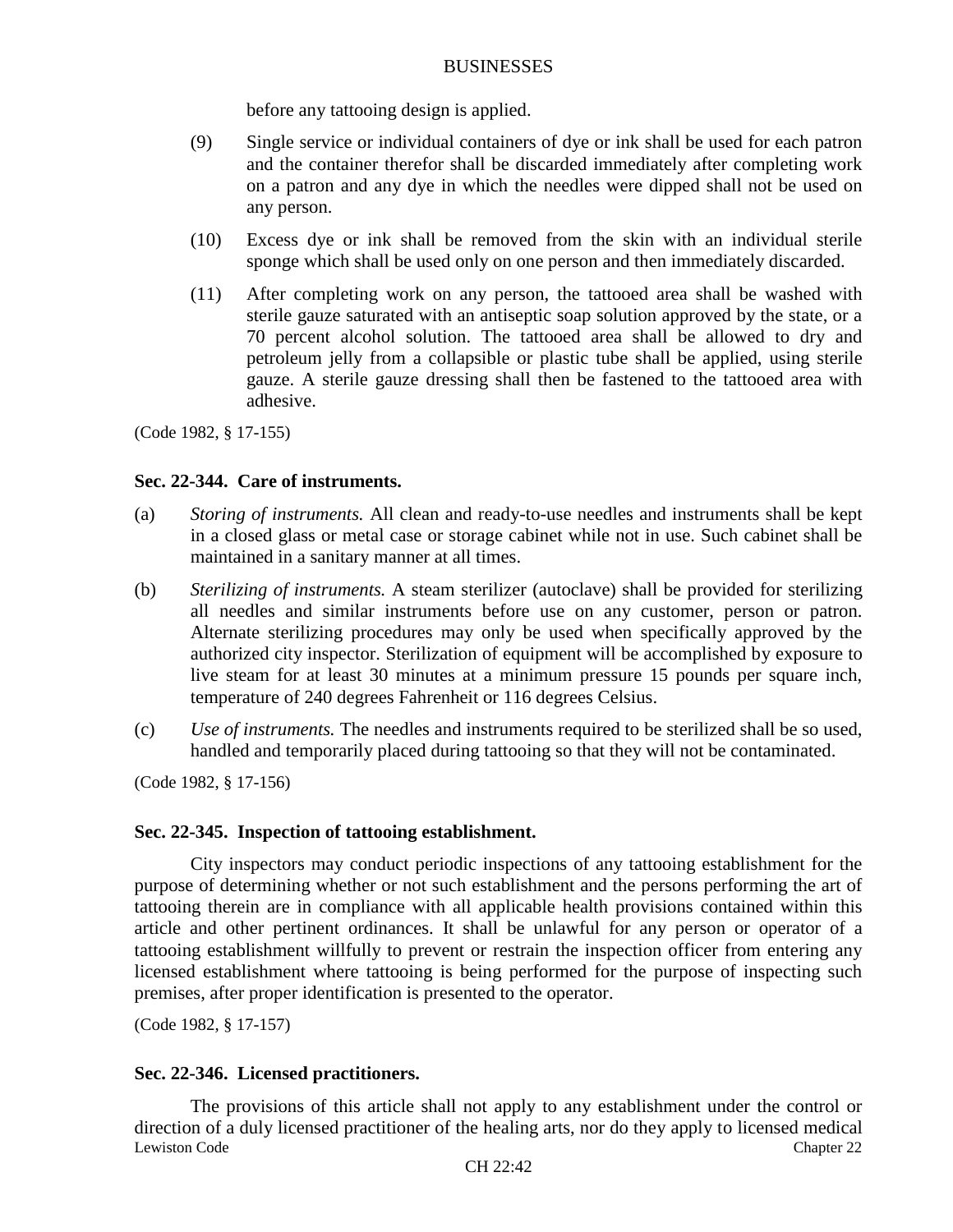before any tattooing design is applied.

(9) Single service or individual containers of dye or ink shall be used for each patron and the container therefor shall be discarded immediately after completing work on a patron and any dye in which the needles were dipped shall not be used on any person.

(10) Excess dye or ink shall be removed from the skin with an individual sterile sponge which shall be used only on one person and then immediately discarded.

(11) After completing work on any person, the tattooed area shall be washed with sterile gauze saturated with an antiseptic soap solution approved by the state, or a 70 percent alcohol solution. The tattooed area shall be allowed to dry and petroleum jelly from a collapsible or plastic tube shall be applied, using sterile gauze. A sterile gauze dressing shall then be fastened to the tattooed area with adhesive.

(Code 1982, § 17-155)

### Sec. 22-344. Care of instruments.

(a) *Storing of instruments.* All clean and ready-to-use needles and instruments shall be kept in a closed glass or metal case or storage cabinet while not in use. Such cabinet shall be maintained in a sanitary manner at all times.

(b) *Sterilizing of instruments.* A steam sterilizer (autoclave) shall be provided for sterilizing all needles and similar instruments before use on any customer, person or patron. Alternate sterilizing procedures may only be used when specifically approved by the authorized city inspector. Sterilization of equipment will be accomplished by exposure to live steam for at least 30 minutes at a minimum pressure 15 pounds per square inch, temperature of 240 degrees Fahrenheit or 116 degrees Celsius.

(c) *Use of instruments.* The needles and instruments required to be sterilized shall be so used, handled and temporarily placed during tattooing so that they will not be contaminated.

(Code 1982, § 17-156)

### Sec. 22-345. Inspection of tattooing establishment.

City inspectors may conduct periodic inspections of any tattooing establishment for the purpose of determining whether or not such establishment and the persons performing the art of tattooing therein are in compliance with all applicable health provisions contained within this article and other pertinent ordinances. It shall be unlawful for any person or operator of a tattooing establishment willfully to prevent or restrain the inspection officer from entering any licensed establishment where tattooing is being performed for the purpose of inspecting such premises, after proper identification is presented to the operator.

(Code 1982, § 17-157)

### Sec. 22-346. Licensed practitioners.

The provisions of this article shall not apply to any establishment under the control or direction of a duly licensed practitioner of the healing arts, nor do they apply to licensed medical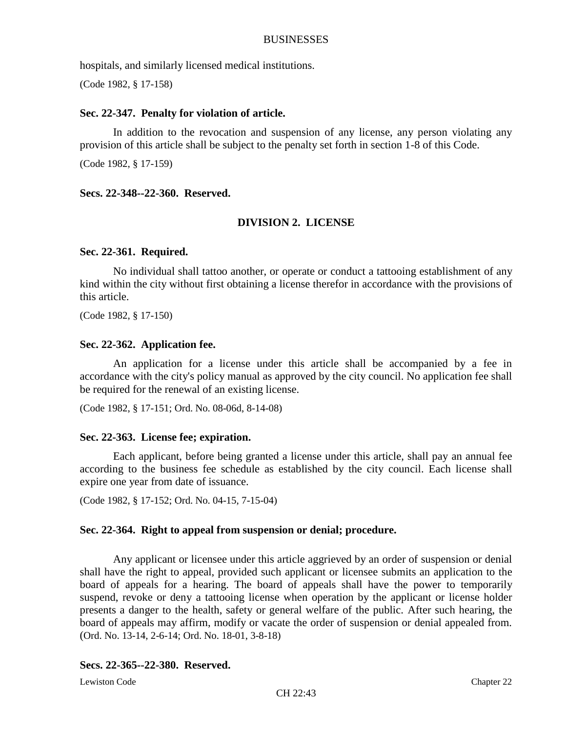hospitals, and similarly licensed medical institutions.

(Code 1982, § 17-158)

**Sec. 22-347. Penalty for violation of article.**

In addition to the revocation and suspension of any license, any person violating any provision of this article shall be subject to the penalty set forth in section 1-8 of this Code.

(Code 1982, § 17-159)

**Secs. 22-348--22-360. Reserved.**

## DIVISION 2. LICENSE

**Sec. 22-361. Required.**

No individual shall tattoo another, or operate or conduct a tattooing establishment of any kind within the city without first obtaining a license therefor in accordance with the provisions of this article.

(Code 1982, § 17-150)

**Sec. 22-362. Application fee.**

An application for a license under this article shall be accompanied by a fee in accordance with the city's policy manual as approved by the city council. No application fee shall be required for the renewal of an existing license.

(Code 1982, § 17-151; Ord. No. 08-06d, 8-14-08)

**Sec. 22-363. License fee; expiration.**

Each applicant, before being granted a license under this article, shall pay an annual fee according to the business fee schedule as established by the city council. Each license shall expire one year from date of issuance.

(Code 1982, § 17-152; Ord. No. 04-15, 7-15-04)

**Sec. 22-364. Right to appeal from suspension or denial; procedure.**

Any applicant or licensee under this article aggrieved by an order of suspension or denial shall have the right to appeal, provided such applicant or licensee submits an application to the board of appeals for a hearing. The board of appeals shall have the power to temporarily suspend, revoke or deny a tattooing license when operation by the applicant or license holder presents a danger to the health, safety or general welfare of the public. After such hearing, the board of appeals may affirm, modify or vacate the order of suspension or denial appealed from. (Ord. No. 13-14, 2-6-14; Ord. No. 18-01, 3-8-18)

**Secs. 22-365--22-380. Reserved.**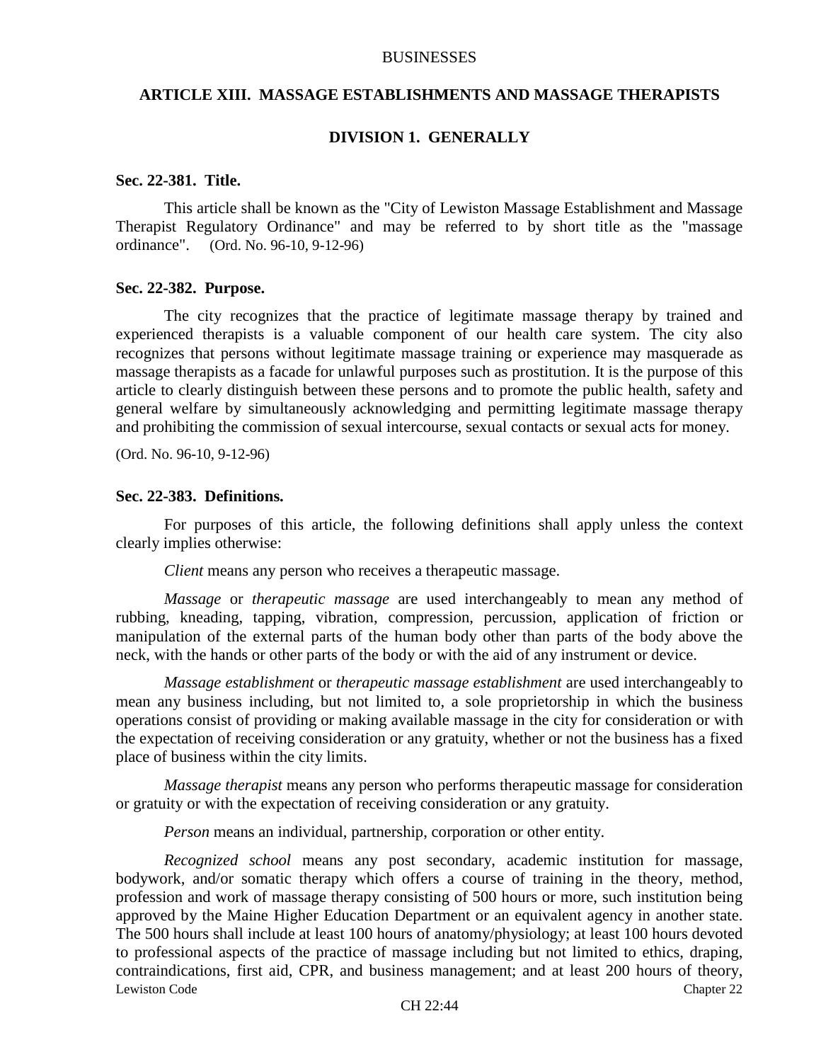## ARTICLE XIII. MASSAGE ESTABLISHMENTS AND MASSAGE THERAPISTS

### DIVISION 1. GENERALLY

**Sec. 22-381. Title.**

This article shall be known as the "City of Lewiston Massage Establishment and Massage Therapist Regulatory Ordinance" and may be referred to by short title as the "massage ordinance". (Ord. No. 96-10, 9-12-96)

**Sec. 22-382. Purpose.**

The city recognizes that the practice of legitimate massage therapy by trained and experienced therapists is a valuable component of our health care system. The city also recognizes that persons without legitimate massage training or experience may masquerade as massage therapists as a facade for unlawful purposes such as prostitution. It is the purpose of this article to clearly distinguish between these persons and to promote the public health, safety and general welfare by simultaneously acknowledging and permitting legitimate massage therapy and prohibiting the commission of sexual intercourse, sexual contacts or sexual acts for money.

(Ord. No. 96-10, 9-12-96)

**Sec. 22-383. Definitions.**

For purposes of this article, the following definitions shall apply unless the context clearly implies otherwise:

*Client* means any person who receives a therapeutic massage.

*Massage* or *therapeutic massage* are used interchangeably to mean any method of rubbing, kneading, tapping, vibration, compression, percussion, application of friction or manipulation of the external parts of the human body other than parts of the body above the neck, with the hands or other parts of the body or with the aid of any instrument or device.

*Massage establishment* or *therapeutic massage establishment* are used interchangeably to mean any business including, but not limited to, a sole proprietorship in which the business operations consist of providing or making available massage in the city for consideration or with the expectation of receiving consideration or any gratuity, whether or not the business has a fixed place of business within the city limits.

*Massage therapist* means any person who performs therapeutic massage for consideration or gratuity or with the expectation of receiving consideration or any gratuity.

*Person* means an individual, partnership, corporation or other entity.

*Recognized school* means any post secondary, academic institution for massage, bodywork, and/or somatic therapy which offers a course of training in the theory, method, profession and work of massage therapy consisting of 500 hours or more, such institution being approved by the Maine Higher Education Department or an equivalent agency in another state. The 500 hours shall include at least 100 hours of anatomy/physiology; at least 100 hours devoted to professional aspects of the practice of massage including but not limited to ethics, draping, contraindications, first aid, CPR, and business management; and at least 200 hours of theory,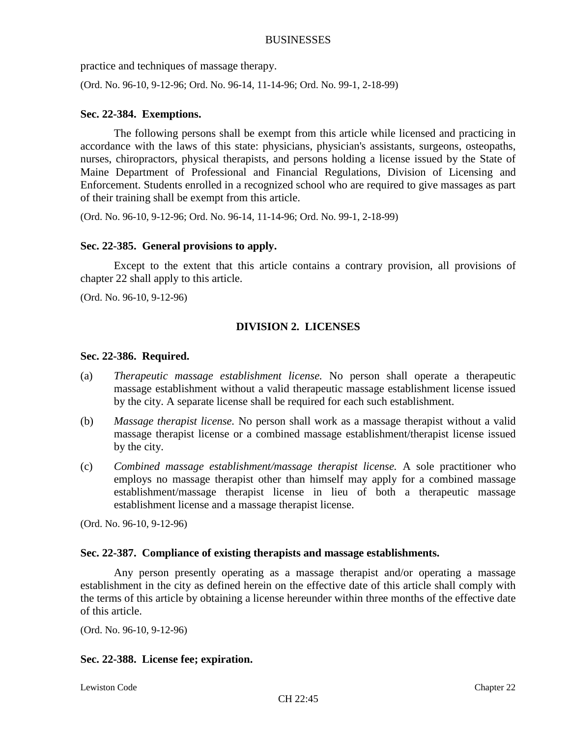practice and techniques of massage therapy.

(Ord. No. 96-10, 9-12-96; Ord. No. 96-14, 11-14-96; Ord. No. 99-1, 2-18-99)

**Sec. 22-384. Exemptions.**

The following persons shall be exempt from this article while licensed and practicing in accordance with the laws of this state: physicians, physician's assistants, surgeons, osteopaths, nurses, chiropractors, physical therapists, and persons holding a license issued by the State of Maine Department of Professional and Financial Regulations, Division of Licensing and Enforcement. Students enrolled in a recognized school who are required to give massages as part of their training shall be exempt from this article.

(Ord. No. 96-10, 9-12-96; Ord. No. 96-14, 11-14-96; Ord. No. 99-1, 2-18-99)

**Sec. 22-385. General provisions to apply.**

Except to the extent that this article contains a contrary provision, all provisions of chapter 22 shall apply to this article.

(Ord. No. 96-10, 9-12-96)

## DIVISION 2. LICENSES

**Sec. 22-386. Required.**

(a) *Therapeutic massage establishment license.* No person shall operate a therapeutic massage establishment without a valid therapeutic massage establishment license issued by the city. A separate license shall be required for each such establishment.

(b) *Massage therapist license.* No person shall work as a massage therapist without a valid massage therapist license or a combined massage establishment/therapist license issued by the city.

(c) *Combined massage establishment/massage therapist license.* A sole practitioner who employs no massage therapist other than himself may apply for a combined massage establishment/massage therapist license in lieu of both a therapeutic massage establishment license and a massage therapist license.

(Ord. No. 96-10, 9-12-96)

**Sec. 22-387. Compliance of existing therapists and massage establishments.**

Any person presently operating as a massage therapist and/or operating a massage establishment in the city as defined herein on the effective date of this article shall comply with the terms of this article by obtaining a license hereunder within three months of the effective date of this article.

(Ord. No. 96-10, 9-12-96)

**Sec. 22-388. License fee; expiration.**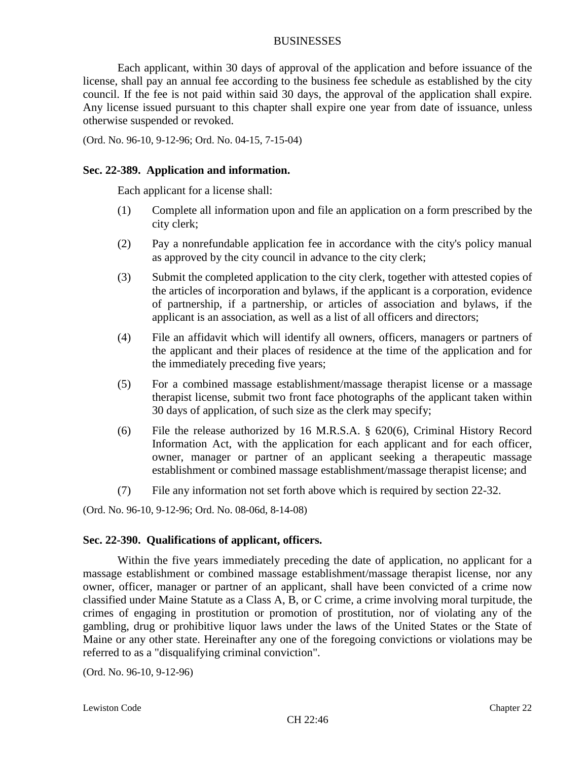Each applicant, within 30 days of approval of the application and before issuance of the license, shall pay an annual fee according to the business fee schedule as established by the city council. If the fee is not paid within said 30 days, the approval of the application shall expire. Any license issued pursuant to this chapter shall expire one year from date of issuance, unless otherwise suspended or revoked.

(Ord. No. 96-10, 9-12-96; Ord. No. 04-15, 7-15-04)

### Sec. 22-389. Application and information.

Each applicant for a license shall:

(1) Complete all information upon and file an application on a form prescribed by the city clerk;

(2) Pay a nonrefundable application fee in accordance with the city's policy manual as approved by the city council in advance to the city clerk;

(3) Submit the completed application to the city clerk, together with attested copies of the articles of incorporation and bylaws, if the applicant is a corporation, evidence of partnership, if a partnership, or articles of association and bylaws, if the applicant is an association, as well as a list of all officers and directors;

(4) File an affidavit which will identify all owners, officers, managers or partners of the applicant and their places of residence at the time of the application and for the immediately preceding five years;

(5) For a combined massage establishment/massage therapist license or a massage therapist license, submit two front face photographs of the applicant taken within 30 days of application, of such size as the clerk may specify;

(6) File the release authorized by 16 M.R.S.A. § 620(6), Criminal History Record Information Act, with the application for each applicant and for each officer, owner, manager or partner of an applicant seeking a therapeutic massage establishment or combined massage establishment/massage therapist license; and

(7) File any information not set forth above which is required by section 22-32.

(Ord. No. 96-10, 9-12-96; Ord. No. 08-06d, 8-14-08)

### Sec. 22-390. Qualifications of applicant, officers.

Within the five years immediately preceding the date of application, no applicant for a massage establishment or combined massage establishment/massage therapist license, nor any owner, officer, manager or partner of an applicant, shall have been convicted of a crime now classified under Maine Statute as a Class A, B, or C crime, a crime involving moral turpitude, the crimes of engaging in prostitution or promotion of prostitution, nor of violating any of the gambling, drug or prohibitive liquor laws under the laws of the United States or the State of Maine or any other state. Hereinafter any one of the foregoing convictions or violations may be referred to as a "disqualifying criminal conviction".

(Ord. No. 96-10, 9-12-96)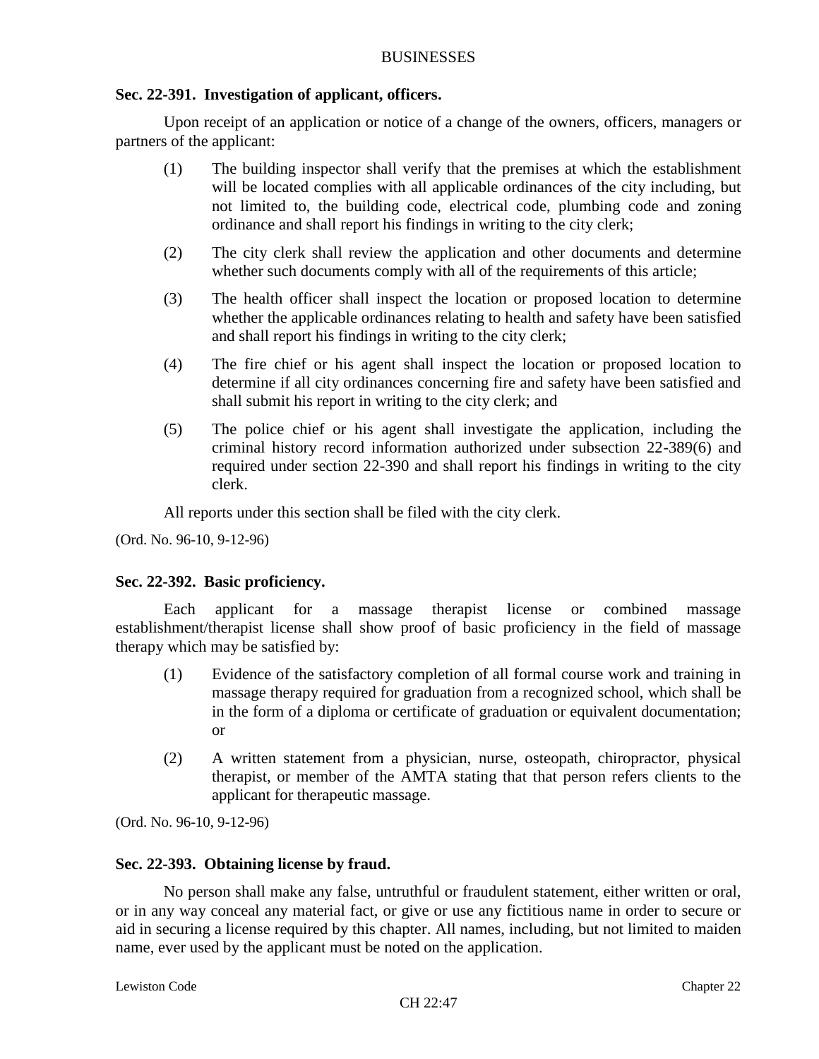### Sec. 22-391. Investigation of applicant, officers.

Upon receipt of an application or notice of a change of the owners, officers, managers or partners of the applicant:

(1) The building inspector shall verify that the premises at which the establishment will be located complies with all applicable ordinances of the city including, but not limited to, the building code, electrical code, plumbing code and zoning ordinance and shall report his findings in writing to the city clerk;

(2) The city clerk shall review the application and other documents and determine whether such documents comply with all of the requirements of this article;

(3) The health officer shall inspect the location or proposed location to determine whether the applicable ordinances relating to health and safety have been satisfied and shall report his findings in writing to the city clerk;

(4) The fire chief or his agent shall inspect the location or proposed location to determine if all city ordinances concerning fire and safety have been satisfied and shall submit his report in writing to the city clerk; and

(5) The police chief or his agent shall investigate the application, including the criminal history record information authorized under subsection 22-389(6) and required under section 22-390 and shall report his findings in writing to the city clerk.

All reports under this section shall be filed with the city clerk.

(Ord. No. 96-10, 9-12-96)

### Sec. 22-392. Basic proficiency.

Each applicant for a massage therapist license or combined massage establishment/therapist license shall show proof of basic proficiency in the field of massage therapy which may be satisfied by:

(1) Evidence of the satisfactory completion of all formal course work and training in massage therapy required for graduation from a recognized school, which shall be in the form of a diploma or certificate of graduation or equivalent documentation; or

(2) A written statement from a physician, nurse, osteopath, chiropractor, physical therapist, or member of the AMTA stating that that person refers clients to the applicant for therapeutic massage.

(Ord. No. 96-10, 9-12-96)

### Sec. 22-393. Obtaining license by fraud.

No person shall make any false, untruthful or fraudulent statement, either written or oral, or in any way conceal any material fact, or give or use any fictitious name in order to secure or aid in securing a license required by this chapter. All names, including, but not limited to maiden name, ever used by the applicant must be noted on the application.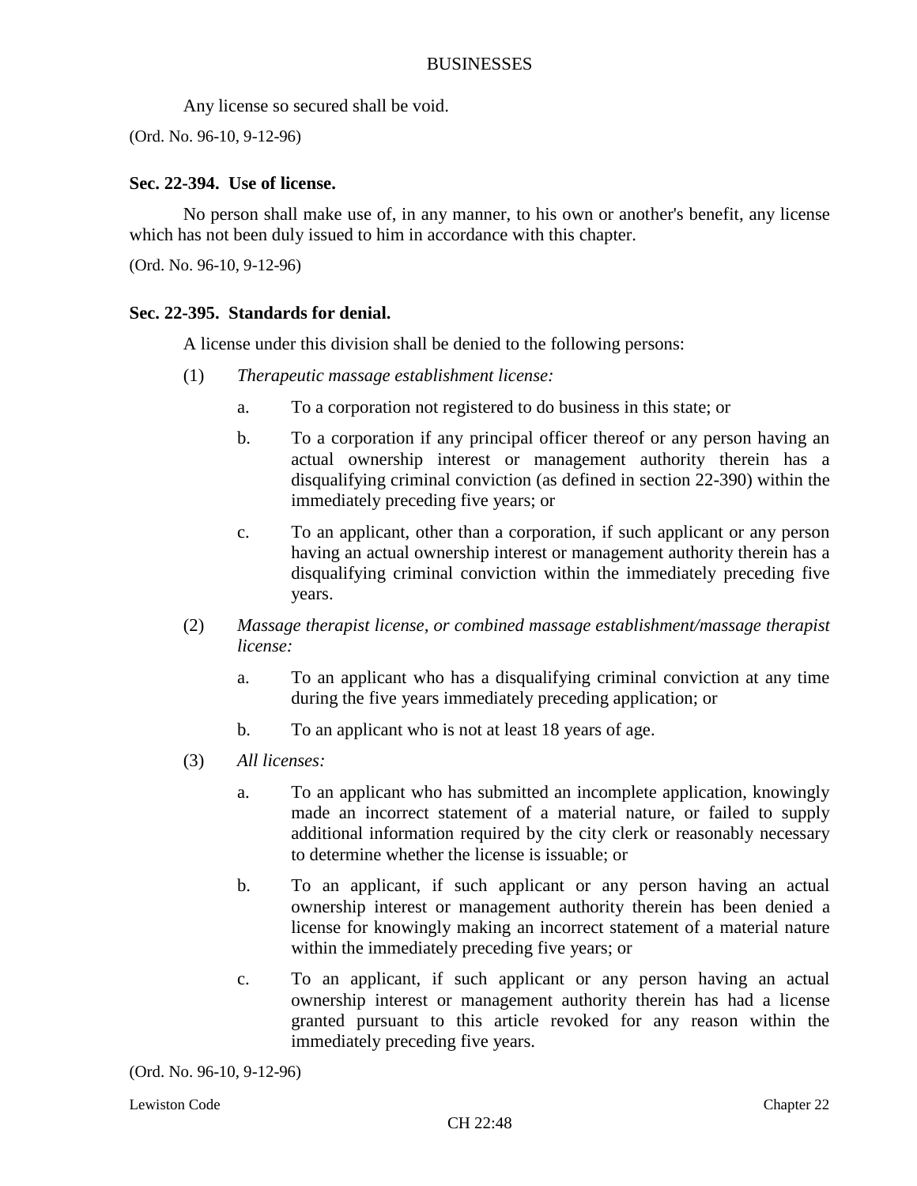Any license so secured shall be void.

(Ord. No. 96-10, 9-12-96)

**Sec. 22-394. Use of license.**

No person shall make use of, in any manner, to his own or another's benefit, any license which has not been duly issued to him in accordance with this chapter.

(Ord. No. 96-10, 9-12-96)

**Sec. 22-395. Standards for denial.**

A license under this division shall be denied to the following persons:

(1) *Therapeutic massage establishment license:*

  a. To a corporation not registered to do business in this state; or

  b. To a corporation if any principal officer thereof or any person having an actual ownership interest or management authority therein has a disqualifying criminal conviction (as defined in section 22-390) within the immediately preceding five years; or

  c. To an applicant, other than a corporation, if such applicant or any person having an actual ownership interest or management authority therein has a disqualifying criminal conviction within the immediately preceding five years.

(2) *Massage therapist license, or combined massage establishment/massage therapist license:*

  a. To an applicant who has a disqualifying criminal conviction at any time during the five years immediately preceding application; or

  b. To an applicant who is not at least 18 years of age.

(3) *All licenses:*

  a. To an applicant who has submitted an incomplete application, knowingly made an incorrect statement of a material nature, or failed to supply additional information required by the city clerk or reasonably necessary to determine whether the license is issuable; or

  b. To an applicant, if such applicant or any person having an actual ownership interest or management authority therein has been denied a license for knowingly making an incorrect statement of a material nature within the immediately preceding five years; or

  c. To an applicant, if such applicant or any person having an actual ownership interest or management authority therein has had a license granted pursuant to this article revoked for any reason within the immediately preceding five years.

(Ord. No. 96-10, 9-12-96)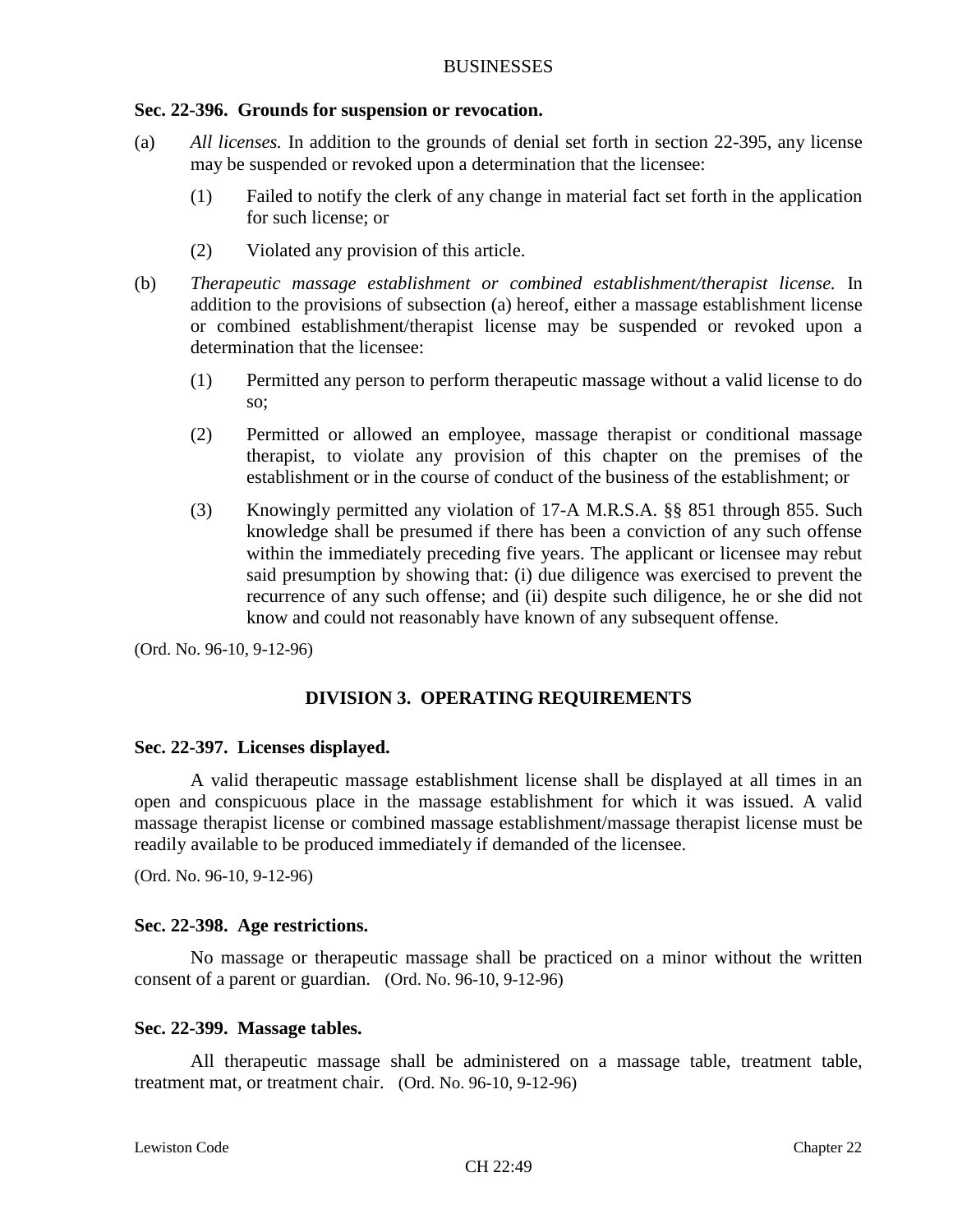### Sec. 22-396. Grounds for suspension or revocation.

(a) *All licenses.* In addition to the grounds of denial set forth in section 22-395, any license may be suspended or revoked upon a determination that the licensee:

(1) Failed to notify the clerk of any change in material fact set forth in the application for such license; or

(2) Violated any provision of this article.

(b) *Therapeutic massage establishment or combined establishment/therapist license.* In addition to the provisions of subsection (a) hereof, either a massage establishment license or combined establishment/therapist license may be suspended or revoked upon a determination that the licensee:

(1) Permitted any person to perform therapeutic massage without a valid license to do so;

(2) Permitted or allowed an employee, massage therapist or conditional massage therapist, to violate any provision of this chapter on the premises of the establishment or in the course of conduct of the business of the establishment; or

(3) Knowingly permitted any violation of 17-A M.R.S.A. §§ 851 through 855. Such knowledge shall be presumed if there has been a conviction of any such offense within the immediately preceding five years. The applicant or licensee may rebut said presumption by showing that: (i) due diligence was exercised to prevent the recurrence of any such offense; and (ii) despite such diligence, he or she did not know and could not reasonably have known of any subsequent offense.

(Ord. No. 96-10, 9-12-96)

## DIVISION 3. OPERATING REQUIREMENTS

### Sec. 22-397. Licenses displayed.

A valid therapeutic massage establishment license shall be displayed at all times in an open and conspicuous place in the massage establishment for which it was issued. A valid massage therapist license or combined massage establishment/massage therapist license must be readily available to be produced immediately if demanded of the licensee.

(Ord. No. 96-10, 9-12-96)

### Sec. 22-398. Age restrictions.

No massage or therapeutic massage shall be practiced on a minor without the written consent of a parent or guardian. (Ord. No. 96-10, 9-12-96)

### Sec. 22-399. Massage tables.

All therapeutic massage shall be administered on a massage table, treatment table, treatment mat, or treatment chair. (Ord. No. 96-10, 9-12-96)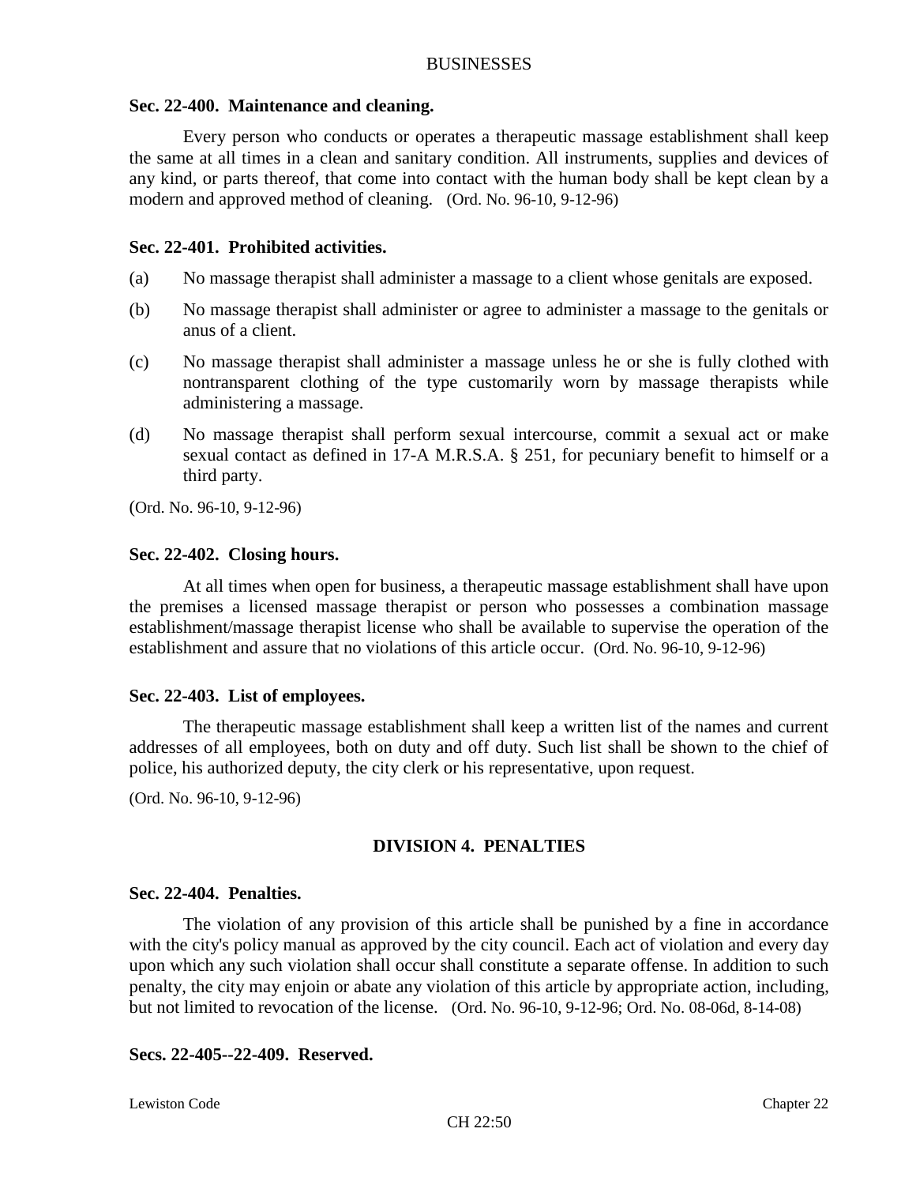### Sec. 22-400. Maintenance and cleaning.

Every person who conducts or operates a therapeutic massage establishment shall keep the same at all times in a clean and sanitary condition. All instruments, supplies and devices of any kind, or parts thereof, that come into contact with the human body shall be kept clean by a modern and approved method of cleaning. (Ord. No. 96-10, 9-12-96)

### Sec. 22-401. Prohibited activities.

(a) No massage therapist shall administer a massage to a client whose genitals are exposed.

(b) No massage therapist shall administer or agree to administer a massage to the genitals or anus of a client.

(c) No massage therapist shall administer a massage unless he or she is fully clothed with nontransparent clothing of the type customarily worn by massage therapists while administering a massage.

(d) No massage therapist shall perform sexual intercourse, commit a sexual act or make sexual contact as defined in 17-A M.R.S.A. § 251, for pecuniary benefit to himself or a third party.

(Ord. No. 96-10, 9-12-96)

### Sec. 22-402. Closing hours.

At all times when open for business, a therapeutic massage establishment shall have upon the premises a licensed massage therapist or person who possesses a combination massage establishment/massage therapist license who shall be available to supervise the operation of the establishment and assure that no violations of this article occur. (Ord. No. 96-10, 9-12-96)

### Sec. 22-403. List of employees.

The therapeutic massage establishment shall keep a written list of the names and current addresses of all employees, both on duty and off duty. Such list shall be shown to the chief of police, his authorized deputy, the city clerk or his representative, upon request.

(Ord. No. 96-10, 9-12-96)

## DIVISION 4. PENALTIES

### Sec. 22-404. Penalties.

The violation of any provision of this article shall be punished by a fine in accordance with the city's policy manual as approved by the city council. Each act of violation and every day upon which any such violation shall occur shall constitute a separate offense. In addition to such penalty, the city may enjoin or abate any violation of this article by appropriate action, including, but not limited to revocation of the license. (Ord. No. 96-10, 9-12-96; Ord. No. 08-06d, 8-14-08)

### Secs. 22-405--22-409. Reserved.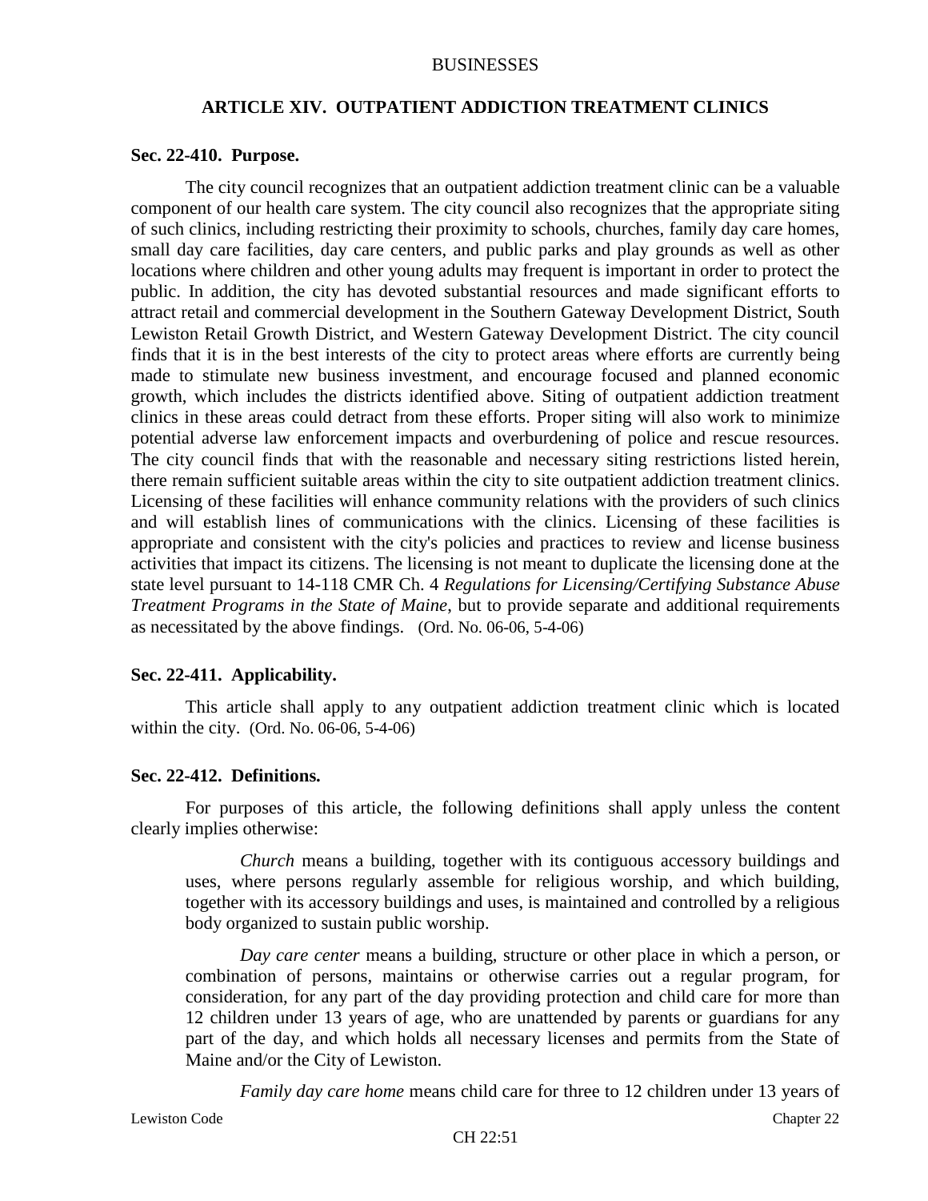## ARTICLE XIV. OUTPATIENT ADDICTION TREATMENT CLINICS

### Sec. 22-410. Purpose.

The city council recognizes that an outpatient addiction treatment clinic can be a valuable component of our health care system. The city council also recognizes that the appropriate siting of such clinics, including restricting their proximity to schools, churches, family day care homes, small day care facilities, day care centers, and public parks and play grounds as well as other locations where children and other young adults may frequent is important in order to protect the public. In addition, the city has devoted substantial resources and made significant efforts to attract retail and commercial development in the Southern Gateway Development District, South Lewiston Retail Growth District, and Western Gateway Development District. The city council finds that it is in the best interests of the city to protect areas where efforts are currently being made to stimulate new business investment, and encourage focused and planned economic growth, which includes the districts identified above. Siting of outpatient addiction treatment clinics in these areas could detract from these efforts. Proper siting will also work to minimize potential adverse law enforcement impacts and overburdening of police and rescue resources. The city council finds that with the reasonable and necessary siting restrictions listed herein, there remain sufficient suitable areas within the city to site outpatient addiction treatment clinics. Licensing of these facilities will enhance community relations with the providers of such clinics and will establish lines of communications with the clinics. Licensing of these facilities is appropriate and consistent with the city's policies and practices to review and license business activities that impact its citizens. The licensing is not meant to duplicate the licensing done at the state level pursuant to 14-118 CMR Ch. 4 *Regulations for Licensing/Certifying Substance Abuse Treatment Programs in the State of Maine*, but to provide separate and additional requirements as necessitated by the above findings. (Ord. No. 06-06, 5-4-06)

### Sec. 22-411. Applicability.

This article shall apply to any outpatient addiction treatment clinic which is located within the city. (Ord. No. 06-06, 5-4-06)

### Sec. 22-412. Definitions.

For purposes of this article, the following definitions shall apply unless the content clearly implies otherwise:

*Church* means a building, together with its contiguous accessory buildings and uses, where persons regularly assemble for religious worship, and which building, together with its accessory buildings and uses, is maintained and controlled by a religious body organized to sustain public worship.

*Day care center* means a building, structure or other place in which a person, or combination of persons, maintains or otherwise carries out a regular program, for consideration, for any part of the day providing protection and child care for more than 12 children under 13 years of age, who are unattended by parents or guardians for any part of the day, and which holds all necessary licenses and permits from the State of Maine and/or the City of Lewiston.

*Family day care home* means child care for three to 12 children under 13 years of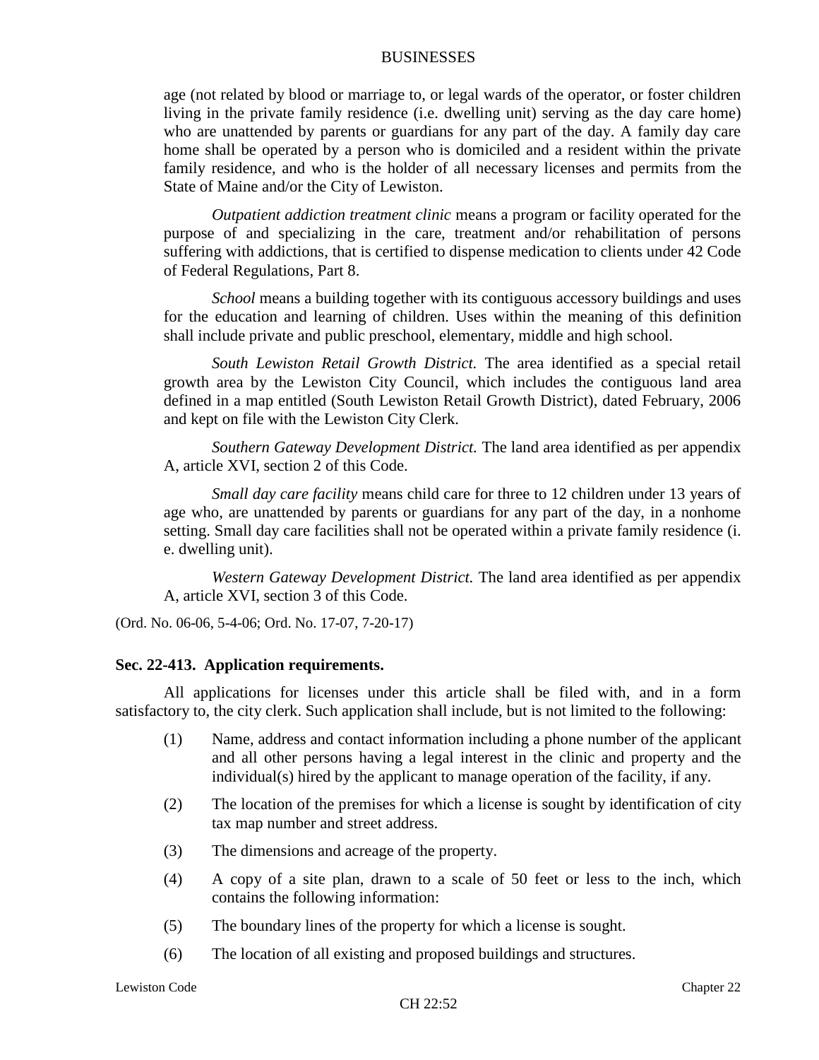age (not related by blood or marriage to, or legal wards of the operator, or foster children living in the private family residence (i.e. dwelling unit) serving as the day care home) who are unattended by parents or guardians for any part of the day. A family day care home shall be operated by a person who is domiciled and a resident within the private family residence, and who is the holder of all necessary licenses and permits from the State of Maine and/or the City of Lewiston.

*Outpatient addiction treatment clinic* means a program or facility operated for the purpose of and specializing in the care, treatment and/or rehabilitation of persons suffering with addictions, that is certified to dispense medication to clients under 42 Code of Federal Regulations, Part 8.

*School* means a building together with its contiguous accessory buildings and uses for the education and learning of children. Uses within the meaning of this definition shall include private and public preschool, elementary, middle and high school.

*South Lewiston Retail Growth District.* The area identified as a special retail growth area by the Lewiston City Council, which includes the contiguous land area defined in a map entitled (South Lewiston Retail Growth District), dated February, 2006 and kept on file with the Lewiston City Clerk.

*Southern Gateway Development District.* The land area identified as per appendix A, article XVI, section 2 of this Code.

*Small day care facility* means child care for three to 12 children under 13 years of age who, are unattended by parents or guardians for any part of the day, in a nonhome setting. Small day care facilities shall not be operated within a private family residence (i. e. dwelling unit).

*Western Gateway Development District.* The land area identified as per appendix A, article XVI, section 3 of this Code.

(Ord. No. 06-06, 5-4-06; Ord. No. 17-07, 7-20-17)

**Sec. 22-413. Application requirements.**

All applications for licenses under this article shall be filed with, and in a form satisfactory to, the city clerk. Such application shall include, but is not limited to the following:

(1) Name, address and contact information including a phone number of the applicant and all other persons having a legal interest in the clinic and property and the individual(s) hired by the applicant to manage operation of the facility, if any.

(2) The location of the premises for which a license is sought by identification of city tax map number and street address.

(3) The dimensions and acreage of the property.

(4) A copy of a site plan, drawn to a scale of 50 feet or less to the inch, which contains the following information:

(5) The boundary lines of the property for which a license is sought.

(6) The location of all existing and proposed buildings and structures.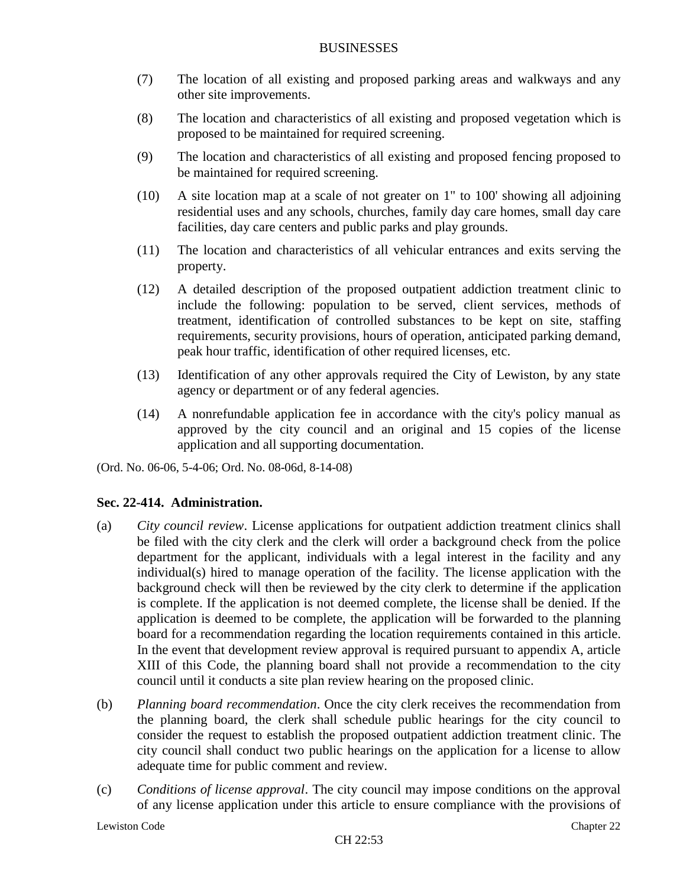(7) The location of all existing and proposed parking areas and walkways and any other site improvements.

(8) The location and characteristics of all existing and proposed vegetation which is proposed to be maintained for required screening.

(9) The location and characteristics of all existing and proposed fencing proposed to be maintained for required screening.

(10) A site location map at a scale of not greater on 1" to 100' showing all adjoining residential uses and any schools, churches, family day care homes, small day care facilities, day care centers and public parks and play grounds.

(11) The location and characteristics of all vehicular entrances and exits serving the property.

(12) A detailed description of the proposed outpatient addiction treatment clinic to include the following: population to be served, client services, methods of treatment, identification of controlled substances to be kept on site, staffing requirements, security provisions, hours of operation, anticipated parking demand, peak hour traffic, identification of other required licenses, etc.

(13) Identification of any other approvals required the City of Lewiston, by any state agency or department or of any federal agencies.

(14) A nonrefundable application fee in accordance with the city's policy manual as approved by the city council and an original and 15 copies of the license application and all supporting documentation.

(Ord. No. 06-06, 5-4-06; Ord. No. 08-06d, 8-14-08)

### Sec. 22-414. Administration.

(a) *City council review*. License applications for outpatient addiction treatment clinics shall be filed with the city clerk and the clerk will order a background check from the police department for the applicant, individuals with a legal interest in the facility and any individual(s) hired to manage operation of the facility. The license application with the background check will then be reviewed by the city clerk to determine if the application is complete. If the application is not deemed complete, the license shall be denied. If the application is deemed to be complete, the application will be forwarded to the planning board for a recommendation regarding the location requirements contained in this article. In the event that development review approval is required pursuant to appendix A, article XIII of this Code, the planning board shall not provide a recommendation to the city council until it conducts a site plan review hearing on the proposed clinic.

(b) *Planning board recommendation*. Once the city clerk receives the recommendation from the planning board, the clerk shall schedule public hearings for the city council to consider the request to establish the proposed outpatient addiction treatment clinic. The city council shall conduct two public hearings on the application for a license to allow adequate time for public comment and review.

(c) *Conditions of license approval*. The city council may impose conditions on the approval of any license application under this article to ensure compliance with the provisions of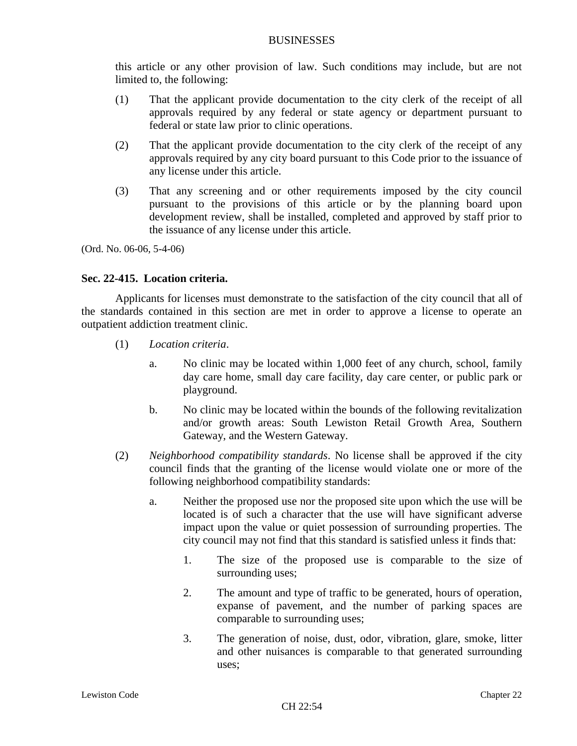this article or any other provision of law. Such conditions may include, but are not limited to, the following:

(1) That the applicant provide documentation to the city clerk of the receipt of all approvals required by any federal or state agency or department pursuant to federal or state law prior to clinic operations.

(2) That the applicant provide documentation to the city clerk of the receipt of any approvals required by any city board pursuant to this Code prior to the issuance of any license under this article.

(3) That any screening and or other requirements imposed by the city council pursuant to the provisions of this article or by the planning board upon development review, shall be installed, completed and approved by staff prior to the issuance of any license under this article.

(Ord. No. 06-06, 5-4-06)

**Sec. 22-415. Location criteria.**

Applicants for licenses must demonstrate to the satisfaction of the city council that all of the standards contained in this section are met in order to approve a license to operate an outpatient addiction treatment clinic.

(1) *Location criteria*.

a. No clinic may be located within 1,000 feet of any church, school, family day care home, small day care facility, day care center, or public park or playground.

b. No clinic may be located within the bounds of the following revitalization and/or growth areas: South Lewiston Retail Growth Area, Southern Gateway, and the Western Gateway.

(2) *Neighborhood compatibility standards*. No license shall be approved if the city council finds that the granting of the license would violate one or more of the following neighborhood compatibility standards:

a. Neither the proposed use nor the proposed site upon which the use will be located is of such a character that the use will have significant adverse impact upon the value or quiet possession of surrounding properties. The city council may not find that this standard is satisfied unless it finds that:

1. The size of the proposed use is comparable to the size of surrounding uses;

2. The amount and type of traffic to be generated, hours of operation, expanse of pavement, and the number of parking spaces are comparable to surrounding uses;

3. The generation of noise, dust, odor, vibration, glare, smoke, litter and other nuisances is comparable to that generated surrounding uses;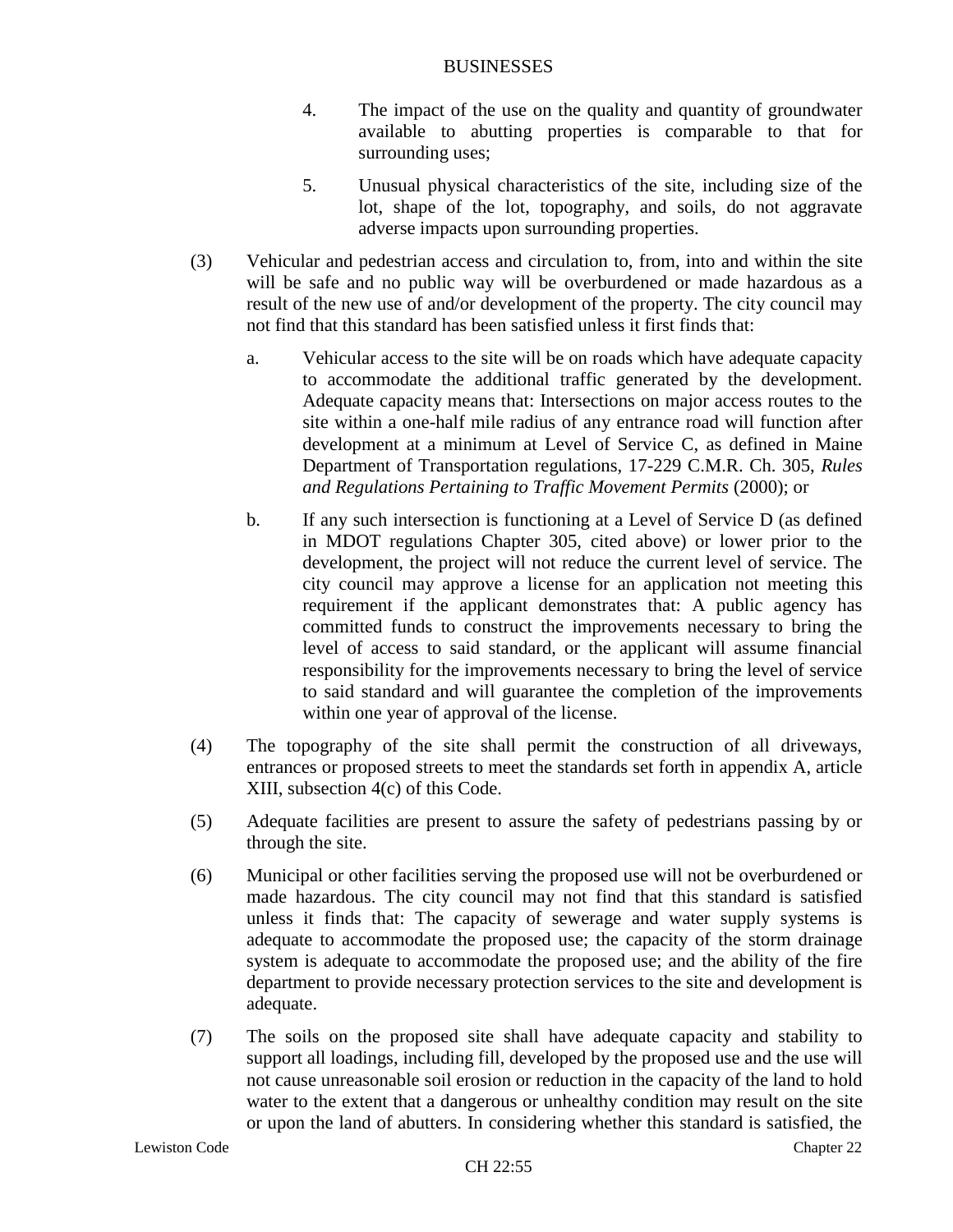4. The impact of the use on the quality and quantity of groundwater available to abutting properties is comparable to that for surrounding uses;

5. Unusual physical characteristics of the site, including size of the lot, shape of the lot, topography, and soils, do not aggravate adverse impacts upon surrounding properties.

(3) Vehicular and pedestrian access and circulation to, from, into and within the site will be safe and no public way will be overburdened or made hazardous as a result of the new use of and/or development of the property. The city council may not find that this standard has been satisfied unless it first finds that:

a. Vehicular access to the site will be on roads which have adequate capacity to accommodate the additional traffic generated by the development. Adequate capacity means that: Intersections on major access routes to the site within a one-half mile radius of any entrance road will function after development at a minimum at Level of Service C, as defined in Maine Department of Transportation regulations, 17-229 C.M.R. Ch. 305, *Rules and Regulations Pertaining to Traffic Movement Permits* (2000); or

b. If any such intersection is functioning at a Level of Service D (as defined in MDOT regulations Chapter 305, cited above) or lower prior to the development, the project will not reduce the current level of service. The city council may approve a license for an application not meeting this requirement if the applicant demonstrates that: A public agency has committed funds to construct the improvements necessary to bring the level of access to said standard, or the applicant will assume financial responsibility for the improvements necessary to bring the level of service to said standard and will guarantee the completion of the improvements within one year of approval of the license.

(4) The topography of the site shall permit the construction of all driveways, entrances or proposed streets to meet the standards set forth in appendix A, article XIII, subsection 4(c) of this Code.

(5) Adequate facilities are present to assure the safety of pedestrians passing by or through the site.

(6) Municipal or other facilities serving the proposed use will not be overburdened or made hazardous. The city council may not find that this standard is satisfied unless it finds that: The capacity of sewerage and water supply systems is adequate to accommodate the proposed use; the capacity of the storm drainage system is adequate to accommodate the proposed use; and the ability of the fire department to provide necessary protection services to the site and development is adequate.

(7) The soils on the proposed site shall have adequate capacity and stability to support all loadings, including fill, developed by the proposed use and the use will not cause unreasonable soil erosion or reduction in the capacity of the land to hold water to the extent that a dangerous or unhealthy condition may result on the site or upon the land of abutters. In considering whether this standard is satisfied, the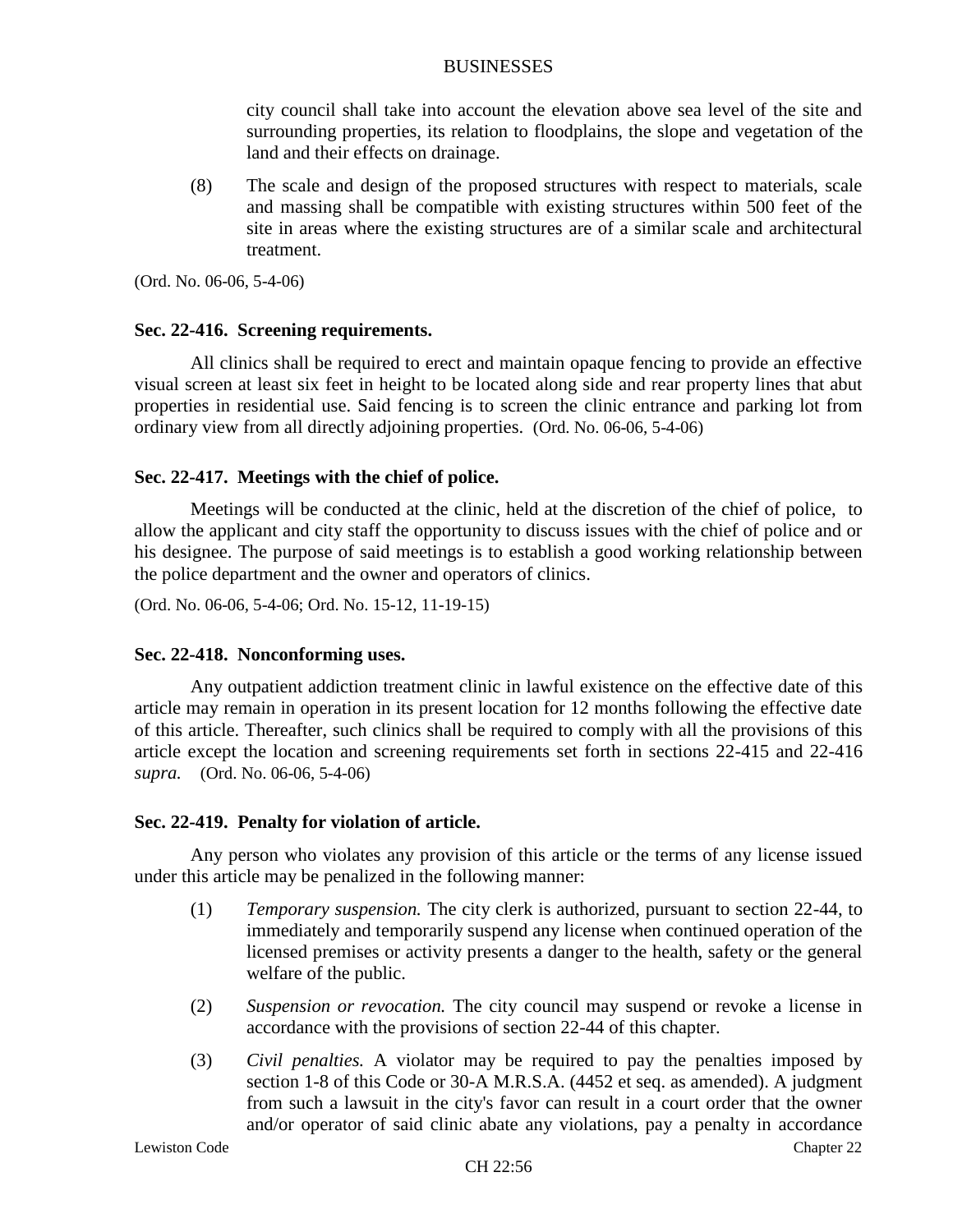city council shall take into account the elevation above sea level of the site and surrounding properties, its relation to floodplains, the slope and vegetation of the land and their effects on drainage.

(8) The scale and design of the proposed structures with respect to materials, scale and massing shall be compatible with existing structures within 500 feet of the site in areas where the existing structures are of a similar scale and architectural treatment.

(Ord. No. 06-06, 5-4-06)

**Sec. 22-416. Screening requirements.**

All clinics shall be required to erect and maintain opaque fencing to provide an effective visual screen at least six feet in height to be located along side and rear property lines that abut properties in residential use. Said fencing is to screen the clinic entrance and parking lot from ordinary view from all directly adjoining properties. (Ord. No. 06-06, 5-4-06)

**Sec. 22-417. Meetings with the chief of police.**

Meetings will be conducted at the clinic, held at the discretion of the chief of police, to allow the applicant and city staff the opportunity to discuss issues with the chief of police and or his designee. The purpose of said meetings is to establish a good working relationship between the police department and the owner and operators of clinics.

(Ord. No. 06-06, 5-4-06; Ord. No. 15-12, 11-19-15)

**Sec. 22-418. Nonconforming uses.**

Any outpatient addiction treatment clinic in lawful existence on the effective date of this article may remain in operation in its present location for 12 months following the effective date of this article. Thereafter, such clinics shall be required to comply with all the provisions of this article except the location and screening requirements set forth in sections 22-415 and 22-416 *supra.* (Ord. No. 06-06, 5-4-06)

**Sec. 22-419. Penalty for violation of article.**

Any person who violates any provision of this article or the terms of any license issued under this article may be penalized in the following manner:

(1) *Temporary suspension.* The city clerk is authorized, pursuant to section 22-44, to immediately and temporarily suspend any license when continued operation of the licensed premises or activity presents a danger to the health, safety or the general welfare of the public.

(2) *Suspension or revocation.* The city council may suspend or revoke a license in accordance with the provisions of section 22-44 of this chapter.

(3) *Civil penalties.* A violator may be required to pay the penalties imposed by section 1-8 of this Code or 30-A M.R.S.A. (4452 et seq. as amended). A judgment from such a lawsuit in the city's favor can result in a court order that the owner and/or operator of said clinic abate any violations, pay a penalty in accordance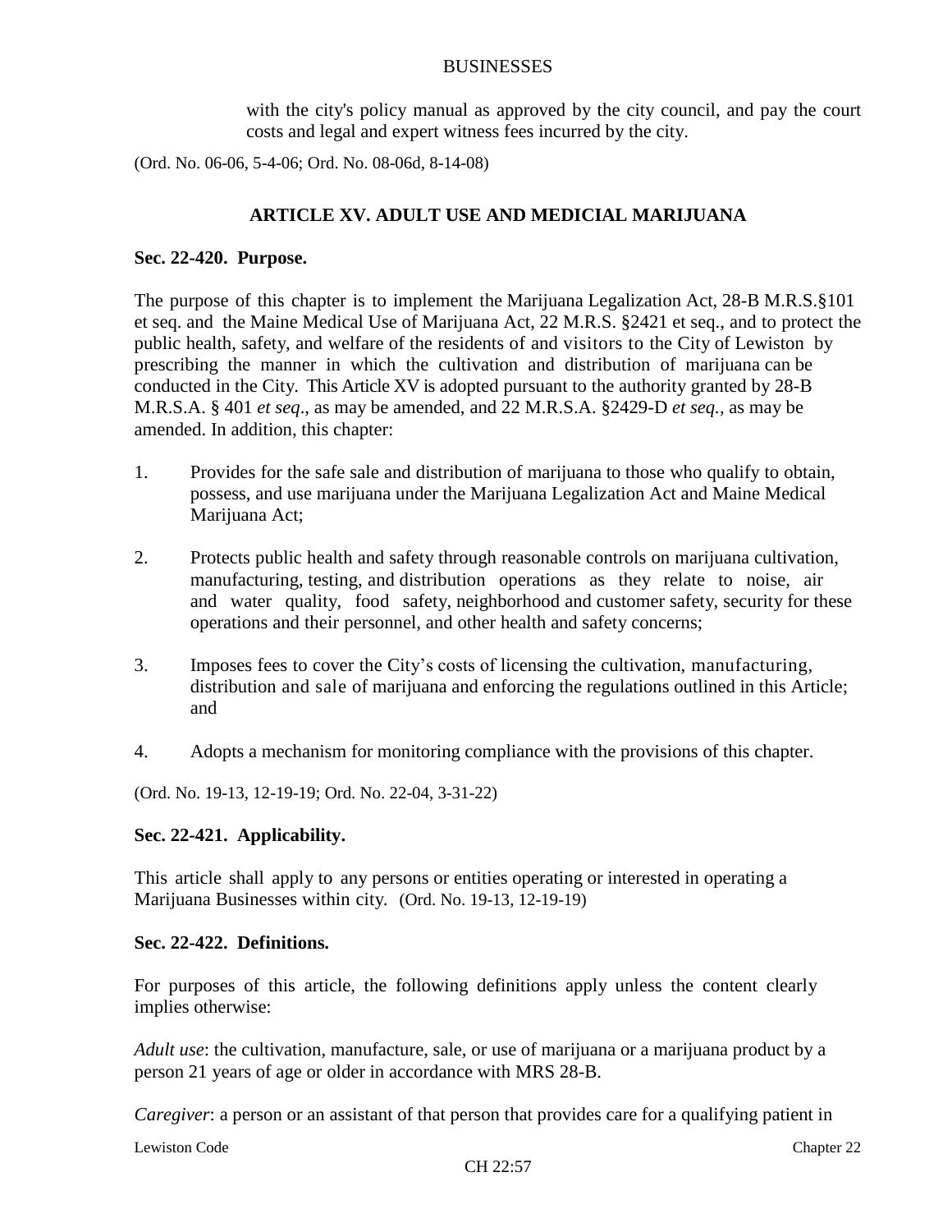with the city's policy manual as approved by the city council, and pay the court costs and legal and expert witness fees incurred by the city.

(Ord. No. 06-06, 5-4-06; Ord. No. 08-06d, 8-14-08)

## ARTICLE XV. ADULT USE AND MEDICIAL MARIJUANA

### Sec. 22-420. Purpose.

The purpose of this chapter is to implement the Marijuana Legalization Act, 28-B M.R.S.§101 et seq. and the Maine Medical Use of Marijuana Act, 22 M.R.S. §2421 et seq., and to protect the public health, safety, and welfare of the residents of and visitors to the City of Lewiston by prescribing the manner in which the cultivation and distribution of marijuana can be conducted in the City. This Article XV is adopted pursuant to the authority granted by 28-B M.R.S.A. § 401 *et seq*., as may be amended, and 22 M.R.S.A. §2429-D *et seq.*, as may be amended. In addition, this chapter:

1. Provides for the safe sale and distribution of marijuana to those who qualify to obtain, possess, and use marijuana under the Marijuana Legalization Act and Maine Medical Marijuana Act;
2. Protects public health and safety through reasonable controls on marijuana cultivation, manufacturing, testing, and distribution operations as they relate to noise, air and water quality, food safety, neighborhood and customer safety, security for these operations and their personnel, and other health and safety concerns;
3. Imposes fees to cover the City's costs of licensing the cultivation, manufacturing, distribution and sale of marijuana and enforcing the regulations outlined in this Article; and
4. Adopts a mechanism for monitoring compliance with the provisions of this chapter.

(Ord. No. 19-13, 12-19-19; Ord. No. 22-04, 3-31-22)

### Sec. 22-421. Applicability.

This article shall apply to any persons or entities operating or interested in operating a Marijuana Businesses within city. (Ord. No. 19-13, 12-19-19)

### Sec. 22-422. Definitions.

For purposes of this article, the following definitions apply unless the content clearly implies otherwise:

*Adult use*: the cultivation, manufacture, sale, or use of marijuana or a marijuana product by a person 21 years of age or older in accordance with MRS 28-B.

*Caregiver*: a person or an assistant of that person that provides care for a qualifying patient in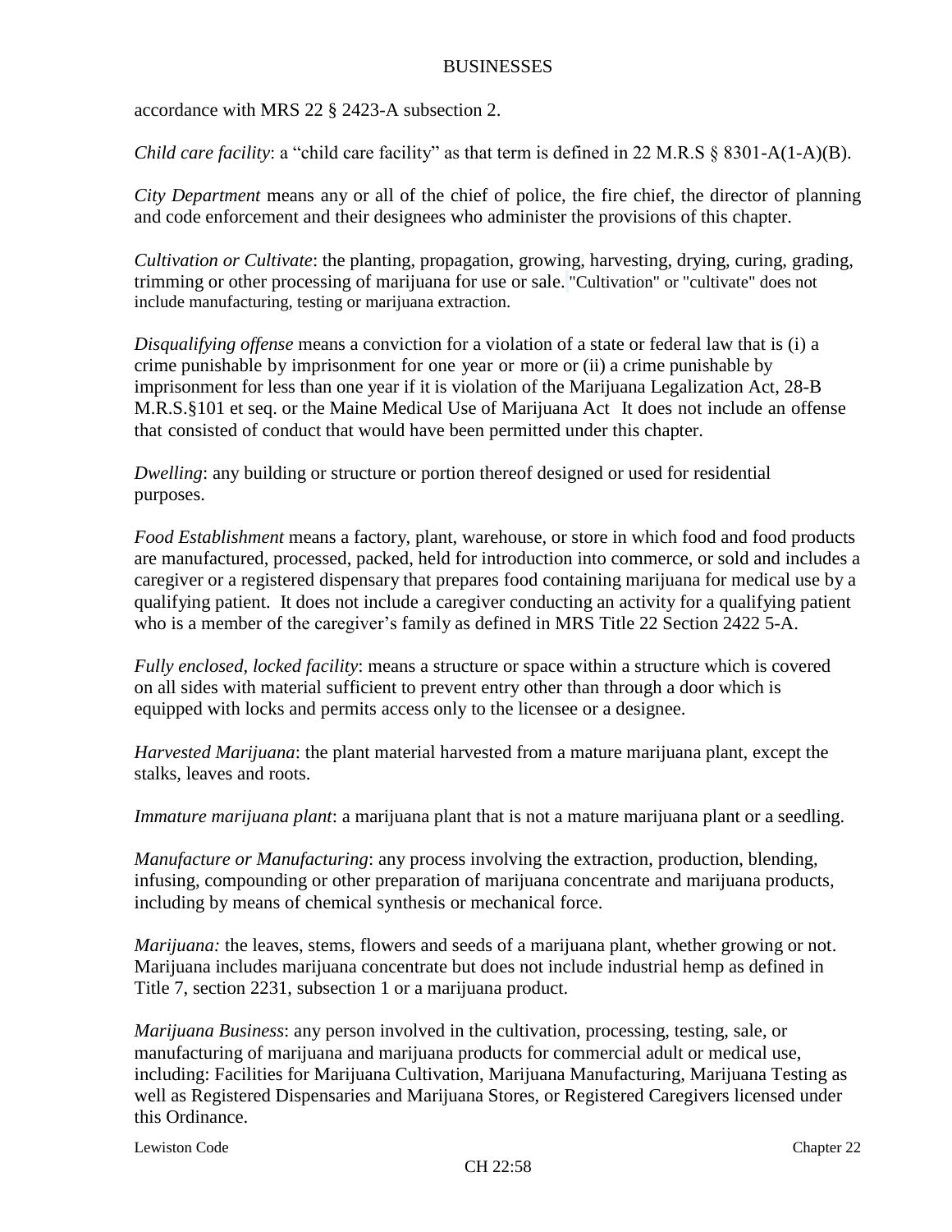accordance with MRS 22 § 2423-A subsection 2.

*Child care facility*: a "child care facility" as that term is defined in 22 M.R.S § 8301-A(1-A)(B).

*City Department* means any or all of the chief of police, the fire chief, the director of planning and code enforcement and their designees who administer the provisions of this chapter.

*Cultivation or Cultivate*: the planting, propagation, growing, harvesting, drying, curing, grading, trimming or other processing of marijuana for use or sale. "Cultivation" or "cultivate" does not include manufacturing, testing or marijuana extraction.

*Disqualifying offense* means a conviction for a violation of a state or federal law that is (i) a crime punishable by imprisonment for one year or more or (ii) a crime punishable by imprisonment for less than one year if it is violation of the Marijuana Legalization Act, 28-B M.R.S.§101 et seq. or the Maine Medical Use of Marijuana Act It does not include an offense that consisted of conduct that would have been permitted under this chapter.

*Dwelling*: any building or structure or portion thereof designed or used for residential purposes.

*Food Establishment* means a factory, plant, warehouse, or store in which food and food products are manufactured, processed, packed, held for introduction into commerce, or sold and includes a caregiver or a registered dispensary that prepares food containing marijuana for medical use by a qualifying patient. It does not include a caregiver conducting an activity for a qualifying patient who is a member of the caregiver's family as defined in MRS Title 22 Section 2422 5-A.

*Fully enclosed, locked facility*: means a structure or space within a structure which is covered on all sides with material sufficient to prevent entry other than through a door which is equipped with locks and permits access only to the licensee or a designee.

*Harvested Marijuana*: the plant material harvested from a mature marijuana plant, except the stalks, leaves and roots.

*Immature marijuana plant*: a marijuana plant that is not a mature marijuana plant or a seedling.

*Manufacture or Manufacturing*: any process involving the extraction, production, blending, infusing, compounding or other preparation of marijuana concentrate and marijuana products, including by means of chemical synthesis or mechanical force.

*Marijuana:* the leaves, stems, flowers and seeds of a marijuana plant, whether growing or not. Marijuana includes marijuana concentrate but does not include industrial hemp as defined in Title 7, section 2231, subsection 1 or a marijuana product.

*Marijuana Business*: any person involved in the cultivation, processing, testing, sale, or manufacturing of marijuana and marijuana products for commercial adult or medical use, including: Facilities for Marijuana Cultivation, Marijuana Manufacturing, Marijuana Testing as well as Registered Dispensaries and Marijuana Stores, or Registered Caregivers licensed under this Ordinance.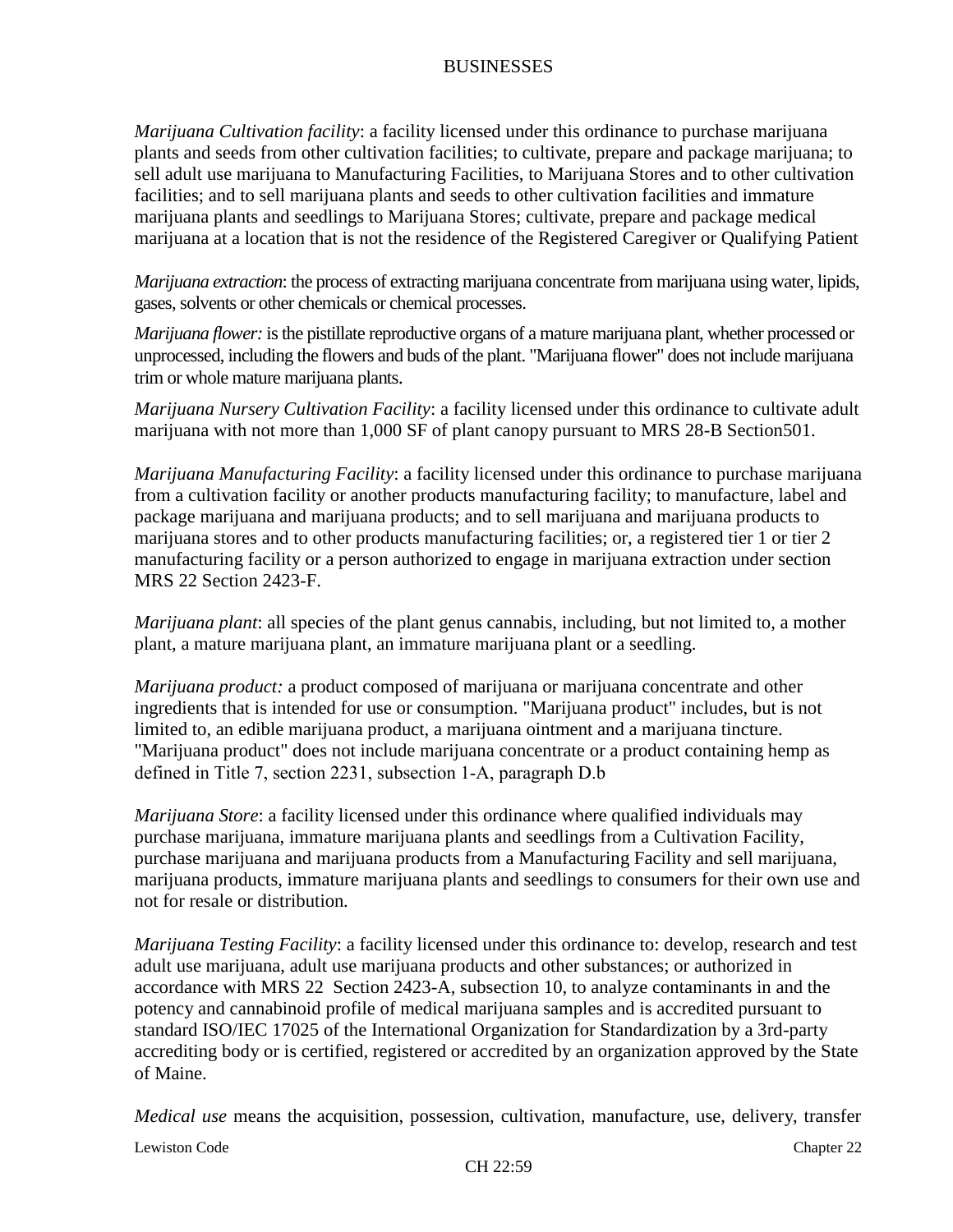*Marijuana Cultivation facility*: a facility licensed under this ordinance to purchase marijuana plants and seeds from other cultivation facilities; to cultivate, prepare and package marijuana; to sell adult use marijuana to Manufacturing Facilities, to Marijuana Stores and to other cultivation facilities; and to sell marijuana plants and seeds to other cultivation facilities and immature marijuana plants and seedlings to Marijuana Stores; cultivate, prepare and package medical marijuana at a location that is not the residence of the Registered Caregiver or Qualifying Patient

*Marijuana extraction*: the process of extracting marijuana concentrate from marijuana using water, lipids, gases, solvents or other chemicals or chemical processes.

*Marijuana flower:* is the pistillate reproductive organs of a mature marijuana plant, whether processed or unprocessed, including the flowers and buds of the plant. "Marijuana flower" does not include marijuana trim or whole mature marijuana plants.

*Marijuana Nursery Cultivation Facility*: a facility licensed under this ordinance to cultivate adult marijuana with not more than 1,000 SF of plant canopy pursuant to MRS 28-B Section501.

*Marijuana Manufacturing Facility*: a facility licensed under this ordinance to purchase marijuana from a cultivation facility or another products manufacturing facility; to manufacture, label and package marijuana and marijuana products; and to sell marijuana and marijuana products to marijuana stores and to other products manufacturing facilities; or, a registered tier 1 or tier 2 manufacturing facility or a person authorized to engage in marijuana extraction under section MRS 22 Section 2423-F.

*Marijuana plant*: all species of the plant genus cannabis, including, but not limited to, a mother plant, a mature marijuana plant, an immature marijuana plant or a seedling.

*Marijuana product:* a product composed of marijuana or marijuana concentrate and other ingredients that is intended for use or consumption. "Marijuana product" includes, but is not limited to, an edible marijuana product, a marijuana ointment and a marijuana tincture. "Marijuana product" does not include marijuana concentrate or a product containing hemp as defined in Title 7, section 2231, subsection 1-A, paragraph D.b

*Marijuana Store*: a facility licensed under this ordinance where qualified individuals may purchase marijuana, immature marijuana plants and seedlings from a Cultivation Facility, purchase marijuana and marijuana products from a Manufacturing Facility and sell marijuana, marijuana products, immature marijuana plants and seedlings to consumers for their own use and not for resale or distribution.

*Marijuana Testing Facility*: a facility licensed under this ordinance to: develop, research and test adult use marijuana, adult use marijuana products and other substances; or authorized in accordance with MRS 22 Section 2423-A, subsection 10, to analyze contaminants in and the potency and cannabinoid profile of medical marijuana samples and is accredited pursuant to standard ISO/IEC 17025 of the International Organization for Standardization by a 3rd-party accrediting body or is certified, registered or accredited by an organization approved by the State of Maine.

*Medical use* means the acquisition, possession, cultivation, manufacture, use, delivery, transfer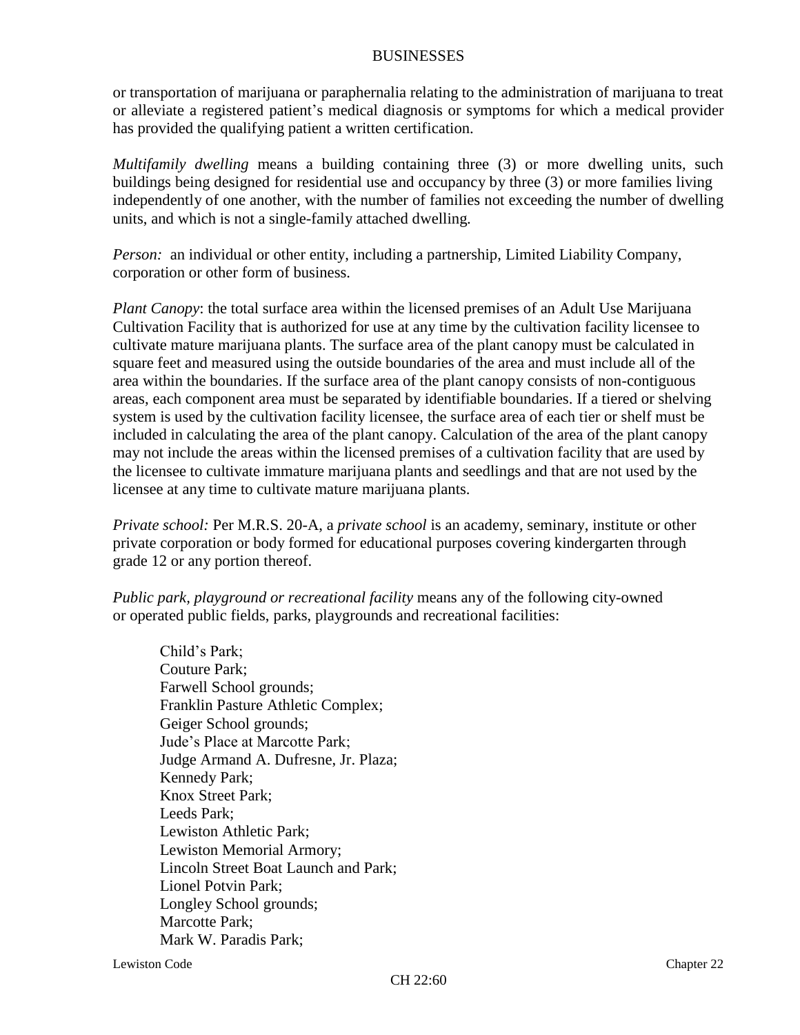or transportation of marijuana or paraphernalia relating to the administration of marijuana to treat or alleviate a registered patient's medical diagnosis or symptoms for which a medical provider has provided the qualifying patient a written certification.

*Multifamily dwelling* means a building containing three (3) or more dwelling units, such buildings being designed for residential use and occupancy by three (3) or more families living independently of one another, with the number of families not exceeding the number of dwelling units, and which is not a single-family attached dwelling.

*Person:* an individual or other entity, including a partnership, Limited Liability Company, corporation or other form of business.

*Plant Canopy*: the total surface area within the licensed premises of an Adult Use Marijuana Cultivation Facility that is authorized for use at any time by the cultivation facility licensee to cultivate mature marijuana plants. The surface area of the plant canopy must be calculated in square feet and measured using the outside boundaries of the area and must include all of the area within the boundaries. If the surface area of the plant canopy consists of non-contiguous areas, each component area must be separated by identifiable boundaries. If a tiered or shelving system is used by the cultivation facility licensee, the surface area of each tier or shelf must be included in calculating the area of the plant canopy. Calculation of the area of the plant canopy may not include the areas within the licensed premises of a cultivation facility that are used by the licensee to cultivate immature marijuana plants and seedlings and that are not used by the licensee at any time to cultivate mature marijuana plants.

*Private school:* Per M.R.S. 20-A, a *private school* is an academy, seminary, institute or other private corporation or body formed for educational purposes covering kindergarten through grade 12 or any portion thereof.

*Public park, playground or recreational facility* means any of the following city-owned or operated public fields, parks, playgrounds and recreational facilities:

Child's Park;
Couture Park;
Farwell School grounds;
Franklin Pasture Athletic Complex;
Geiger School grounds;
Jude's Place at Marcotte Park;
Judge Armand A. Dufresne, Jr. Plaza;
Kennedy Park;
Knox Street Park;
Leeds Park;
Lewiston Athletic Park;
Lewiston Memorial Armory;
Lincoln Street Boat Launch and Park;
Lionel Potvin Park;
Longley School grounds;
Marcotte Park;
Mark W. Paradis Park;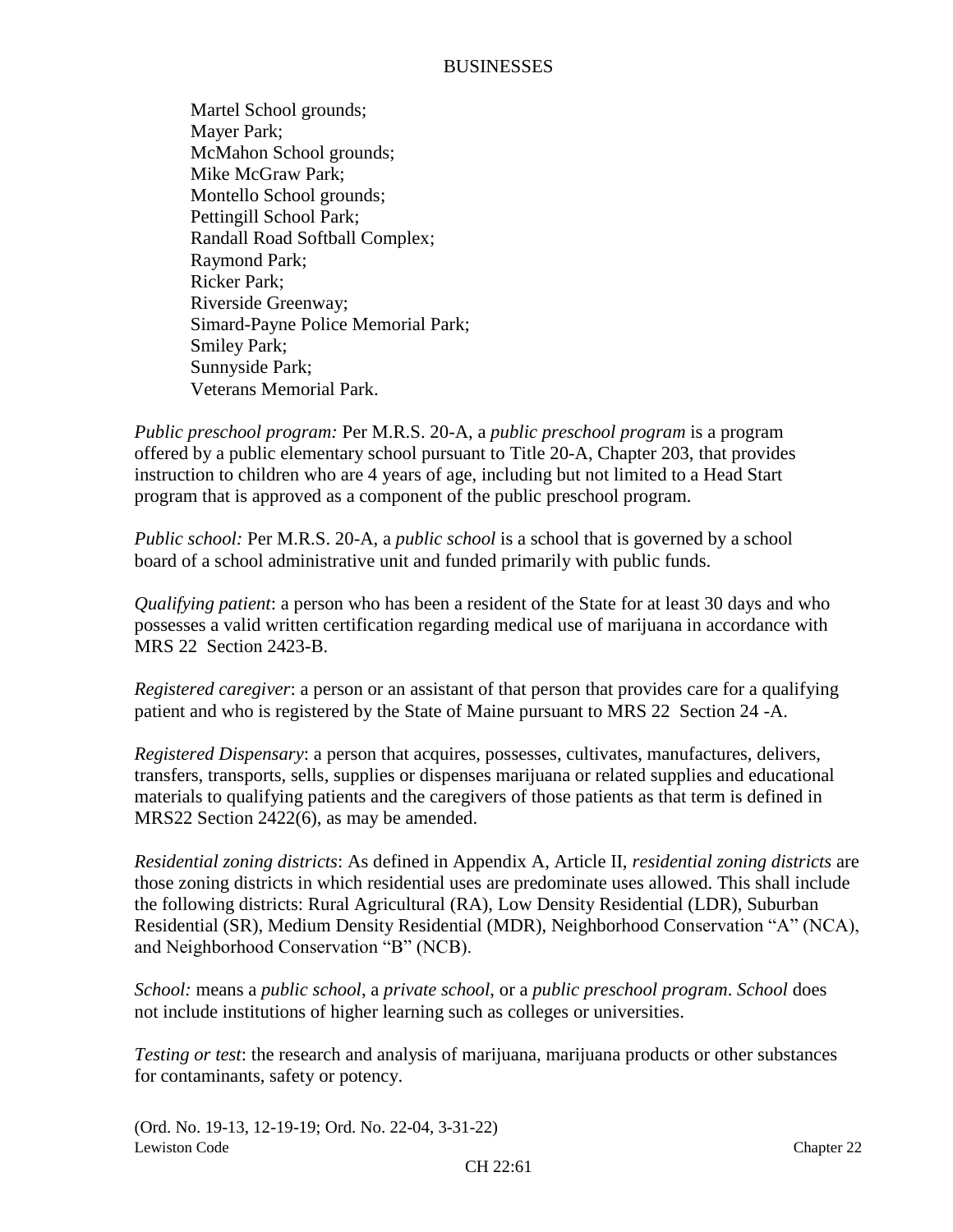Martel School grounds;
Mayer Park;
McMahon School grounds;
Mike McGraw Park;
Montello School grounds;
Pettingill School Park;
Randall Road Softball Complex;
Raymond Park;
Ricker Park;
Riverside Greenway;
Simard-Payne Police Memorial Park;
Smiley Park;
Sunnyside Park;
Veterans Memorial Park.

*Public preschool program:* Per M.R.S. 20-A, a *public preschool program* is a program offered by a public elementary school pursuant to Title 20-A, Chapter 203, that provides instruction to children who are 4 years of age, including but not limited to a Head Start program that is approved as a component of the public preschool program.

*Public school:* Per M.R.S. 20-A, a *public school* is a school that is governed by a school board of a school administrative unit and funded primarily with public funds.

*Qualifying patient*: a person who has been a resident of the State for at least 30 days and who possesses a valid written certification regarding medical use of marijuana in accordance with MRS 22 Section 2423-B.

*Registered caregiver*: a person or an assistant of that person that provides care for a qualifying patient and who is registered by the State of Maine pursuant to MRS 22 Section 24 -A.

*Registered Dispensary*: a person that acquires, possesses, cultivates, manufactures, delivers, transfers, transports, sells, supplies or dispenses marijuana or related supplies and educational materials to qualifying patients and the caregivers of those patients as that term is defined in MRS22 Section 2422(6), as may be amended.

*Residential zoning districts*: As defined in Appendix A, Article II, *residential zoning districts* are those zoning districts in which residential uses are predominate uses allowed. This shall include the following districts: Rural Agricultural (RA), Low Density Residential (LDR), Suburban Residential (SR), Medium Density Residential (MDR), Neighborhood Conservation "A" (NCA), and Neighborhood Conservation "B" (NCB).

*School:* means a *public school*, a *private school*, or a *public preschool program*. *School* does not include institutions of higher learning such as colleges or universities.

*Testing or test*: the research and analysis of marijuana, marijuana products or other substances for contaminants, safety or potency.

(Ord. No. 19-13, 12-19-19; Ord. No. 22-04, 3-31-22)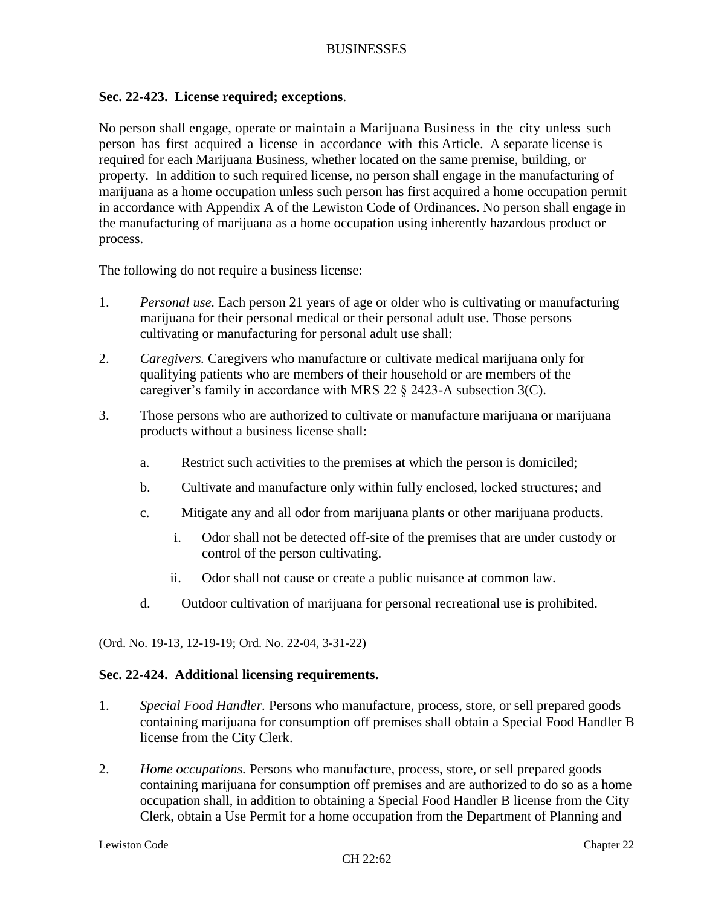**Sec. 22-423. License required; exceptions**.

No person shall engage, operate or maintain a Marijuana Business in the city unless such person has first acquired a license in accordance with this Article. A separate license is required for each Marijuana Business, whether located on the same premise, building, or property. In addition to such required license, no person shall engage in the manufacturing of marijuana as a home occupation unless such person has first acquired a home occupation permit in accordance with Appendix A of the Lewiston Code of Ordinances. No person shall engage in the manufacturing of marijuana as a home occupation using inherently hazardous product or process.

The following do not require a business license:

1. *Personal use.* Each person 21 years of age or older who is cultivating or manufacturing marijuana for their personal medical or their personal adult use. Those persons cultivating or manufacturing for personal adult use shall:

2. *Caregivers.* Caregivers who manufacture or cultivate medical marijuana only for qualifying patients who are members of their household or are members of the caregiver's family in accordance with MRS 22 § 2423-A subsection 3(C).

3. Those persons who are authorized to cultivate or manufacture marijuana or marijuana products without a business license shall:

   a. Restrict such activities to the premises at which the person is domiciled;

   b. Cultivate and manufacture only within fully enclosed, locked structures; and

   c. Mitigate any and all odor from marijuana plants or other marijuana products.

      i. Odor shall not be detected off-site of the premises that are under custody or control of the person cultivating.

      ii. Odor shall not cause or create a public nuisance at common law.

   d. Outdoor cultivation of marijuana for personal recreational use is prohibited.

(Ord. No. 19-13, 12-19-19; Ord. No. 22-04, 3-31-22)

**Sec. 22-424. Additional licensing requirements.**

1. *Special Food Handler.* Persons who manufacture, process, store, or sell prepared goods containing marijuana for consumption off premises shall obtain a Special Food Handler B license from the City Clerk.

2. *Home occupations.* Persons who manufacture, process, store, or sell prepared goods containing marijuana for consumption off premises and are authorized to do so as a home occupation shall, in addition to obtaining a Special Food Handler B license from the City Clerk, obtain a Use Permit for a home occupation from the Department of Planning and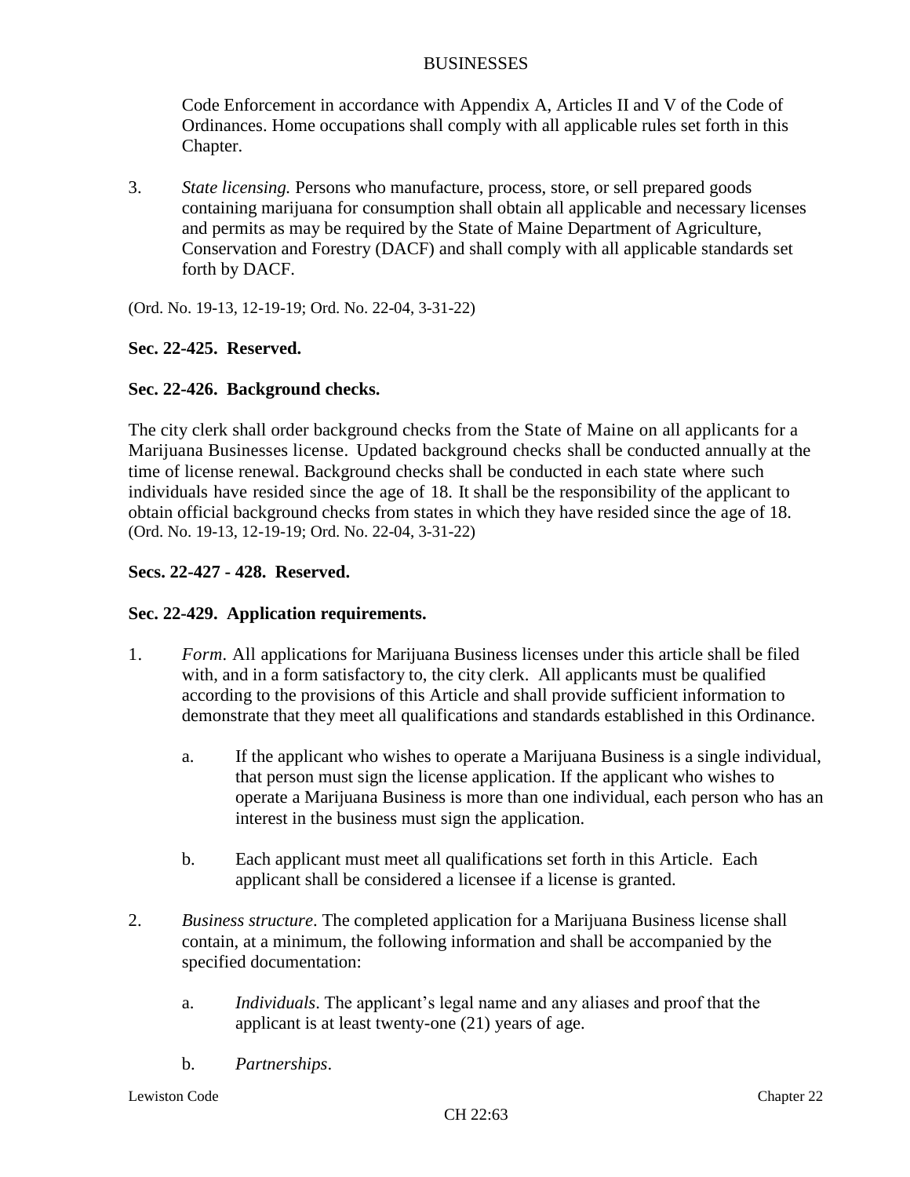Code Enforcement in accordance with Appendix A, Articles II and V of the Code of Ordinances. Home occupations shall comply with all applicable rules set forth in this Chapter.

3. *State licensing.* Persons who manufacture, process, store, or sell prepared goods containing marijuana for consumption shall obtain all applicable and necessary licenses and permits as may be required by the State of Maine Department of Agriculture, Conservation and Forestry (DACF) and shall comply with all applicable standards set forth by DACF.

(Ord. No. 19-13, 12-19-19; Ord. No. 22-04, 3-31-22)

**Sec. 22-425. Reserved.**

**Sec. 22-426. Background checks.**

The city clerk shall order background checks from the State of Maine on all applicants for a Marijuana Businesses license. Updated background checks shall be conducted annually at the time of license renewal. Background checks shall be conducted in each state where such individuals have resided since the age of 18. It shall be the responsibility of the applicant to obtain official background checks from states in which they have resided since the age of 18. (Ord. No. 19-13, 12-19-19; Ord. No. 22-04, 3-31-22)

**Secs. 22-427 - 428. Reserved.**

**Sec. 22-429. Application requirements.**

1. *Form.* All applications for Marijuana Business licenses under this article shall be filed with, and in a form satisfactory to, the city clerk. All applicants must be qualified according to the provisions of this Article and shall provide sufficient information to demonstrate that they meet all qualifications and standards established in this Ordinance.

   a. If the applicant who wishes to operate a Marijuana Business is a single individual, that person must sign the license application. If the applicant who wishes to operate a Marijuana Business is more than one individual, each person who has an interest in the business must sign the application.

   b. Each applicant must meet all qualifications set forth in this Article. Each applicant shall be considered a licensee if a license is granted.

2. *Business structure*. The completed application for a Marijuana Business license shall contain, at a minimum, the following information and shall be accompanied by the specified documentation:

   a. *Individuals*. The applicant's legal name and any aliases and proof that the applicant is at least twenty-one (21) years of age.

   b. *Partnerships*.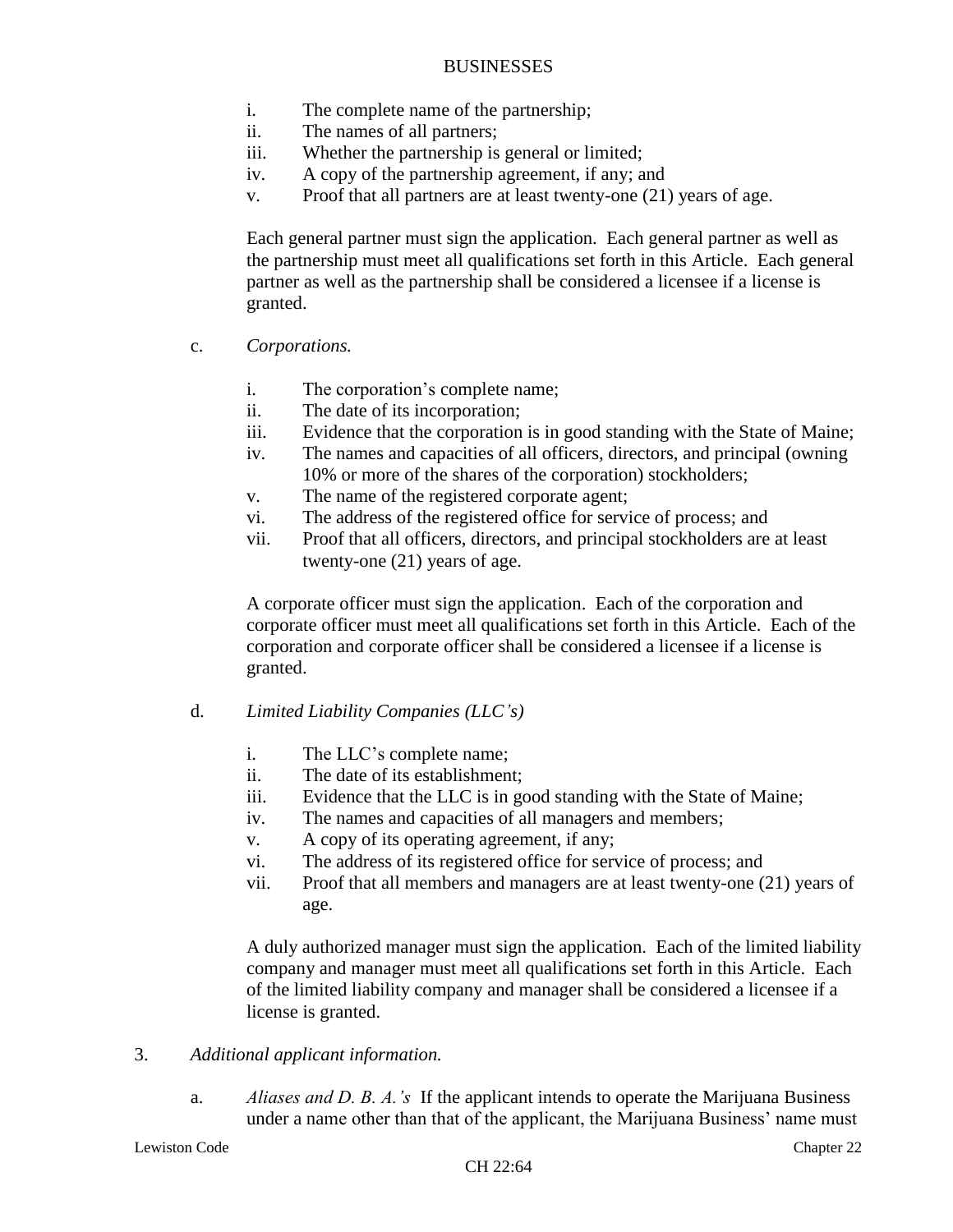i. The complete name of the partnership;
ii. The names of all partners;
iii. Whether the partnership is general or limited;
iv. A copy of the partnership agreement, if any; and
v. Proof that all partners are at least twenty-one (21) years of age.

Each general partner must sign the application. Each general partner as well as the partnership must meet all qualifications set forth in this Article. Each general partner as well as the partnership shall be considered a licensee if a license is granted.

c. *Corporations.*

i. The corporation's complete name;
ii. The date of its incorporation;
iii. Evidence that the corporation is in good standing with the State of Maine;
iv. The names and capacities of all officers, directors, and principal (owning 10% or more of the shares of the corporation) stockholders;
v. The name of the registered corporate agent;
vi. The address of the registered office for service of process; and
vii. Proof that all officers, directors, and principal stockholders are at least twenty-one (21) years of age.

A corporate officer must sign the application. Each of the corporation and corporate officer must meet all qualifications set forth in this Article. Each of the corporation and corporate officer shall be considered a licensee if a license is granted.

d. *Limited Liability Companies (LLC's)*

i. The LLC's complete name;
ii. The date of its establishment;
iii. Evidence that the LLC is in good standing with the State of Maine;
iv. The names and capacities of all managers and members;
v. A copy of its operating agreement, if any;
vi. The address of its registered office for service of process; and
vii. Proof that all members and managers are at least twenty-one (21) years of age.

A duly authorized manager must sign the application. Each of the limited liability company and manager must meet all qualifications set forth in this Article. Each of the limited liability company and manager shall be considered a licensee if a license is granted.

3. *Additional applicant information.*

a. *Aliases and D. B. A.'s* If the applicant intends to operate the Marijuana Business under a name other than that of the applicant, the Marijuana Business' name must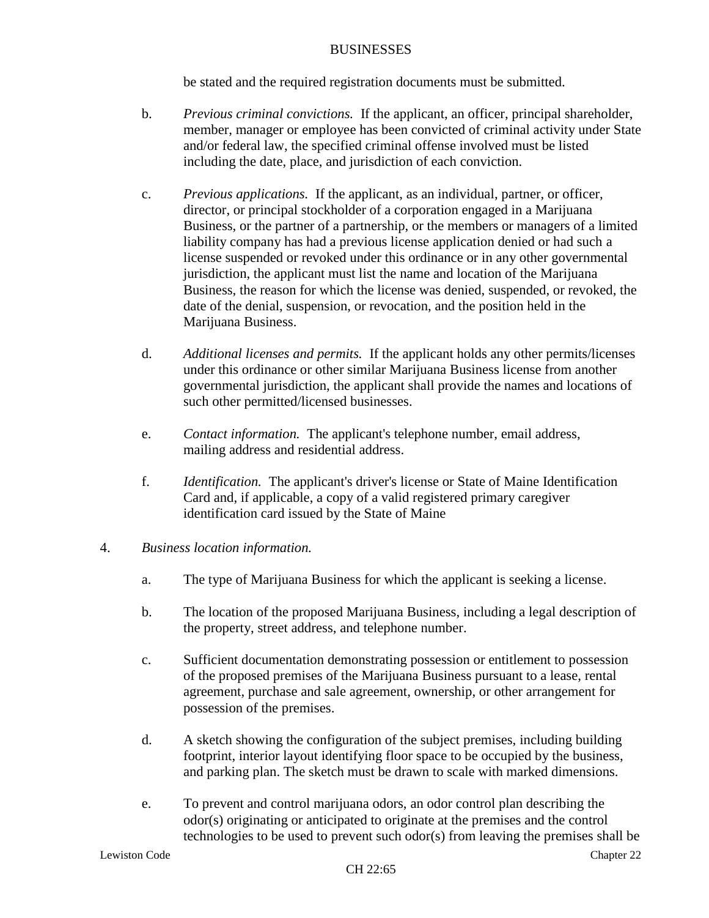be stated and the required registration documents must be submitted.

b. *Previous criminal convictions.* If the applicant, an officer, principal shareholder, member, manager or employee has been convicted of criminal activity under State and/or federal law, the specified criminal offense involved must be listed including the date, place, and jurisdiction of each conviction.

c. *Previous applications.* If the applicant, as an individual, partner, or officer, director, or principal stockholder of a corporation engaged in a Marijuana Business, or the partner of a partnership, or the members or managers of a limited liability company has had a previous license application denied or had such a license suspended or revoked under this ordinance or in any other governmental jurisdiction, the applicant must list the name and location of the Marijuana Business, the reason for which the license was denied, suspended, or revoked, the date of the denial, suspension, or revocation, and the position held in the Marijuana Business.

d. *Additional licenses and permits.* If the applicant holds any other permits/licenses under this ordinance or other similar Marijuana Business license from another governmental jurisdiction, the applicant shall provide the names and locations of such other permitted/licensed businesses.

e. *Contact information.* The applicant's telephone number, email address, mailing address and residential address.

f. *Identification.* The applicant's driver's license or State of Maine Identification Card and, if applicable, a copy of a valid registered primary caregiver identification card issued by the State of Maine

4. *Business location information.*

a. The type of Marijuana Business for which the applicant is seeking a license.

b. The location of the proposed Marijuana Business, including a legal description of the property, street address, and telephone number.

c. Sufficient documentation demonstrating possession or entitlement to possession of the proposed premises of the Marijuana Business pursuant to a lease, rental agreement, purchase and sale agreement, ownership, or other arrangement for possession of the premises.

d. A sketch showing the configuration of the subject premises, including building footprint, interior layout identifying floor space to be occupied by the business, and parking plan. The sketch must be drawn to scale with marked dimensions.

e. To prevent and control marijuana odors, an odor control plan describing the odor(s) originating or anticipated to originate at the premises and the control technologies to be used to prevent such odor(s) from leaving the premises shall be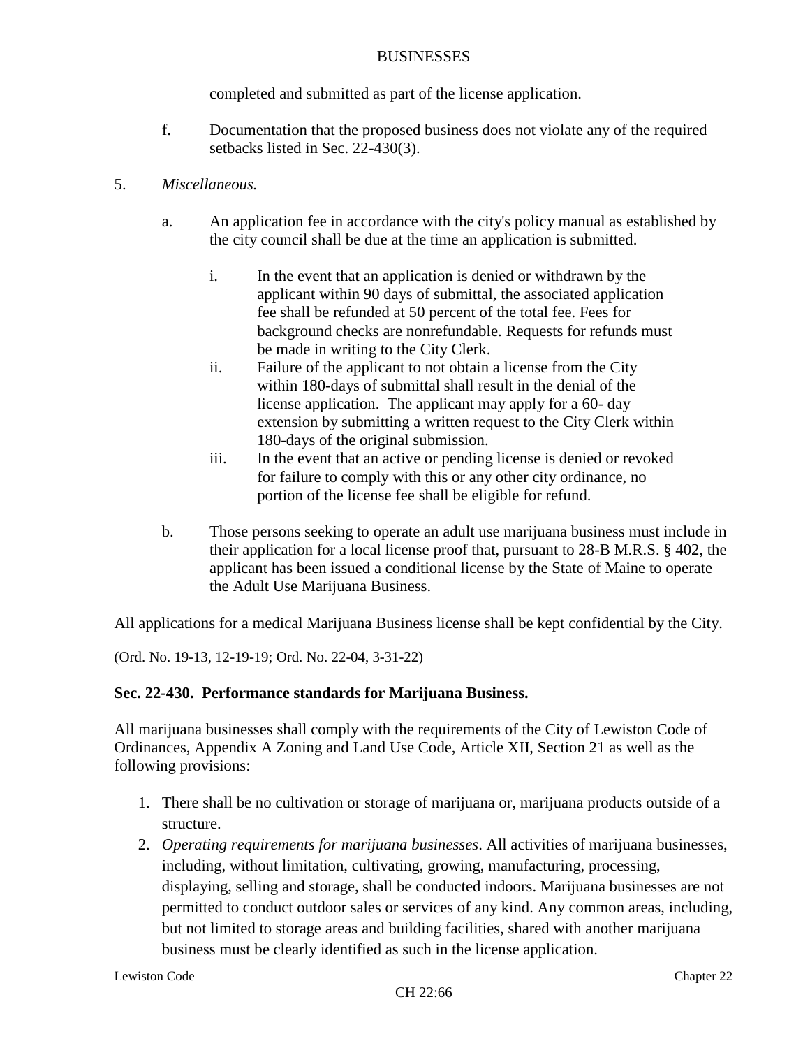completed and submitted as part of the license application.

f. Documentation that the proposed business does not violate any of the required setbacks listed in Sec. 22-430(3).

5. *Miscellaneous.*

   a. An application fee in accordance with the city's policy manual as established by the city council shall be due at the time an application is submitted.

      i. In the event that an application is denied or withdrawn by the applicant within 90 days of submittal, the associated application fee shall be refunded at 50 percent of the total fee. Fees for background checks are nonrefundable. Requests for refunds must be made in writing to the City Clerk.

      ii. Failure of the applicant to not obtain a license from the City within 180-days of submittal shall result in the denial of the license application. The applicant may apply for a 60- day extension by submitting a written request to the City Clerk within 180-days of the original submission.

      iii. In the event that an active or pending license is denied or revoked for failure to comply with this or any other city ordinance, no portion of the license fee shall be eligible for refund.

   b. Those persons seeking to operate an adult use marijuana business must include in their application for a local license proof that, pursuant to 28-B M.R.S. § 402, the applicant has been issued a conditional license by the State of Maine to operate the Adult Use Marijuana Business.

All applications for a medical Marijuana Business license shall be kept confidential by the City.

(Ord. No. 19-13, 12-19-19; Ord. No. 22-04, 3-31-22)

### Sec. 22-430. Performance standards for Marijuana Business.

All marijuana businesses shall comply with the requirements of the City of Lewiston Code of Ordinances, Appendix A Zoning and Land Use Code, Article XII, Section 21 as well as the following provisions:

1. There shall be no cultivation or storage of marijuana or, marijuana products outside of a structure.
2. *Operating requirements for marijuana businesses*. All activities of marijuana businesses, including, without limitation, cultivating, growing, manufacturing, processing, displaying, selling and storage, shall be conducted indoors. Marijuana businesses are not permitted to conduct outdoor sales or services of any kind. Any common areas, including, but not limited to storage areas and building facilities, shared with another marijuana business must be clearly identified as such in the license application.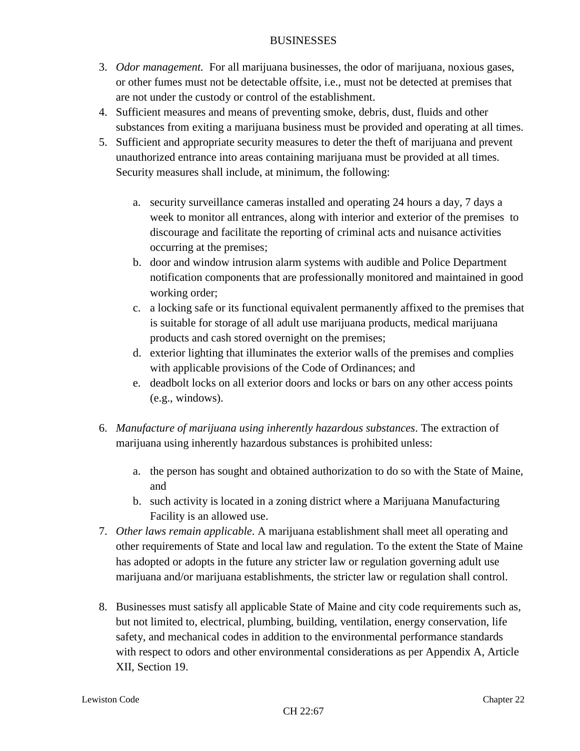3. *Odor management.* For all marijuana businesses, the odor of marijuana, noxious gases, or other fumes must not be detectable offsite, i.e., must not be detected at premises that are not under the custody or control of the establishment.
4. Sufficient measures and means of preventing smoke, debris, dust, fluids and other substances from exiting a marijuana business must be provided and operating at all times.
5. Sufficient and appropriate security measures to deter the theft of marijuana and prevent unauthorized entrance into areas containing marijuana must be provided at all times. Security measures shall include, at minimum, the following:

   a. security surveillance cameras installed and operating 24 hours a day, 7 days a week to monitor all entrances, along with interior and exterior of the premises to discourage and facilitate the reporting of criminal acts and nuisance activities occurring at the premises;
   b. door and window intrusion alarm systems with audible and Police Department notification components that are professionally monitored and maintained in good working order;
   c. a locking safe or its functional equivalent permanently affixed to the premises that is suitable for storage of all adult use marijuana products, medical marijuana products and cash stored overnight on the premises;
   d. exterior lighting that illuminates the exterior walls of the premises and complies with applicable provisions of the Code of Ordinances; and
   e. deadbolt locks on all exterior doors and locks or bars on any other access points (e.g., windows).

6. *Manufacture of marijuana using inherently hazardous substances*. The extraction of marijuana using inherently hazardous substances is prohibited unless:

   a. the person has sought and obtained authorization to do so with the State of Maine, and
   b. such activity is located in a zoning district where a Marijuana Manufacturing Facility is an allowed use.

7. *Other laws remain applicable*. A marijuana establishment shall meet all operating and other requirements of State and local law and regulation. To the extent the State of Maine has adopted or adopts in the future any stricter law or regulation governing adult use marijuana and/or marijuana establishments, the stricter law or regulation shall control.

8. Businesses must satisfy all applicable State of Maine and city code requirements such as, but not limited to, electrical, plumbing, building, ventilation, energy conservation, life safety, and mechanical codes in addition to the environmental performance standards with respect to odors and other environmental considerations as per Appendix A, Article XII, Section 19.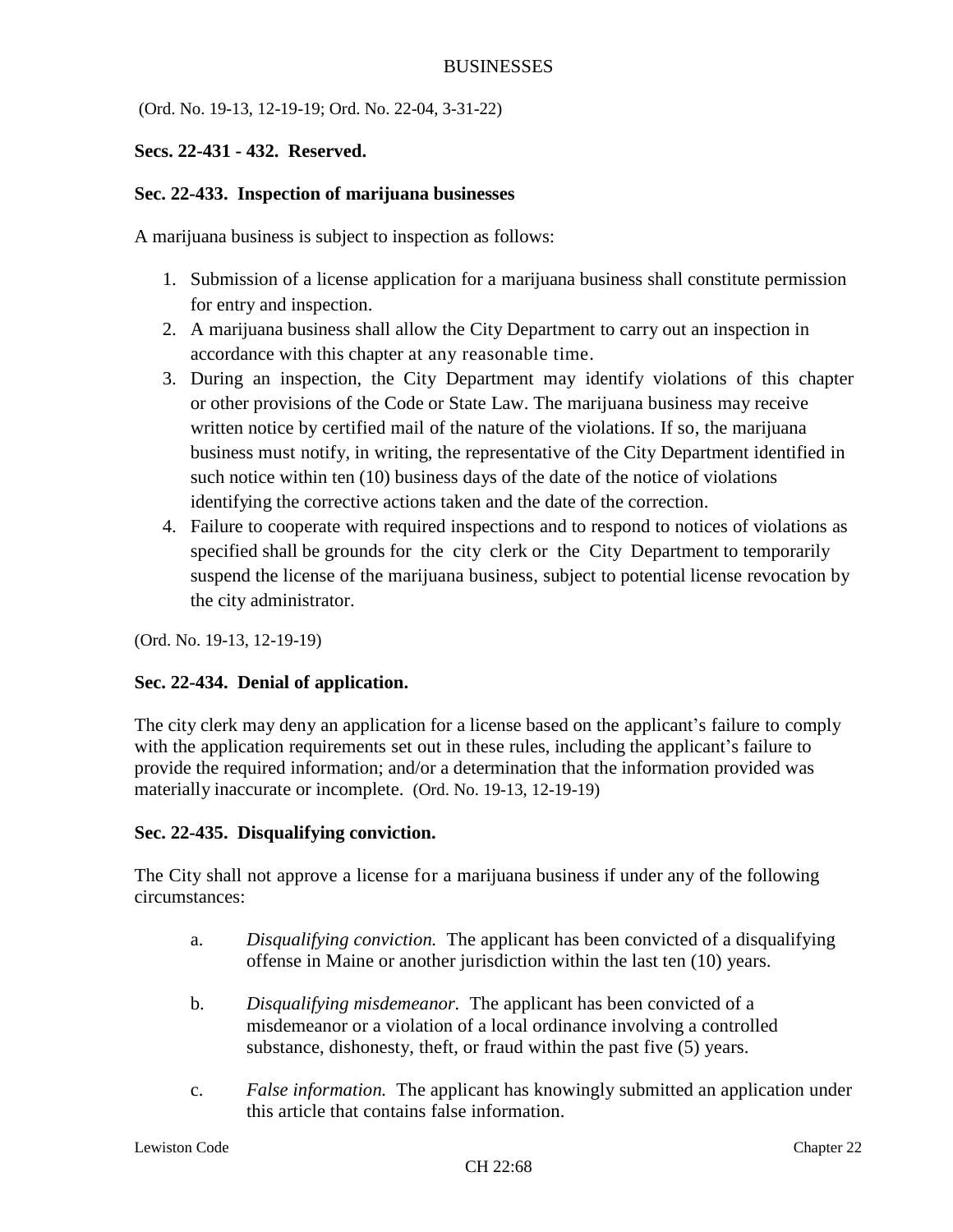(Ord. No. 19-13, 12-19-19; Ord. No. 22-04, 3-31-22)

**Secs. 22-431 - 432. Reserved.**

**Sec. 22-433. Inspection of marijuana businesses**

A marijuana business is subject to inspection as follows:

1. Submission of a license application for a marijuana business shall constitute permission for entry and inspection.
2. A marijuana business shall allow the City Department to carry out an inspection in accordance with this chapter at any reasonable time.
3. During an inspection, the City Department may identify violations of this chapter or other provisions of the Code or State Law. The marijuana business may receive written notice by certified mail of the nature of the violations. If so, the marijuana business must notify, in writing, the representative of the City Department identified in such notice within ten (10) business days of the date of the notice of violations identifying the corrective actions taken and the date of the correction.
4. Failure to cooperate with required inspections and to respond to notices of violations as specified shall be grounds for the city clerk or the City Department to temporarily suspend the license of the marijuana business, subject to potential license revocation by the city administrator.

(Ord. No. 19-13, 12-19-19)

**Sec. 22-434. Denial of application.**

The city clerk may deny an application for a license based on the applicant's failure to comply with the application requirements set out in these rules, including the applicant's failure to provide the required information; and/or a determination that the information provided was materially inaccurate or incomplete. (Ord. No. 19-13, 12-19-19)

**Sec. 22-435. Disqualifying conviction.**

The City shall not approve a license for a marijuana business if under any of the following circumstances:

a. *Disqualifying conviction.* The applicant has been convicted of a disqualifying offense in Maine or another jurisdiction within the last ten (10) years.

b. *Disqualifying misdemeanor.* The applicant has been convicted of a misdemeanor or a violation of a local ordinance involving a controlled substance, dishonesty, theft, or fraud within the past five (5) years.

c. *False information.* The applicant has knowingly submitted an application under this article that contains false information.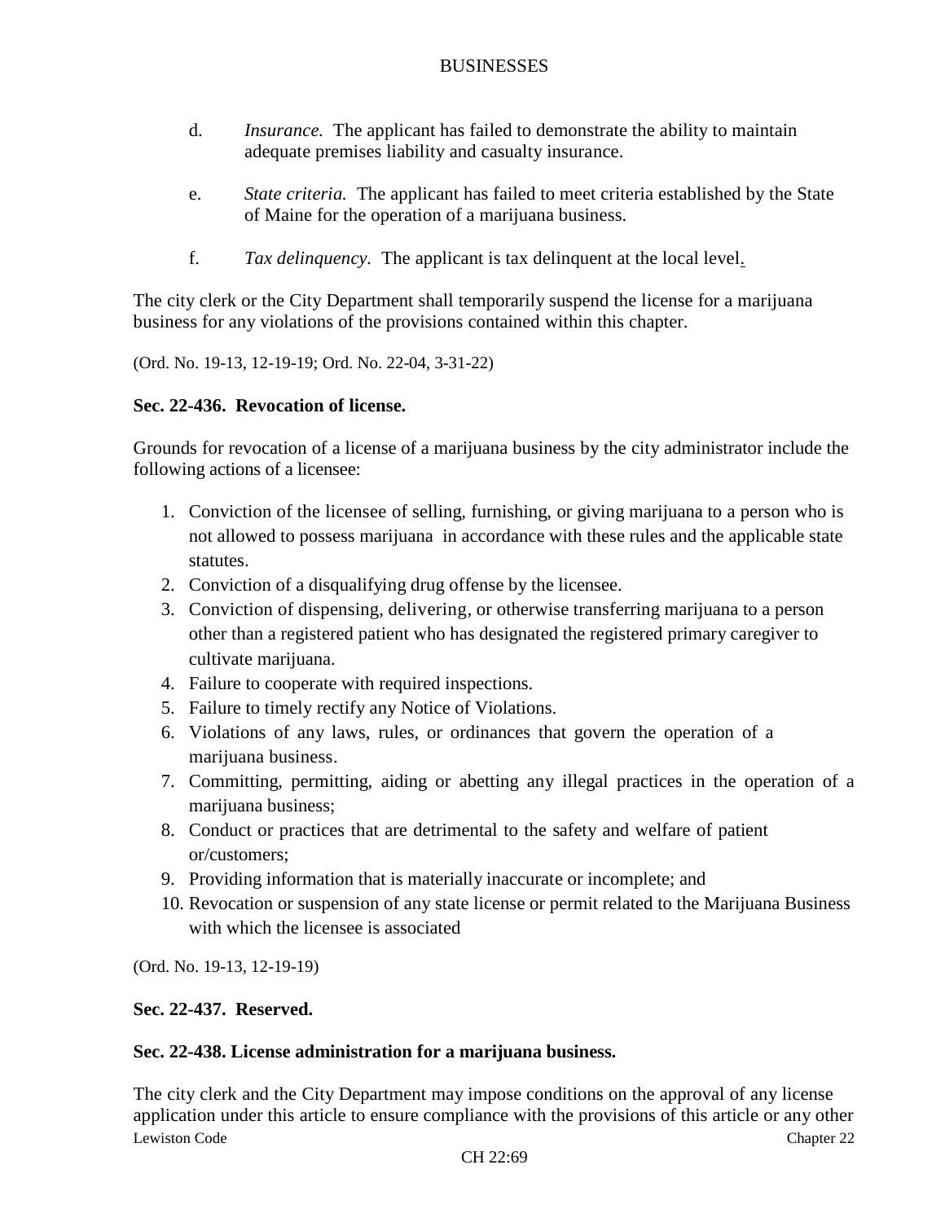d. *Insurance.* The applicant has failed to demonstrate the ability to maintain adequate premises liability and casualty insurance.

e. *State criteria.* The applicant has failed to meet criteria established by the State of Maine for the operation of a marijuana business.

f. *Tax delinquency.* The applicant is tax delinquent at the local level.

The city clerk or the City Department shall temporarily suspend the license for a marijuana business for any violations of the provisions contained within this chapter.

(Ord. No. 19-13, 12-19-19; Ord. No. 22-04, 3-31-22)

**Sec. 22-436. Revocation of license.**

Grounds for revocation of a license of a marijuana business by the city administrator include the following actions of a licensee:

1. Conviction of the licensee of selling, furnishing, or giving marijuana to a person who is not allowed to possess marijuana in accordance with these rules and the applicable state statutes.
2. Conviction of a disqualifying drug offense by the licensee.
3. Conviction of dispensing, delivering, or otherwise transferring marijuana to a person other than a registered patient who has designated the registered primary caregiver to cultivate marijuana.
4. Failure to cooperate with required inspections.
5. Failure to timely rectify any Notice of Violations.
6. Violations of any laws, rules, or ordinances that govern the operation of a marijuana business.
7. Committing, permitting, aiding or abetting any illegal practices in the operation of a marijuana business;
8. Conduct or practices that are detrimental to the safety and welfare of patient or/customers;
9. Providing information that is materially inaccurate or incomplete; and
10. Revocation or suspension of any state license or permit related to the Marijuana Business with which the licensee is associated

(Ord. No. 19-13, 12-19-19)

**Sec. 22-437. Reserved.**

**Sec. 22-438. License administration for a marijuana business.**

The city clerk and the City Department may impose conditions on the approval of any license application under this article to ensure compliance with the provisions of this article or any other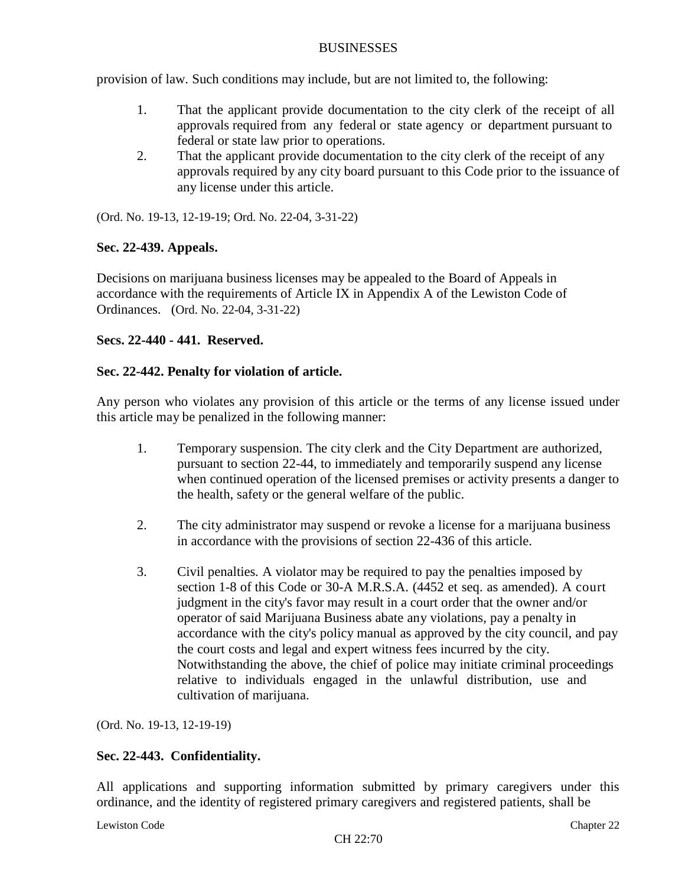provision of law. Such conditions may include, but are not limited to, the following:

1. That the applicant provide documentation to the city clerk of the receipt of all approvals required from any federal or state agency or department pursuant to federal or state law prior to operations.
2. That the applicant provide documentation to the city clerk of the receipt of any approvals required by any city board pursuant to this Code prior to the issuance of any license under this article.

(Ord. No. 19-13, 12-19-19; Ord. No. 22-04, 3-31-22)

**Sec. 22-439. Appeals.**

Decisions on marijuana business licenses may be appealed to the Board of Appeals in accordance with the requirements of Article IX in Appendix A of the Lewiston Code of Ordinances. (Ord. No. 22-04, 3-31-22)

**Secs. 22-440 - 441. Reserved.**

**Sec. 22-442. Penalty for violation of article.**

Any person who violates any provision of this article or the terms of any license issued under this article may be penalized in the following manner:

1. Temporary suspension. The city clerk and the City Department are authorized, pursuant to section 22-44, to immediately and temporarily suspend any license when continued operation of the licensed premises or activity presents a danger to the health, safety or the general welfare of the public.

2. The city administrator may suspend or revoke a license for a marijuana business in accordance with the provisions of section 22-436 of this article.

3. Civil penalties. A violator may be required to pay the penalties imposed by section 1-8 of this Code or 30-A M.R.S.A. (4452 et seq. as amended). A court judgment in the city's favor may result in a court order that the owner and/or operator of said Marijuana Business abate any violations, pay a penalty in accordance with the city's policy manual as approved by the city council, and pay the court costs and legal and expert witness fees incurred by the city. Notwithstanding the above, the chief of police may initiate criminal proceedings relative to individuals engaged in the unlawful distribution, use and cultivation of marijuana.

(Ord. No. 19-13, 12-19-19)

**Sec. 22-443. Confidentiality.**

All applications and supporting information submitted by primary caregivers under this ordinance, and the identity of registered primary caregivers and registered patients, shall be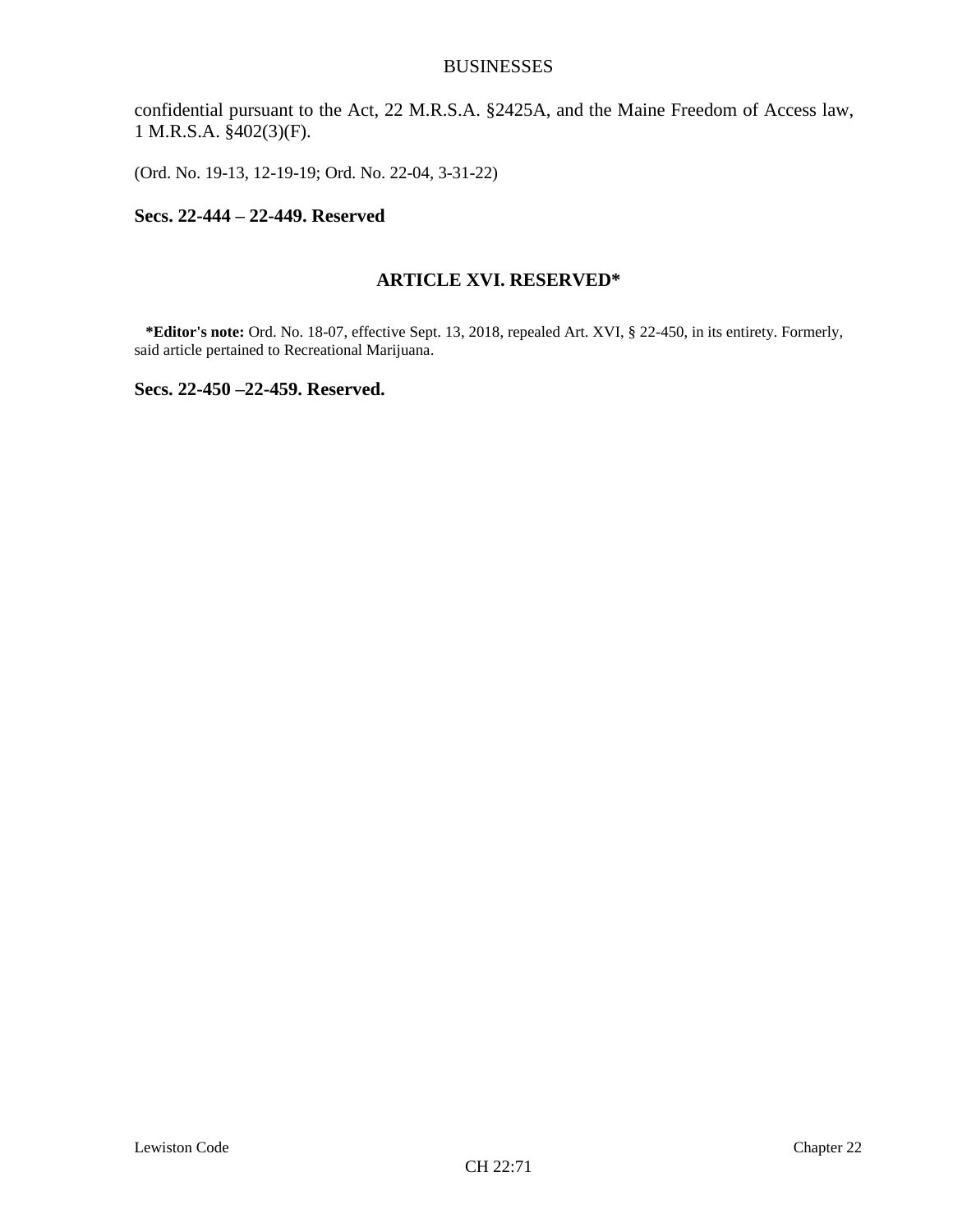confidential pursuant to the Act, 22 M.R.S.A. §2425A, and the Maine Freedom of Access law, 1 M.R.S.A. §402(3)(F).

(Ord. No. 19-13, 12-19-19; Ord. No. 22-04, 3-31-22)

**Secs. 22-444 – 22-449. Reserved**

## ARTICLE XVI. RESERVED*

**\*Editor's note:** Ord. No. 18-07, effective Sept. 13, 2018, repealed Art. XVI, § 22-450, in its entirety. Formerly, said article pertained to Recreational Marijuana.

**Secs. 22-450 –22-459. Reserved.**